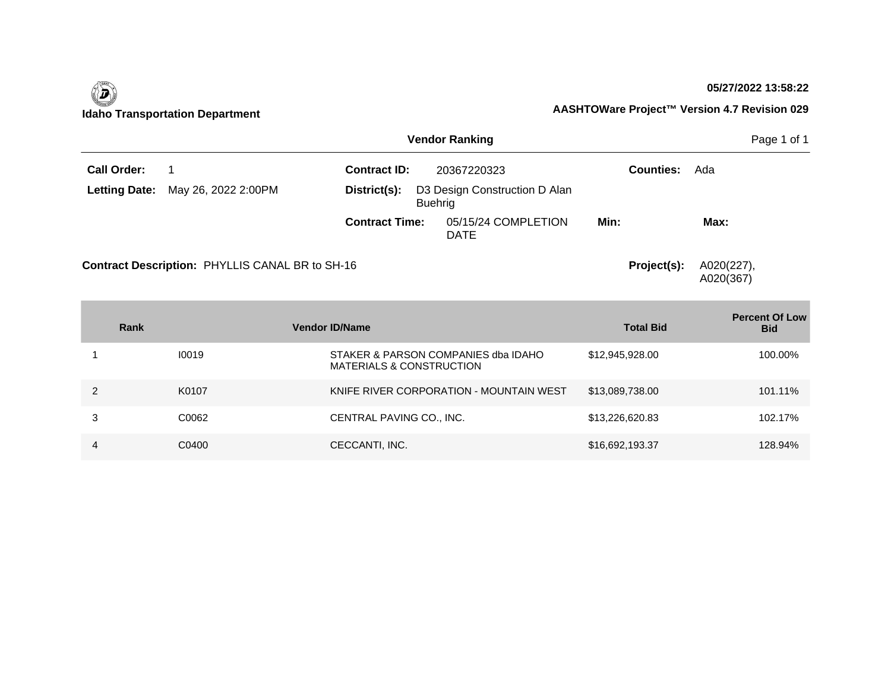**Idaho Transportation Department**

**05/27/2022 13:58:22**

**AASHTOWare Project™ Version 4.7 Revision 029**

## Vendor Ranking

**Call Order:** 1

**Letting Date:** May 26, 2022 2:00PM

**Contract ID:** 20367220323

**District(s):** D3 Design Construction D Alan Buehrig

**Contract Time:** 05/15/24 COMPLETION DATE

**Min:**

**Max:**

**Counties:** Ada

**Contract Description:** PHYLLIS CANAL BR to SH-16

**Project(s):** A020(227), A020(367)

| Rank | Vendor ID | Name | Total Bid | Percent Of Low Bid |
|---|---|---|---|---|
| 1 | I0019 | STAKER & PARSON COMPANIES dba IDAHO MATERIALS & CONSTRUCTION | $12,945,928.00 | 100.00% |
| 2 | K0107 | KNIFE RIVER CORPORATION - MOUNTAIN WEST | $13,089,738.00 | 101.11% |
| 3 | C0062 | CENTRAL PAVING CO., INC. | $13,226,620.83 | 102.17% |
| 4 | C0400 | CECCANTI, INC. | $16,692,193.37 | 128.94% |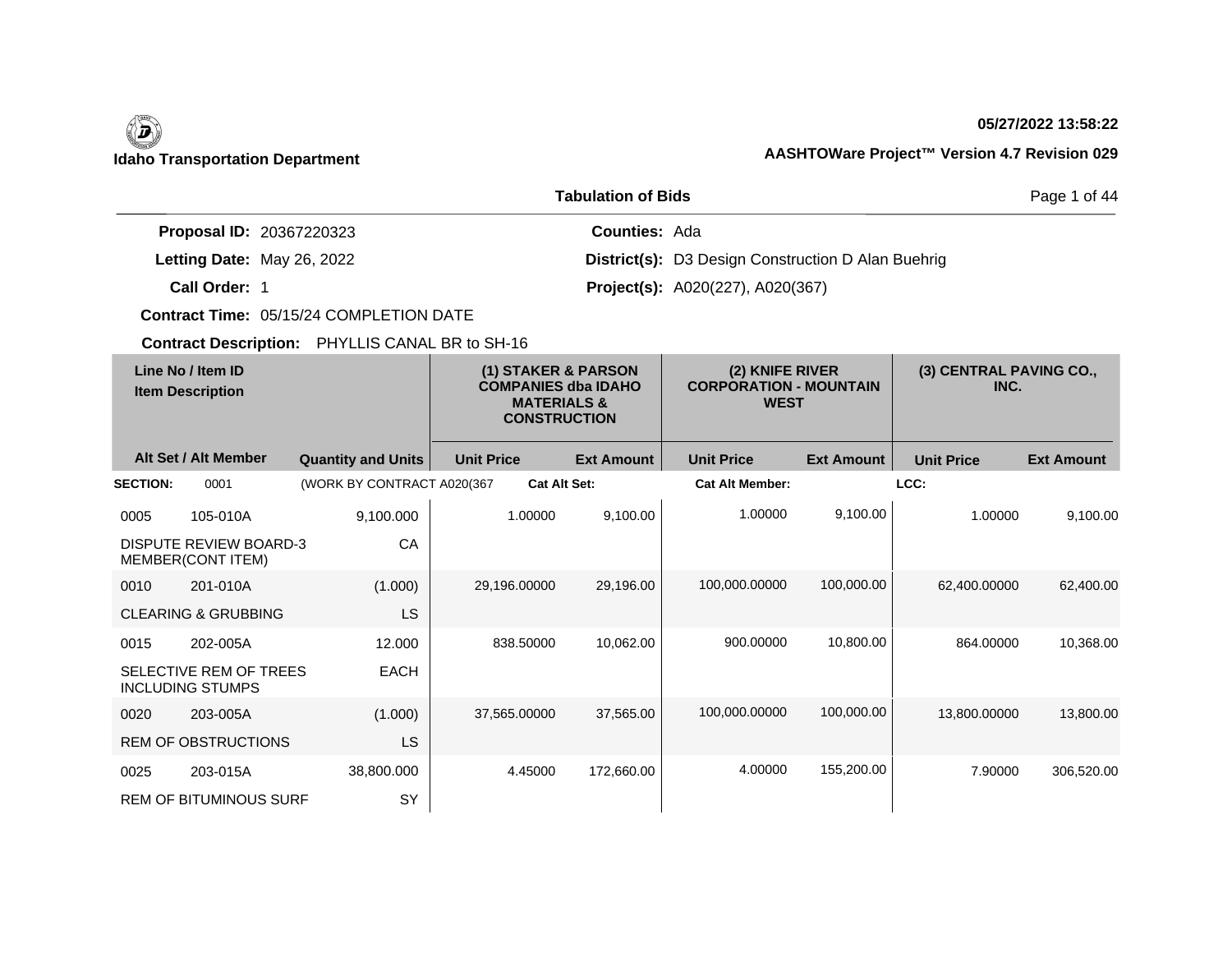**Idaho Transportation Department**

**05/27/2022 13:58:22**

**AASHTOWare Project™ Version 4.7 Revision 029**

## Tabulation of Bids

**Proposal ID:** 20367220323

**Letting Date:** May 26, 2022

**Call Order:** 1

**Contract Time:** 05/15/24 COMPLETION DATE

**Counties:** Ada

**District(s):** D3 Design Construction D Alan Buehrig

**Project(s):** A020(227), A020(367)

**Contract Description:** PHYLLIS CANAL BR to SH-16

| Line No / Item ID | Item Description | Alt Set / Alt Member | Quantity and Units | (1) STAKER & PARSON COMPANIES dba IDAHO MATERIALS & CONSTRUCTION Unit Price | (1) Ext Amount | (2) KNIFE RIVER CORPORATION - MOUNTAIN WEST Unit Price | (2) Ext Amount | (3) CENTRAL PAVING CO., INC. Unit Price | (3) Ext Amount |
|---|---|---|---|---|---|---|---|---|---|
| **SECTION:** 0001 | (WORK BY CONTRACT A020(367 | | **Cat Alt Set:** | | **Cat Alt Member:** | | **LCC:** | | |
| 0005 105-010A | DISPUTE REVIEW BOARD-3 MEMBER(CONT ITEM) | | 9,100.000 CA | 1.00000 | 9,100.00 | 1.00000 | 9,100.00 | 1.00000 | 9,100.00 |
| 0010 201-010A | CLEARING & GRUBBING | | (1.000) LS | 29,196.00000 | 29,196.00 | 100,000.00000 | 100,000.00 | 62,400.00000 | 62,400.00 |
| 0015 202-005A | SELECTIVE REM OF TREES INCLUDING STUMPS | | 12.000 EACH | 838.50000 | 10,062.00 | 900.00000 | 10,800.00 | 864.00000 | 10,368.00 |
| 0020 203-005A | REM OF OBSTRUCTIONS | | (1.000) LS | 37,565.00000 | 37,565.00 | 100,000.00000 | 100,000.00 | 13,800.00000 | 13,800.00 |
| 0025 203-015A | REM OF BITUMINOUS SURF | | 38,800.000 SY | 4.45000 | 172,660.00 | 4.00000 | 155,200.00 | 7.90000 | 306,520.00 |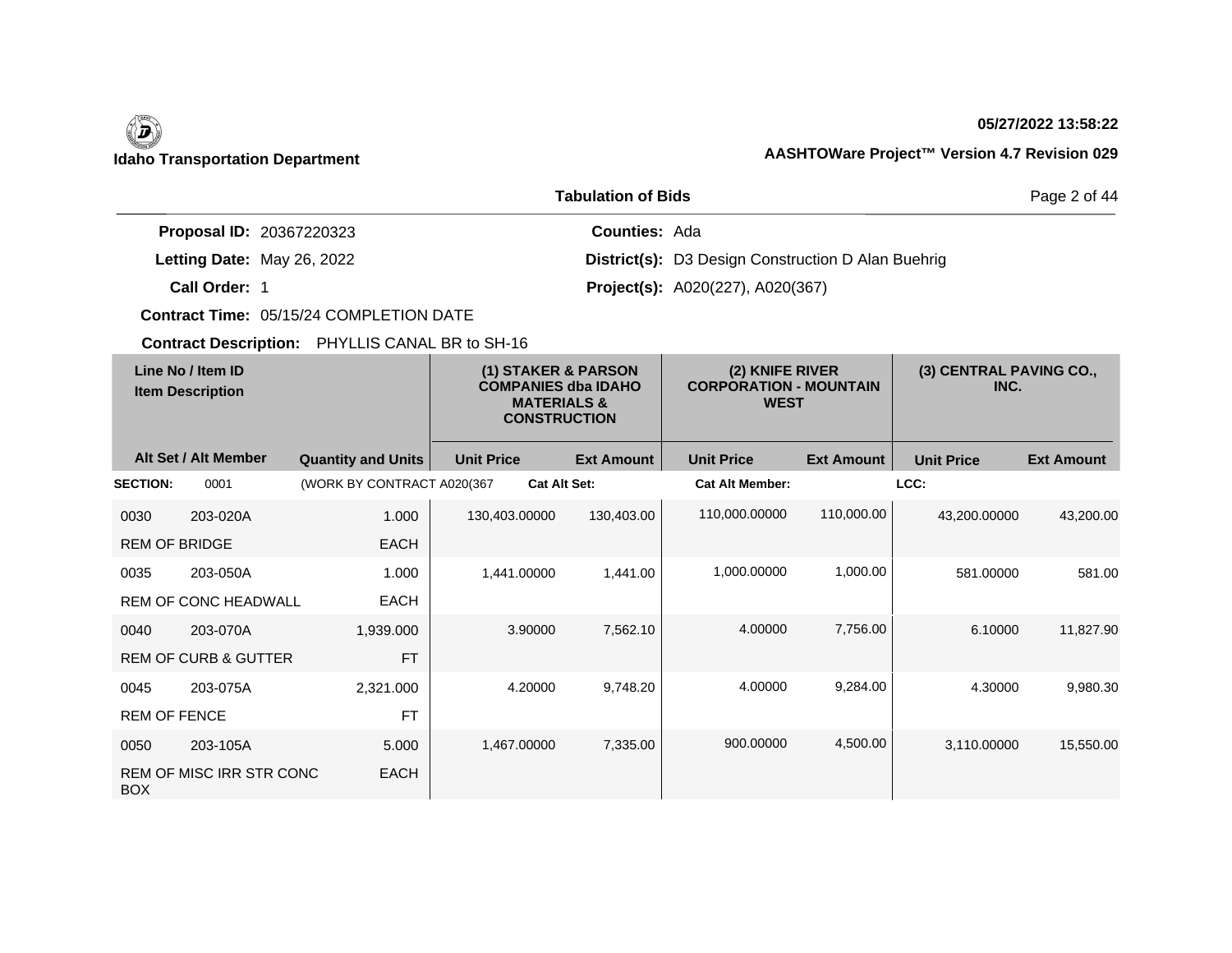**Idaho Transportation Department**

**05/27/2022 13:58:22**

**AASHTOWare Project™ Version 4.7 Revision 029**

## Tabulation of Bids

**Proposal ID:** 20367220323

**Letting Date:** May 26, 2022

**Call Order:** 1

**Contract Time:** 05/15/24 COMPLETION DATE

**Contract Description:** PHYLLIS CANAL BR to SH-16

**Counties:** Ada

**District(s):** D3 Design Construction D Alan Buehrig

**Project(s):** A020(227), A020(367)

| Line No / Item ID<br>Item Description | | | (1) STAKER & PARSON COMPANIES dba IDAHO MATERIALS & CONSTRUCTION | | (2) KNIFE RIVER CORPORATION - MOUNTAIN WEST | | (3) CENTRAL PAVING CO., INC. | |
|---|---|---|---|---|---|---|---|---|
| Alt Set / Alt Member | | Quantity and Units | Unit Price | Ext Amount | Unit Price | Ext Amount | Unit Price | Ext Amount |
| **SECTION:** | 0001 | (WORK BY CONTRACT A020(367 | **Cat Alt Set:** | | **Cat Alt Member:** | | **LCC:** | |
| 0030 | 203-020A | 1.000 | 130,403.00000 | 130,403.00 | 110,000.00000 | 110,000.00 | 43,200.00000 | 43,200.00 |
| REM OF BRIDGE | | EACH | | | | | | |
| 0035 | 203-050A | 1.000 | 1,441.00000 | 1,441.00 | 1,000.00000 | 1,000.00 | 581.00000 | 581.00 |
| REM OF CONC HEADWALL | | EACH | | | | | | |
| 0040 | 203-070A | 1,939.000 | 3.90000 | 7,562.10 | 4.00000 | 7,756.00 | 6.10000 | 11,827.90 |
| REM OF CURB & GUTTER | | FT | | | | | | |
| 0045 | 203-075A | 2,321.000 | 4.20000 | 9,748.20 | 4.00000 | 9,284.00 | 4.30000 | 9,980.30 |
| REM OF FENCE | | FT | | | | | | |
| 0050 | 203-105A | 5.000 | 1,467.00000 | 7,335.00 | 900.00000 | 4,500.00 | 3,110.00000 | 15,550.00 |
| REM OF MISC IRR STR CONC BOX | | EACH | | | | | | |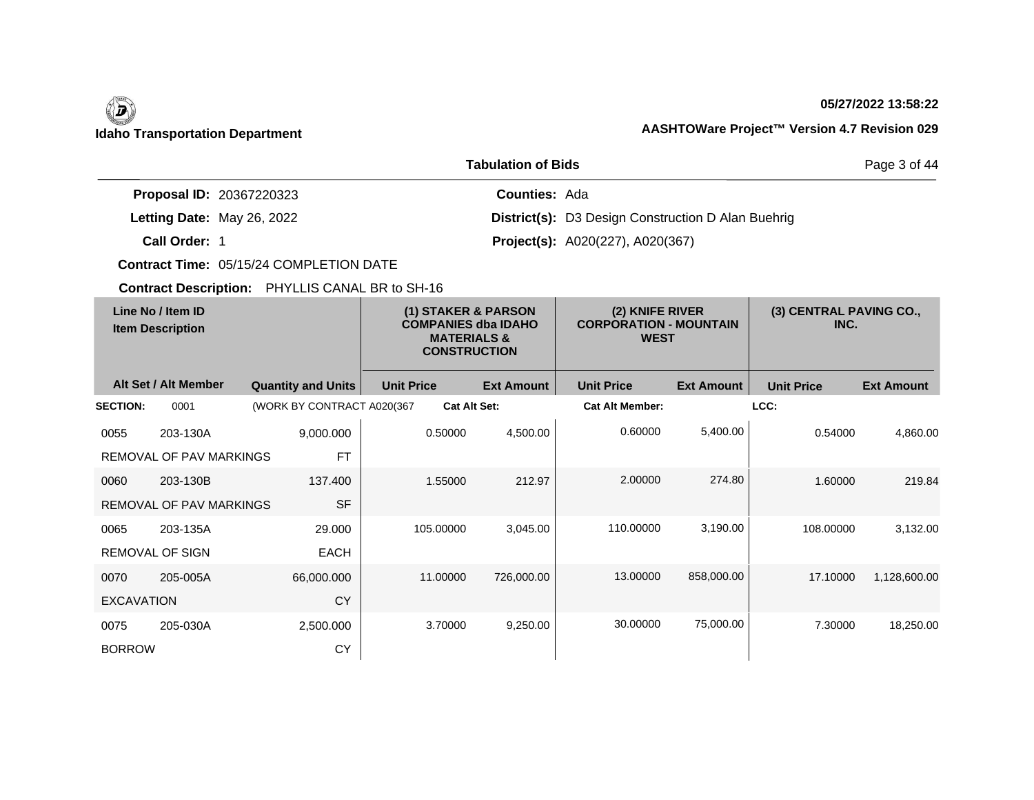**Idaho Transportation Department**

**Tabulation of Bids**

**Proposal ID:** 20367220323
**Letting Date:** May 26, 2022
**Call Order:** 1
**Contract Time:** 05/15/24 COMPLETION DATE
**Contract Description:** PHYLLIS CANAL BR to SH-16

**Counties:** Ada
**District(s):** D3 Design Construction D Alan Buehrig
**Project(s):** A020(227), A020(367)

| Line No / Item ID / Item Description | | Quantity and Units | (1) STAKER & PARSON COMPANIES dba IDAHO MATERIALS & CONSTRUCTION Unit Price | Ext Amount | (2) KNIFE RIVER CORPORATION - MOUNTAIN WEST Unit Price | Ext Amount | (3) CENTRAL PAVING CO., INC. Unit Price | Ext Amount |
|---|---|---|---|---|---|---|---|---|
| **SECTION:** 0001 | (WORK BY CONTRACT A020(367 | | Cat Alt Set: | | Cat Alt Member: | | LCC: | |
| 0055 | 203-130A REMOVAL OF PAV MARKINGS | 9,000.000 FT | 0.50000 | 4,500.00 | 0.60000 | 5,400.00 | 0.54000 | 4,860.00 |
| 0060 | 203-130B REMOVAL OF PAV MARKINGS | 137.400 SF | 1.55000 | 212.97 | 2.00000 | 274.80 | 1.60000 | 219.84 |
| 0065 | 203-135A REMOVAL OF SIGN | 29.000 EACH | 105.00000 | 3,045.00 | 110.00000 | 3,190.00 | 108.00000 | 3,132.00 |
| 0070 | 205-005A EXCAVATION | 66,000.000 CY | 11.00000 | 726,000.00 | 13.00000 | 858,000.00 | 17.10000 | 1,128,600.00 |
| 0075 | 205-030A BORROW | 2,500.000 CY | 3.70000 | 9,250.00 | 30.00000 | 75,000.00 | 7.30000 | 18,250.00 |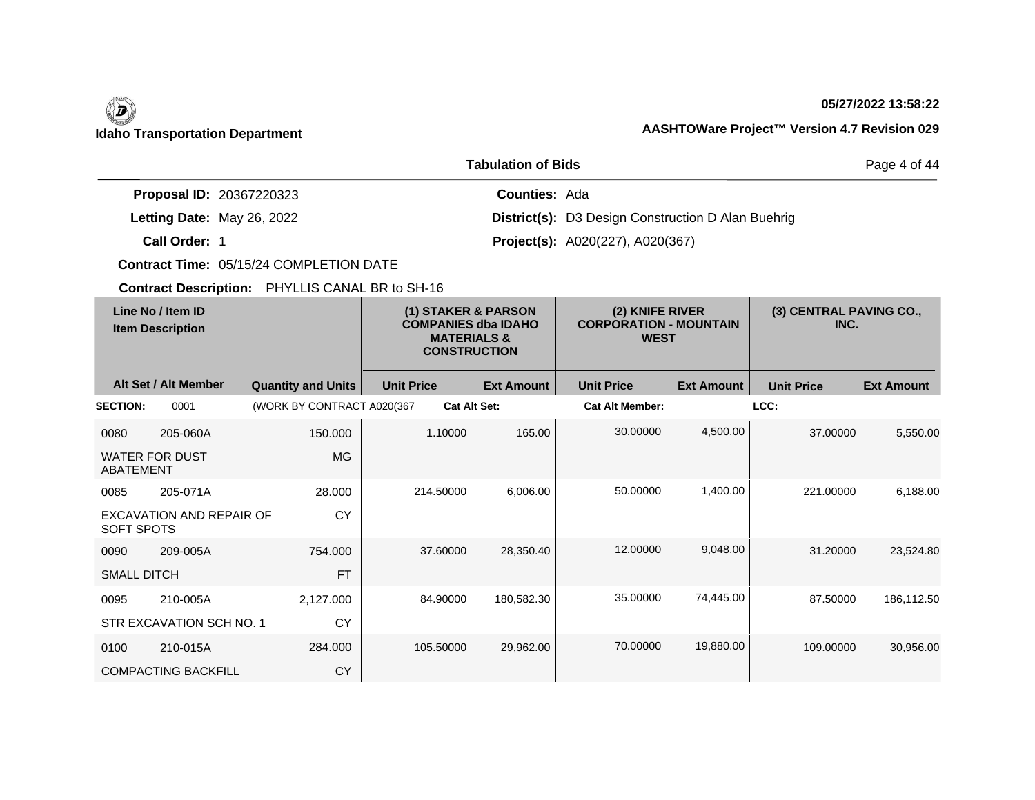**Idaho Transportation Department**

05/27/2022 13:58:22

AASHTOWare Project™ Version 4.7 Revision 029

## Tabulation of Bids

**Proposal ID:** 20367220323
**Letting Date:** May 26, 2022
**Call Order:** 1
**Contract Time:** 05/15/24 COMPLETION DATE
**Contract Description:** PHYLLIS CANAL BR to SH-16

**Counties:** Ada
**District(s):** D3 Design Construction D Alan Buehrig
**Project(s):** A020(227), A020(367)

| Line No / Item ID | Item Description | Quantity and Units | (1) STAKER & PARSON COMPANIES dba IDAHO MATERIALS & CONSTRUCTION | | (2) KNIFE RIVER CORPORATION - MOUNTAIN WEST | | (3) CENTRAL PAVING CO., INC. | |
|---|---|---|---|---|---|---|---|---|
| Alt Set / Alt Member | | | Unit Price | Ext Amount | Unit Price | Ext Amount | Unit Price | Ext Amount |
| **SECTION:** 0001 | (WORK BY CONTRACT A020(367 | | **Cat Alt Set:** | | **Cat Alt Member:** | | **LCC:** | |
| 0080 205-060A | WATER FOR DUST ABATEMENT | 150.000 MG | 1.10000 | 165.00 | 30.00000 | 4,500.00 | 37.00000 | 5,550.00 |
| 0085 205-071A | EXCAVATION AND REPAIR OF SOFT SPOTS | 28.000 CY | 214.50000 | 6,006.00 | 50.00000 | 1,400.00 | 221.00000 | 6,188.00 |
| 0090 209-005A | SMALL DITCH | 754.000 FT | 37.60000 | 28,350.40 | 12.00000 | 9,048.00 | 31.20000 | 23,524.80 |
| 0095 210-005A | STR EXCAVATION SCH NO. 1 | 2,127.000 CY | 84.90000 | 180,582.30 | 35.00000 | 74,445.00 | 87.50000 | 186,112.50 |
| 0100 210-015A | COMPACTING BACKFILL | 284.000 CY | 105.50000 | 29,962.00 | 70.00000 | 19,880.00 | 109.00000 | 30,956.00 |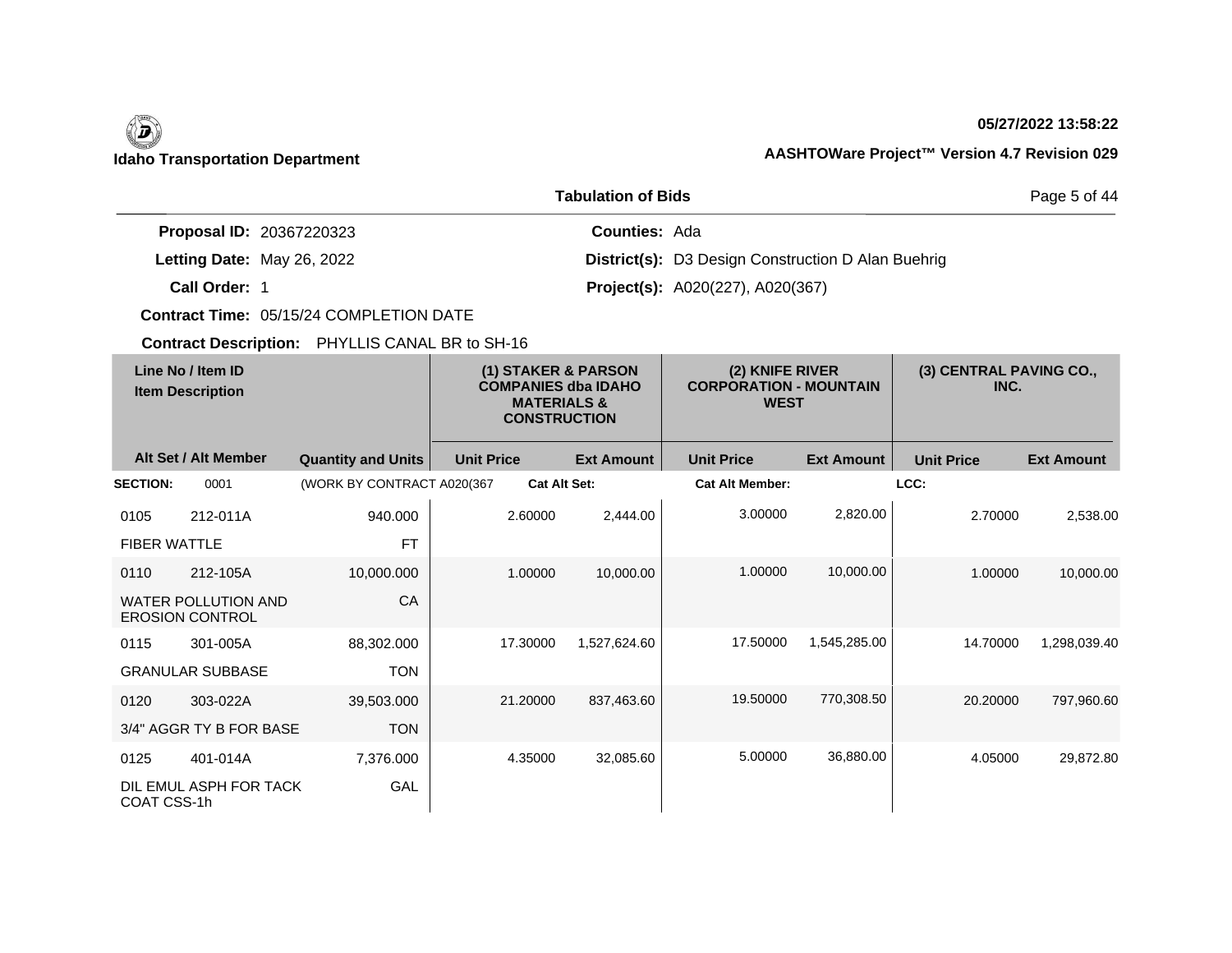**Idaho Transportation Department**

**05/27/2022 13:58:22**

**AASHTOWare Project™ Version 4.7 Revision 029**

**Tabulation of Bids**

**Proposal ID:** 20367220323

**Letting Date:** May 26, 2022

**Call Order:** 1

**Contract Time:** 05/15/24 COMPLETION DATE

**Contract Description:** PHYLLIS CANAL BR to SH-16

**Counties:** Ada

**District(s):** D3 Design Construction D Alan Buehrig

**Project(s):** A020(227), A020(367)

| Line No / Item ID Item Description | | | (1) STAKER & PARSON COMPANIES dba IDAHO MATERIALS & CONSTRUCTION | | (2) KNIFE RIVER CORPORATION - MOUNTAIN WEST | | (3) CENTRAL PAVING CO., INC. | |
|---|---|---|---|---|---|---|---|---|
| Alt Set / Alt Member | | Quantity and Units | Unit Price | Ext Amount | Unit Price | Ext Amount | Unit Price | Ext Amount |
| **SECTION:** | 0001 | (WORK BY CONTRACT A020(367 | **Cat Alt Set:** | | **Cat Alt Member:** | | **LCC:** | |
| 0105 | 212-011A | 940.000 | 2.60000 | 2,444.00 | 3.00000 | 2,820.00 | 2.70000 | 2,538.00 |
| FIBER WATTLE | | FT | | | | | | |
| 0110 | 212-105A | 10,000.000 | 1.00000 | 10,000.00 | 1.00000 | 10,000.00 | 1.00000 | 10,000.00 |
| WATER POLLUTION AND EROSION CONTROL | | CA | | | | | | |
| 0115 | 301-005A | 88,302.000 | 17.30000 | 1,527,624.60 | 17.50000 | 1,545,285.00 | 14.70000 | 1,298,039.40 |
| GRANULAR SUBBASE | | TON | | | | | | |
| 0120 | 303-022A | 39,503.000 | 21.20000 | 837,463.60 | 19.50000 | 770,308.50 | 20.20000 | 797,960.60 |
| 3/4" AGGR TY B FOR BASE | | TON | | | | | | |
| 0125 | 401-014A | 7,376.000 | 4.35000 | 32,085.60 | 5.00000 | 36,880.00 | 4.05000 | 29,872.80 |
| DIL EMUL ASPH FOR TACK COAT CSS-1h | | GAL | | | | | | |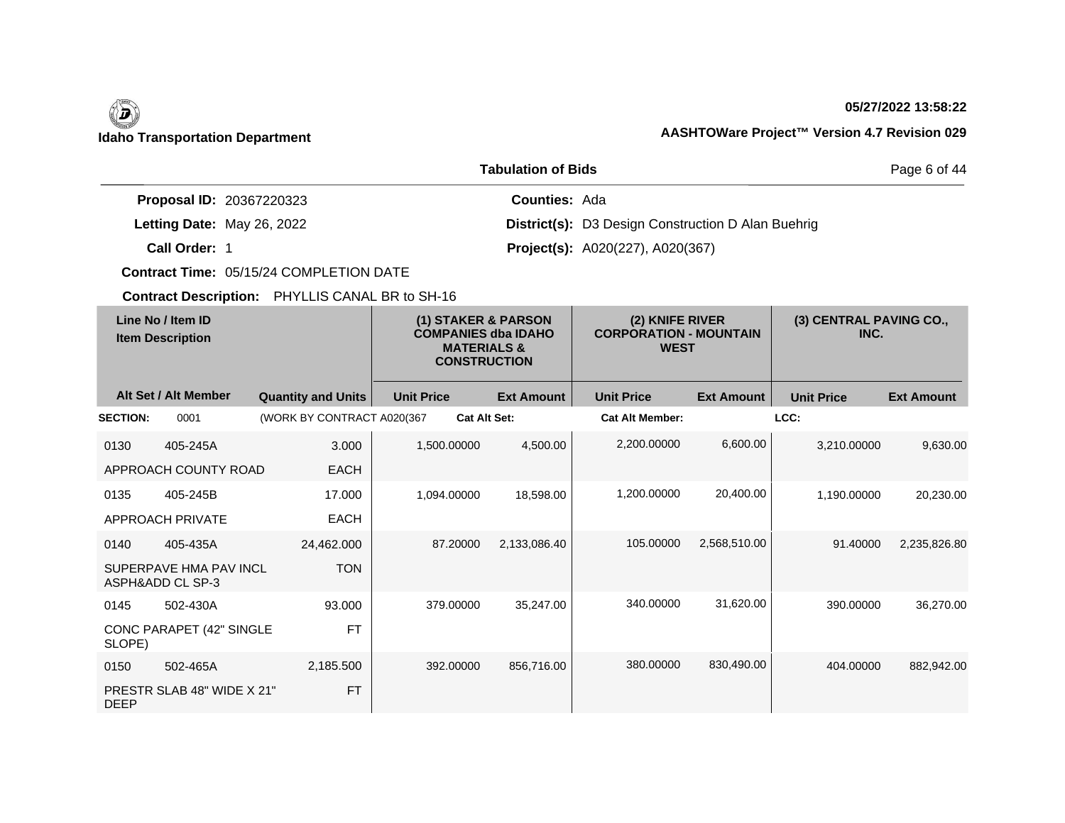**Idaho Transportation Department**

**05/27/2022 13:58:22**

**AASHTOWare Project™ Version 4.7 Revision 029**

## Tabulation of Bids

**Proposal ID:** 20367220323
**Letting Date:** May 26, 2022
**Call Order:** 1
**Contract Time:** 05/15/24 COMPLETION DATE
**Contract Description:** PHYLLIS CANAL BR to SH-16

**Counties:** Ada
**District(s):** D3 Design Construction D Alan Buehrig
**Project(s):** A020(227), A020(367)

| Line No / Item ID | Item Description | Alt Set / Alt Member | Quantity and Units | (1) STAKER & PARSON COMPANIES dba IDAHO MATERIALS & CONSTRUCTION Unit Price | (1) Ext Amount | (2) KNIFE RIVER CORPORATION - MOUNTAIN WEST Unit Price | (2) Ext Amount | (3) CENTRAL PAVING CO., INC. Unit Price | (3) Ext Amount |
|---|---|---|---|---|---|---|---|---|---|
| **SECTION:** 0001 | (WORK BY CONTRACT A020(367 | **Cat Alt Set:** | | **Cat Alt Member:** | | **LCC:** | | | |
| 0130 405-245A | APPROACH COUNTY ROAD | | 3.000 EACH | 1,500.00000 | 4,500.00 | 2,200.00000 | 6,600.00 | 3,210.00000 | 9,630.00 |
| 0135 405-245B | APPROACH PRIVATE | | 17.000 EACH | 1,094.00000 | 18,598.00 | 1,200.00000 | 20,400.00 | 1,190.00000 | 20,230.00 |
| 0140 405-435A | SUPERPAVE HMA PAV INCL ASPH&ADD CL SP-3 | | 24,462.000 TON | 87.20000 | 2,133,086.40 | 105.00000 | 2,568,510.00 | 91.40000 | 2,235,826.80 |
| 0145 502-430A | CONC PARAPET (42" SINGLE SLOPE) | | 93.000 FT | 379.00000 | 35,247.00 | 340.00000 | 31,620.00 | 390.00000 | 36,270.00 |
| 0150 502-465A | PRESTR SLAB 48" WIDE X 21" DEEP | | 2,185.500 FT | 392.00000 | 856,716.00 | 380.00000 | 830,490.00 | 404.00000 | 882,942.00 |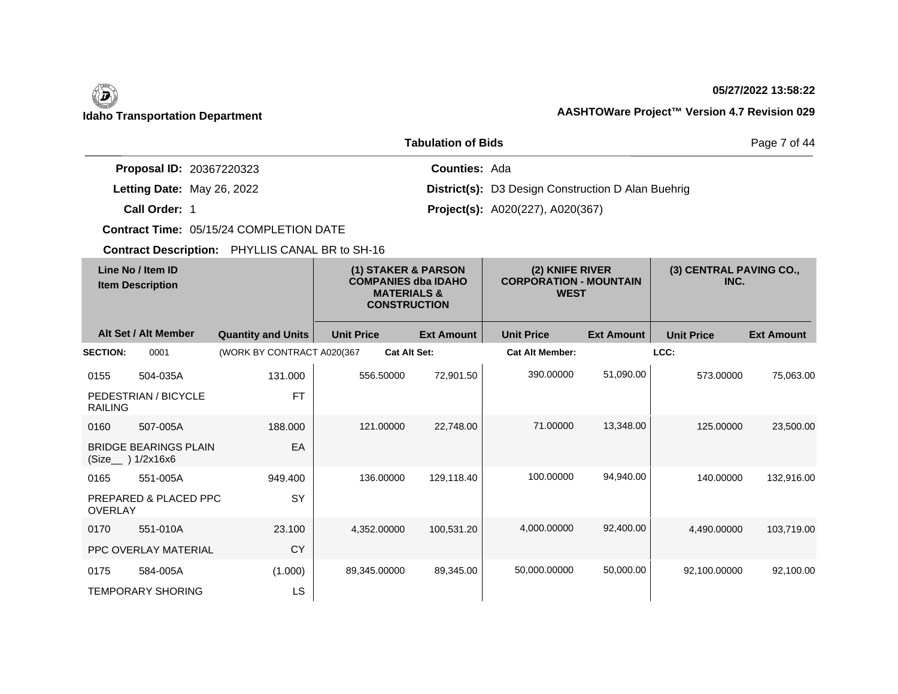**Idaho Transportation Department**

**05/27/2022 13:58:22**

**AASHTOWare Project™ Version 4.7 Revision 029**

## Tabulation of Bids

**Proposal ID:** 20367220323
**Letting Date:** May 26, 2022
**Call Order:** 1
**Contract Time:** 05/15/24 COMPLETION DATE
**Contract Description:** PHYLLIS CANAL BR to SH-16

**Counties:** Ada
**District(s):** D3 Design Construction D Alan Buehrig
**Project(s):** A020(227), A020(367)

| Line No / Item ID | Item Description | Quantity and Units | (1) STAKER & PARSON COMPANIES dba IDAHO MATERIALS & CONSTRUCTION | | (2) KNIFE RIVER CORPORATION - MOUNTAIN WEST | | (3) CENTRAL PAVING CO., INC. | |
|---|---|---|---|---|---|---|---|---|
| Alt Set / Alt Member | | | Unit Price | Ext Amount | Unit Price | Ext Amount | Unit Price | Ext Amount |
| **SECTION:** 0001 | (WORK BY CONTRACT A020(367 | | **Cat Alt Set:** | | **Cat Alt Member:** | | **LCC:** | |
| 0155 504-035A | PEDESTRIAN / BICYCLE RAILING | 131.000 FT | 556.50000 | 72,901.50 | 390.00000 | 51,090.00 | 573.00000 | 75,063.00 |
| 0160 507-005A | BRIDGE BEARINGS PLAIN (Size__ ) 1/2x16x6 | 188.000 EA | 121.00000 | 22,748.00 | 71.00000 | 13,348.00 | 125.00000 | 23,500.00 |
| 0165 551-005A | PREPARED & PLACED PPC OVERLAY | 949.400 SY | 136.00000 | 129,118.40 | 100.00000 | 94,940.00 | 140.00000 | 132,916.00 |
| 0170 551-010A | PPC OVERLAY MATERIAL | 23.100 CY | 4,352.00000 | 100,531.20 | 4,000.00000 | 92,400.00 | 4,490.00000 | 103,719.00 |
| 0175 584-005A | TEMPORARY SHORING | (1.000) LS | 89,345.00000 | 89,345.00 | 50,000.00000 | 50,000.00 | 92,100.00000 | 92,100.00 |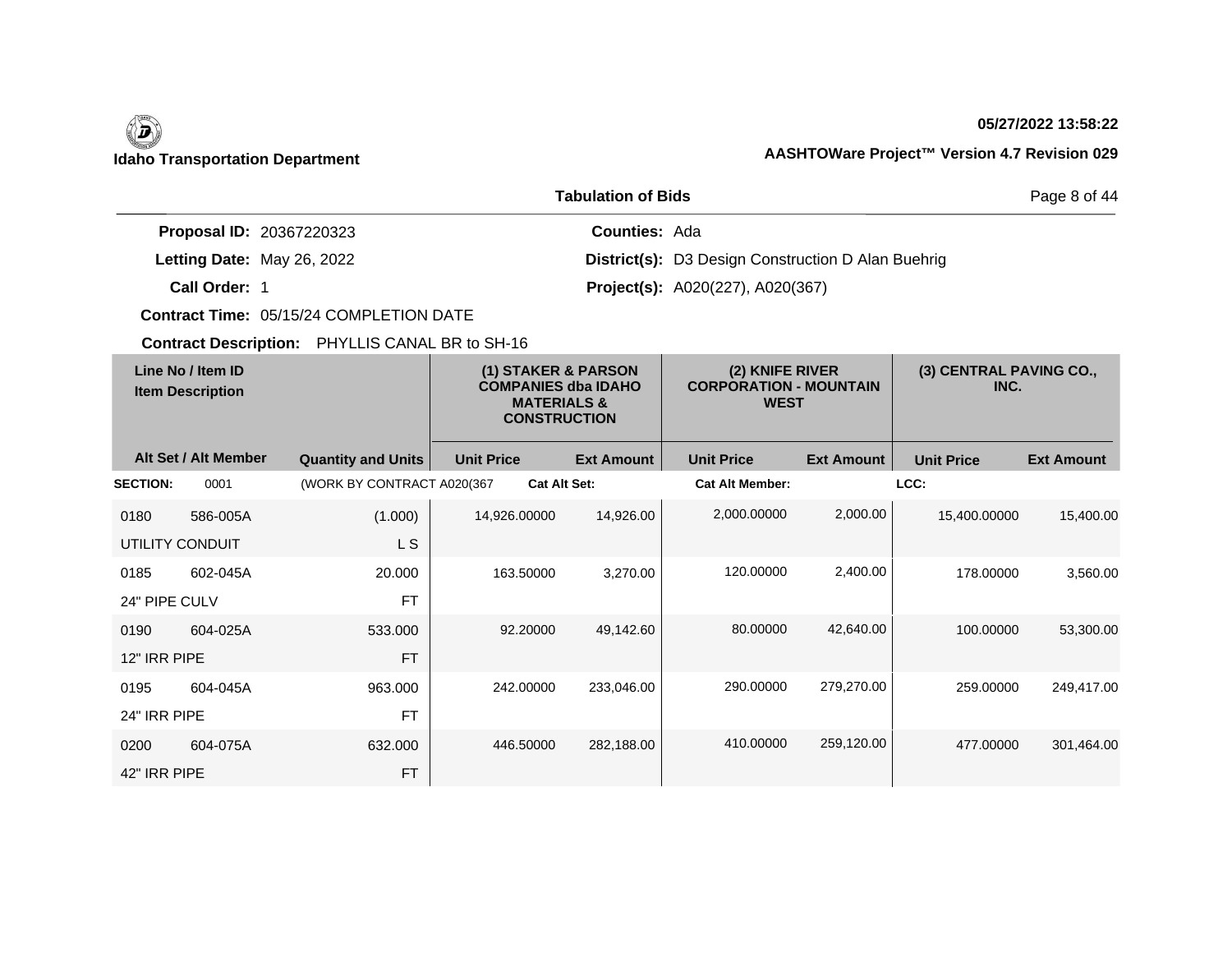**Idaho Transportation Department**

**05/27/2022 13:58:22**

**AASHTOWare Project™ Version 4.7 Revision 029**

**Tabulation of Bids**

**Proposal ID:** 20367220323

**Letting Date:** May 26, 2022

**Call Order:** 1

**Contract Time:** 05/15/24 COMPLETION DATE

**Contract Description:** PHYLLIS CANAL BR to SH-16

**Counties:** Ada

**District(s):** D3 Design Construction D Alan Buehrig

**Project(s):** A020(227), A020(367)

| Line No / Item ID | Item Description | | (1) STAKER & PARSON COMPANIES dba IDAHO MATERIALS & CONSTRUCTION | | (2) KNIFE RIVER CORPORATION - MOUNTAIN WEST | | (3) CENTRAL PAVING CO., INC. | |
|---|---|---|---|---|---|---|---|---|
| Alt Set / Alt Member | | Quantity and Units | Unit Price | Ext Amount | Unit Price | Ext Amount | Unit Price | Ext Amount |
| **SECTION:** 0001 | (WORK BY CONTRACT A020(367 | | **Cat Alt Set:** | | **Cat Alt Member:** | | **LCC:** | |
| 0180 | 586-005A | (1.000) | 14,926.00000 | 14,926.00 | 2,000.00000 | 2,000.00 | 15,400.00000 | 15,400.00 |
| UTILITY CONDUIT | | L S | | | | | | |
| 0185 | 602-045A | 20.000 | 163.50000 | 3,270.00 | 120.00000 | 2,400.00 | 178.00000 | 3,560.00 |
| 24" PIPE CULV | | FT | | | | | | |
| 0190 | 604-025A | 533.000 | 92.20000 | 49,142.60 | 80.00000 | 42,640.00 | 100.00000 | 53,300.00 |
| 12" IRR PIPE | | FT | | | | | | |
| 0195 | 604-045A | 963.000 | 242.00000 | 233,046.00 | 290.00000 | 279,270.00 | 259.00000 | 249,417.00 |
| 24" IRR PIPE | | FT | | | | | | |
| 0200 | 604-075A | 632.000 | 446.50000 | 282,188.00 | 410.00000 | 259,120.00 | 477.00000 | 301,464.00 |
| 42" IRR PIPE | | FT | | | | | | |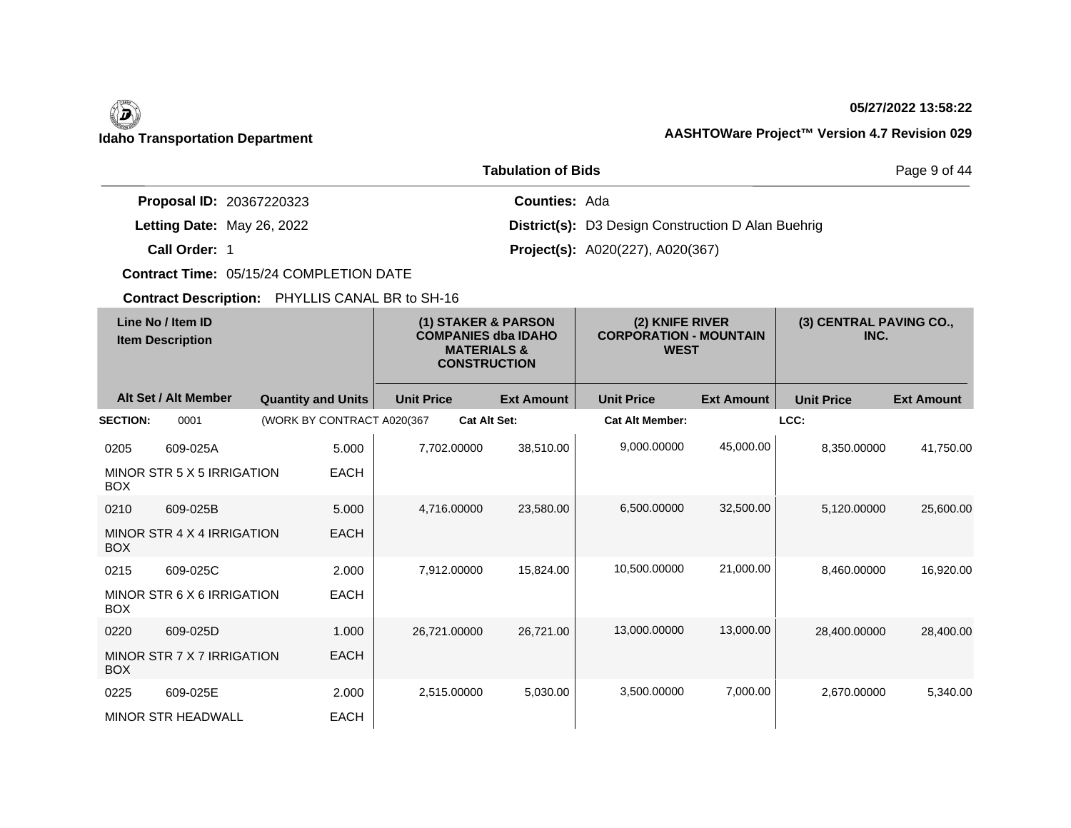**Idaho Transportation Department**

**05/27/2022 13:58:22**

**AASHTOWare Project™ Version 4.7 Revision 029**

## Tabulation of Bids

**Proposal ID:** 20367220323
**Letting Date:** May 26, 2022
**Call Order:** 1
**Contract Time:** 05/15/24 COMPLETION DATE
**Contract Description:** PHYLLIS CANAL BR to SH-16

**Counties:** Ada
**District(s):** D3 Design Construction D Alan Buehrig
**Project(s):** A020(227), A020(367)

| Line No / Item ID | Item Description | Quantity and Units | (1) STAKER & PARSON COMPANIES dba IDAHO MATERIALS & CONSTRUCTION Unit Price | Ext Amount | (2) KNIFE RIVER CORPORATION - MOUNTAIN WEST Unit Price | Ext Amount | (3) CENTRAL PAVING CO., INC. Unit Price | Ext Amount |
|---|---|---|---|---|---|---|---|---|
| **SECTION:** 0001 | (WORK BY CONTRACT A020(367 | Cat Alt Set: | | Cat Alt Member: | | LCC: | | |
| 0205 609-025A | MINOR STR 5 X 5 IRRIGATION BOX | 5.000 EACH | 7,702.00000 | 38,510.00 | 9,000.00000 | 45,000.00 | 8,350.00000 | 41,750.00 |
| 0210 609-025B | MINOR STR 4 X 4 IRRIGATION BOX | 5.000 EACH | 4,716.00000 | 23,580.00 | 6,500.00000 | 32,500.00 | 5,120.00000 | 25,600.00 |
| 0215 609-025C | MINOR STR 6 X 6 IRRIGATION BOX | 2.000 EACH | 7,912.00000 | 15,824.00 | 10,500.00000 | 21,000.00 | 8,460.00000 | 16,920.00 |
| 0220 609-025D | MINOR STR 7 X 7 IRRIGATION BOX | 1.000 EACH | 26,721.00000 | 26,721.00 | 13,000.00000 | 13,000.00 | 28,400.00000 | 28,400.00 |
| 0225 609-025E | MINOR STR HEADWALL | 2.000 EACH | 2,515.00000 | 5,030.00 | 3,500.00000 | 7,000.00 | 2,670.00000 | 5,340.00 |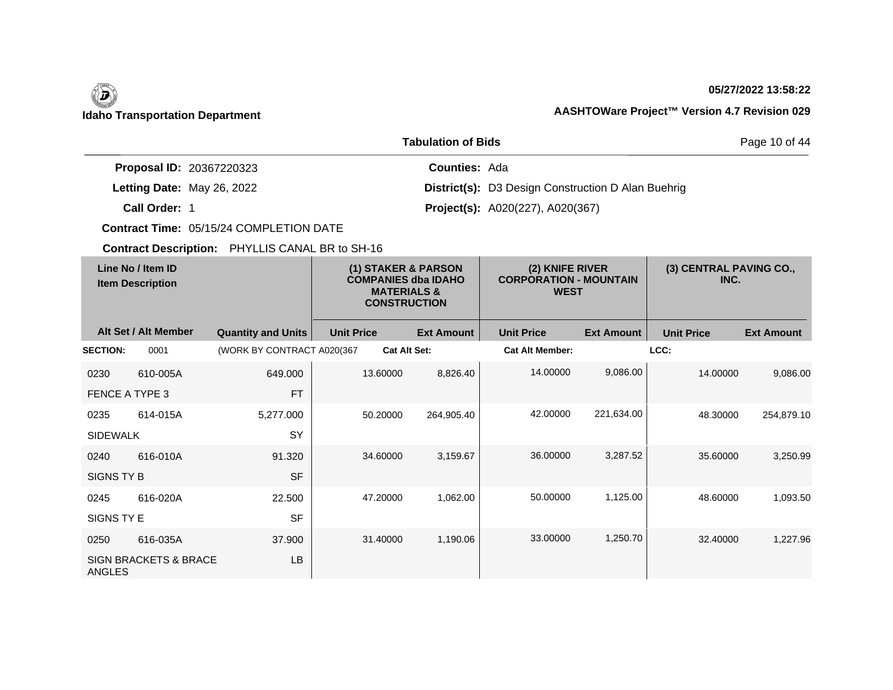**Idaho Transportation Department**

**AASHTOWare Project™ Version 4.7 Revision 029**

**05/27/2022 13:58:22**

## Tabulation of Bids

**Proposal ID:** 20367220323
**Letting Date:** May 26, 2022
**Call Order:** 1
**Contract Time:** 05/15/24 COMPLETION DATE
**Contract Description:** PHYLLIS CANAL BR to SH-16

**Counties:** Ada
**District(s):** D3 Design Construction D Alan Buehrig
**Project(s):** A020(227), A020(367)

| Line No / Item ID | Item Description | | (1) STAKER & PARSON COMPANIES dba IDAHO MATERIALS & CONSTRUCTION | | (2) KNIFE RIVER CORPORATION - MOUNTAIN WEST | | (3) CENTRAL PAVING CO., INC. | |
|---|---|---|---|---|---|---|---|---|
| Alt Set / Alt Member | | Quantity and Units | Unit Price | Ext Amount | Unit Price | Ext Amount | Unit Price | Ext Amount |
| **SECTION:** 0001 | | (WORK BY CONTRACT A020(367 | **Cat Alt Set:** | | **Cat Alt Member:** | | **LCC:** | |
| 0230 | 610-005A | 649.000 | 13.60000 | 8,826.40 | 14.00000 | 9,086.00 | 14.00000 | 9,086.00 |
| FENCE A TYPE 3 | | FT | | | | | | |
| 0235 | 614-015A | 5,277.000 | 50.20000 | 264,905.40 | 42.00000 | 221,634.00 | 48.30000 | 254,879.10 |
| SIDEWALK | | SY | | | | | | |
| 0240 | 616-010A | 91.320 | 34.60000 | 3,159.67 | 36.00000 | 3,287.52 | 35.60000 | 3,250.99 |
| SIGNS TY B | | SF | | | | | | |
| 0245 | 616-020A | 22.500 | 47.20000 | 1,062.00 | 50.00000 | 1,125.00 | 48.60000 | 1,093.50 |
| SIGNS TY E | | SF | | | | | | |
| 0250 | 616-035A | 37.900 | 31.40000 | 1,190.06 | 33.00000 | 1,250.70 | 32.40000 | 1,227.96 |
| SIGN BRACKETS & BRACE ANGLES | | LB | | | | | | |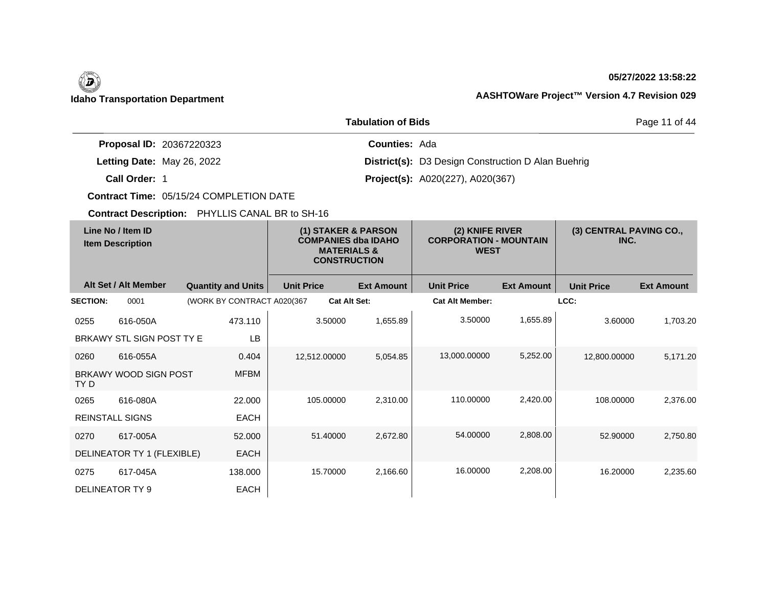**Idaho Transportation Department**

05/27/2022 13:58:22

AASHTOWare Project™ Version 4.7 Revision 029

## Tabulation of Bids

**Proposal ID:** 20367220323
**Letting Date:** May 26, 2022
**Call Order:** 1
**Contract Time:** 05/15/24 COMPLETION DATE
**Contract Description:** PHYLLIS CANAL BR to SH-16

**Counties:** Ada
**District(s):** D3 Design Construction D Alan Buehrig
**Project(s):** A020(227), A020(367)

| Line No / Item ID | Item Description | Quantity and Units | (1) STAKER & PARSON COMPANIES dba IDAHO MATERIALS & CONSTRUCTION Unit Price | (1) Ext Amount | (2) KNIFE RIVER CORPORATION - MOUNTAIN WEST Unit Price | (2) Ext Amount | (3) CENTRAL PAVING CO., INC. Unit Price | (3) Ext Amount |
|---|---|---|---|---|---|---|---|---|
| **SECTION:** 0001 | (WORK BY CONTRACT A020(367 | Cat Alt Set: | | Cat Alt Member: | | LCC: | | |
| 0255 616-050A | BRKAWY STL SIGN POST TY E | 473.110 LB | 3.50000 | 1,655.89 | 3.50000 | 1,655.89 | 3.60000 | 1,703.20 |
| 0260 616-055A | BRKAWY WOOD SIGN POST TY D | 0.404 MFBM | 12,512.00000 | 5,054.85 | 13,000.00000 | 5,252.00 | 12,800.00000 | 5,171.20 |
| 0265 616-080A | REINSTALL SIGNS | 22.000 EACH | 105.00000 | 2,310.00 | 110.00000 | 2,420.00 | 108.00000 | 2,376.00 |
| 0270 617-005A | DELINEATOR TY 1 (FLEXIBLE) | 52.000 EACH | 51.40000 | 2,672.80 | 54.00000 | 2,808.00 | 52.90000 | 2,750.80 |
| 0275 617-045A | DELINEATOR TY 9 | 138.000 EACH | 15.70000 | 2,166.60 | 16.00000 | 2,208.00 | 16.20000 | 2,235.60 |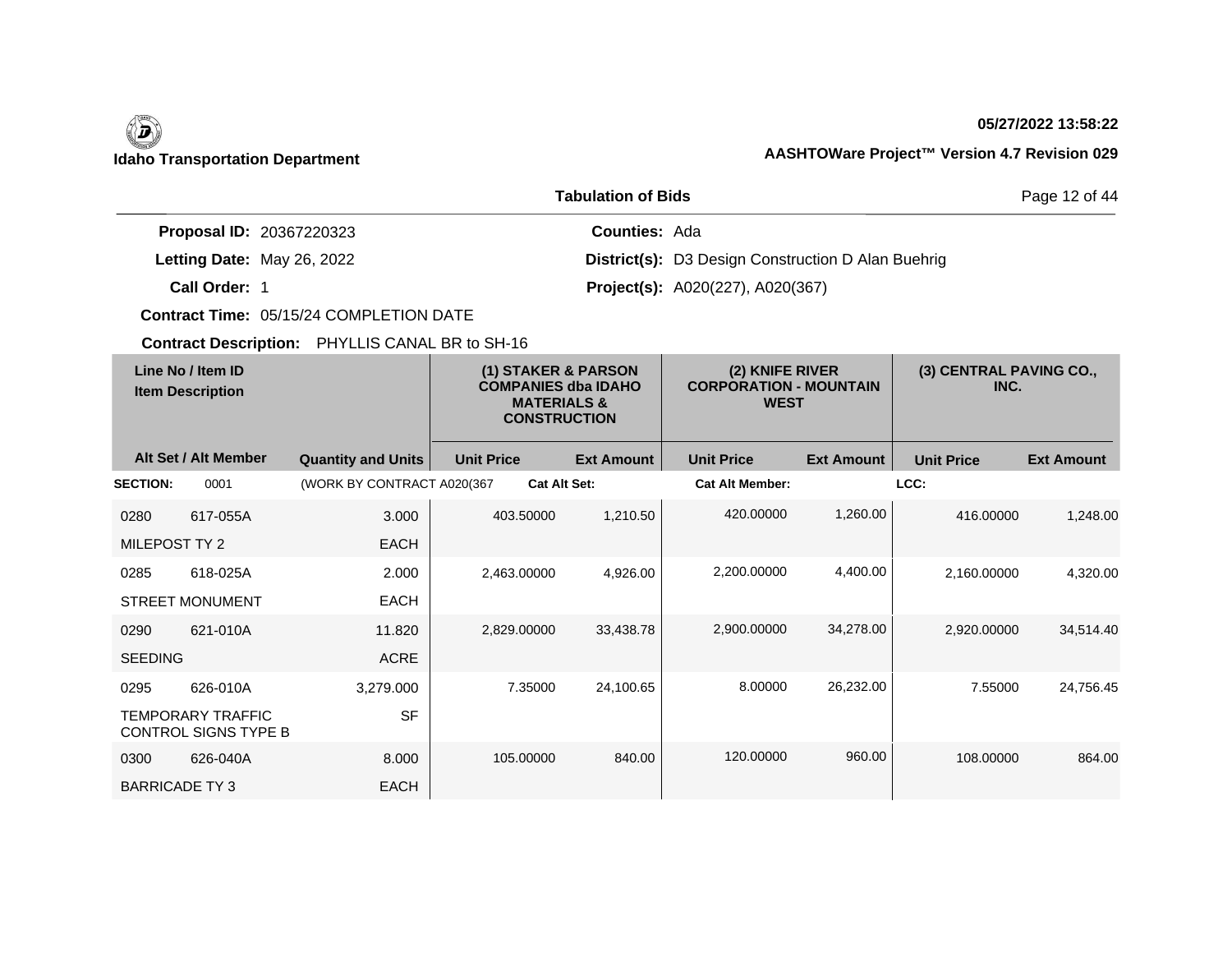**Idaho Transportation Department**

**05/27/2022 13:58:22**

**AASHTOWare Project™ Version 4.7 Revision 029**

**Tabulation of Bids**

**Proposal ID:** 20367220323
**Letting Date:** May 26, 2022
**Call Order:** 1
**Contract Time:** 05/15/24 COMPLETION DATE
**Contract Description:** PHYLLIS CANAL BR to SH-16

**Counties:** Ada
**District(s):** D3 Design Construction D Alan Buehrig
**Project(s):** A020(227), A020(367)

| Line No / Item ID | Item Description | Quantity and Units | (1) STAKER & PARSON COMPANIES dba IDAHO MATERIALS & CONSTRUCTION | | (2) KNIFE RIVER CORPORATION - MOUNTAIN WEST | | (3) CENTRAL PAVING CO., INC. | |
|---|---|---|---|---|---|---|---|---|
| Alt Set / Alt Member | | | Unit Price | Ext Amount | Unit Price | Ext Amount | Unit Price | Ext Amount |
| **SECTION:** 0001 | (WORK BY CONTRACT A020(367 | | **Cat Alt Set:** | | **Cat Alt Member:** | | **LCC:** | |
| 0280 617-055A | MILEPOST TY 2 | 3.000 EACH | 403.50000 | 1,210.50 | 420.00000 | 1,260.00 | 416.00000 | 1,248.00 |
| 0285 618-025A | STREET MONUMENT | 2.000 EACH | 2,463.00000 | 4,926.00 | 2,200.00000 | 4,400.00 | 2,160.00000 | 4,320.00 |
| 0290 621-010A | SEEDING | 11.820 ACRE | 2,829.00000 | 33,438.78 | 2,900.00000 | 34,278.00 | 2,920.00000 | 34,514.40 |
| 0295 626-010A | TEMPORARY TRAFFIC CONTROL SIGNS TYPE B | 3,279.000 SF | 7.35000 | 24,100.65 | 8.00000 | 26,232.00 | 7.55000 | 24,756.45 |
| 0300 626-040A | BARRICADE TY 3 | 8.000 EACH | 105.00000 | 840.00 | 120.00000 | 960.00 | 108.00000 | 864.00 |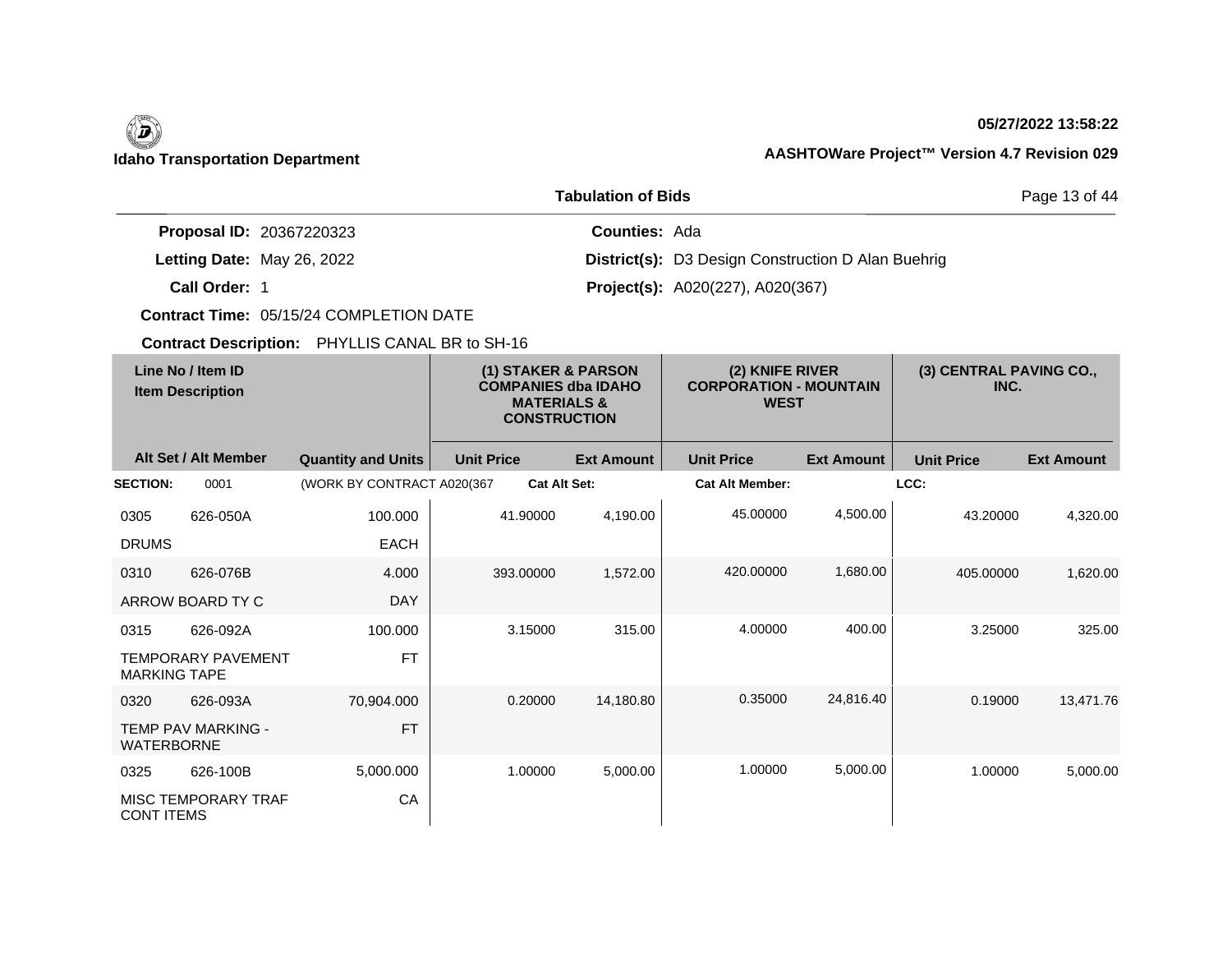**Idaho Transportation Department**

**05/27/2022 13:58:22**

**AASHTOWare Project™ Version 4.7 Revision 029**

## Tabulation of Bids

**Proposal ID:** 20367220323
**Letting Date:** May 26, 2022
**Call Order:** 1
**Contract Time:** 05/15/24 COMPLETION DATE
**Contract Description:** PHYLLIS CANAL BR to SH-16

**Counties:** Ada
**District(s):** D3 Design Construction D Alan Buehrig
**Project(s):** A020(227), A020(367)

| Line No / Item ID | Item Description | Quantity and Units | (1) STAKER & PARSON COMPANIES dba IDAHO MATERIALS & CONSTRUCTION Unit Price | Ext Amount | (2) KNIFE RIVER CORPORATION - MOUNTAIN WEST Unit Price | Ext Amount | (3) CENTRAL PAVING CO., INC. Unit Price | Ext Amount |
|---|---|---|---|---|---|---|---|---|
| **SECTION:** 0001 | (WORK BY CONTRACT A020(367 | | Cat Alt Set: | | Cat Alt Member: | | LCC: | |
| 0305 626-050A | DRUMS | 100.000 EACH | 41.90000 | 4,190.00 | 45.00000 | 4,500.00 | 43.20000 | 4,320.00 |
| 0310 626-076B | ARROW BOARD TY C | 4.000 DAY | 393.00000 | 1,572.00 | 420.00000 | 1,680.00 | 405.00000 | 1,620.00 |
| 0315 626-092A | TEMPORARY PAVEMENT MARKING TAPE | 100.000 FT | 3.15000 | 315.00 | 4.00000 | 400.00 | 3.25000 | 325.00 |
| 0320 626-093A | TEMP PAV MARKING - WATERBORNE | 70,904.000 FT | 0.20000 | 14,180.80 | 0.35000 | 24,816.40 | 0.19000 | 13,471.76 |
| 0325 626-100B | MISC TEMPORARY TRAF CONT ITEMS | 5,000.000 CA | 1.00000 | 5,000.00 | 1.00000 | 5,000.00 | 1.00000 | 5,000.00 |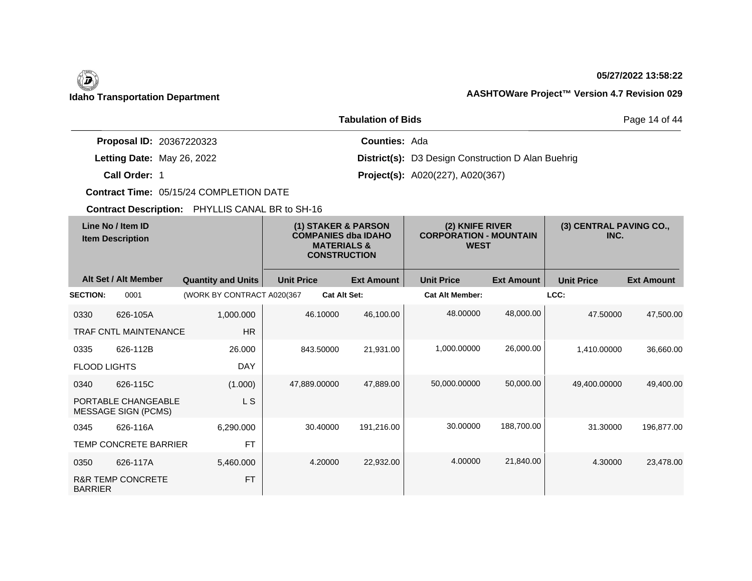**Idaho Transportation Department**

**AASHTOWare Project™ Version 4.7 Revision 029**

**05/27/2022 13:58:22**

## Tabulation of Bids

**Proposal ID:** 20367220323

**Letting Date:** May 26, 2022

**Call Order:** 1

**Contract Time:** 05/15/24 COMPLETION DATE

**Contract Description:** PHYLLIS CANAL BR to SH-16

**Counties:** Ada

**District(s):** D3 Design Construction D Alan Buehrig

**Project(s):** A020(227), A020(367)

| Line No / Item ID | Item Description | Quantity and Units | (1) STAKER & PARSON COMPANIES dba IDAHO MATERIALS & CONSTRUCTION Unit Price | (1) Ext Amount | (2) KNIFE RIVER CORPORATION - MOUNTAIN WEST Unit Price | (2) Ext Amount | (3) CENTRAL PAVING CO., INC. Unit Price | (3) Ext Amount |
|---|---|---|---|---|---|---|---|---|
| **SECTION:** 0001 | (WORK BY CONTRACT A020(367 | | Cat Alt Set: | | Cat Alt Member: | | LCC: | |
| 0330 626-105A | TRAF CNTL MAINTENANCE | 1,000.000 HR | 46.10000 | 46,100.00 | 48.00000 | 48,000.00 | 47.50000 | 47,500.00 |
| 0335 626-112B | FLOOD LIGHTS | 26.000 DAY | 843.50000 | 21,931.00 | 1,000.00000 | 26,000.00 | 1,410.00000 | 36,660.00 |
| 0340 626-115C | PORTABLE CHANGEABLE MESSAGE SIGN (PCMS) | (1.000) L S | 47,889.00000 | 47,889.00 | 50,000.00000 | 50,000.00 | 49,400.00000 | 49,400.00 |
| 0345 626-116A | TEMP CONCRETE BARRIER | 6,290.000 FT | 30.40000 | 191,216.00 | 30.00000 | 188,700.00 | 31.30000 | 196,877.00 |
| 0350 626-117A | R&R TEMP CONCRETE BARRIER | 5,460.000 FT | 4.20000 | 22,932.00 | 4.00000 | 21,840.00 | 4.30000 | 23,478.00 |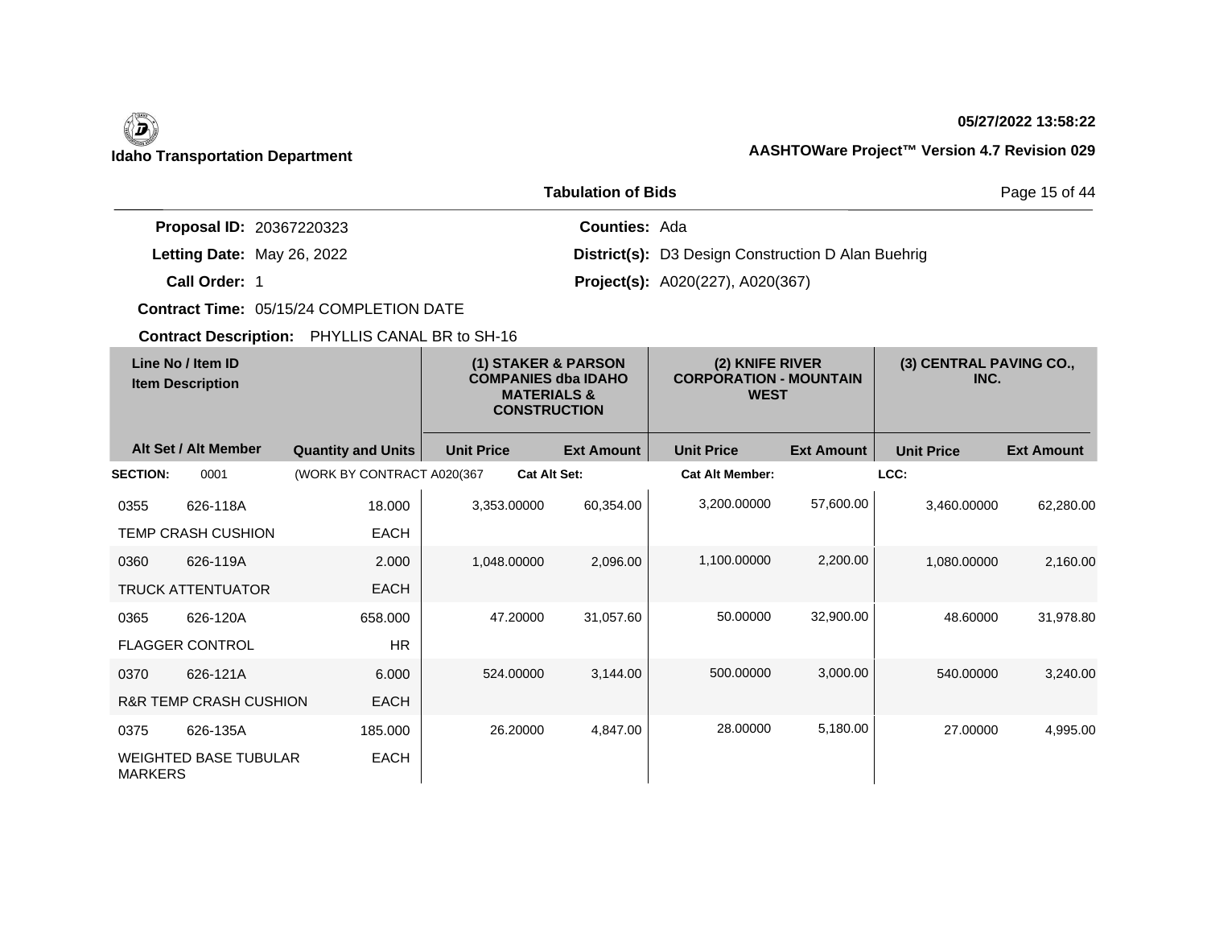**Idaho Transportation Department**

**05/27/2022 13:58:22**

**AASHTOWare Project™ Version 4.7 Revision 029**

**Tabulation of Bids**

**Proposal ID:** 20367220323

**Letting Date:** May 26, 2022

**Call Order:** 1

**Contract Time:** 05/15/24 COMPLETION DATE

**Contract Description:** PHYLLIS CANAL BR to SH-16

**Counties:** Ada

**District(s):** D3 Design Construction D Alan Buehrig

**Project(s):** A020(227), A020(367)

| Line No / Item ID | Item Description | Quantity and Units | (1) STAKER & PARSON COMPANIES dba IDAHO MATERIALS & CONSTRUCTION | | (2) KNIFE RIVER CORPORATION - MOUNTAIN WEST | | (3) CENTRAL PAVING CO., INC. | |
|---|---|---|---|---|---|---|---|---|
| Alt Set / Alt Member | | | Unit Price | Ext Amount | Unit Price | Ext Amount | Unit Price | Ext Amount |
| **SECTION:** 0001 | (WORK BY CONTRACT A020(367 | | **Cat Alt Set:** | | **Cat Alt Member:** | | **LCC:** | |
| 0355 626-118A | TEMP CRASH CUSHION | 18.000 EACH | 3,353.00000 | 60,354.00 | 3,200.00000 | 57,600.00 | 3,460.00000 | 62,280.00 |
| 0360 626-119A | TRUCK ATTENUATOR | 2.000 EACH | 1,048.00000 | 2,096.00 | 1,100.00000 | 2,200.00 | 1,080.00000 | 2,160.00 |
| 0365 626-120A | FLAGGER CONTROL | 658.000 HR | 47.20000 | 31,057.60 | 50.00000 | 32,900.00 | 48.60000 | 31,978.80 |
| 0370 626-121A | R&R TEMP CRASH CUSHION | 6.000 EACH | 524.00000 | 3,144.00 | 500.00000 | 3,000.00 | 540.00000 | 3,240.00 |
| 0375 626-135A | WEIGHTED BASE TUBULAR MARKERS | 185.000 EACH | 26.20000 | 4,847.00 | 28.00000 | 5,180.00 | 27.00000 | 4,995.00 |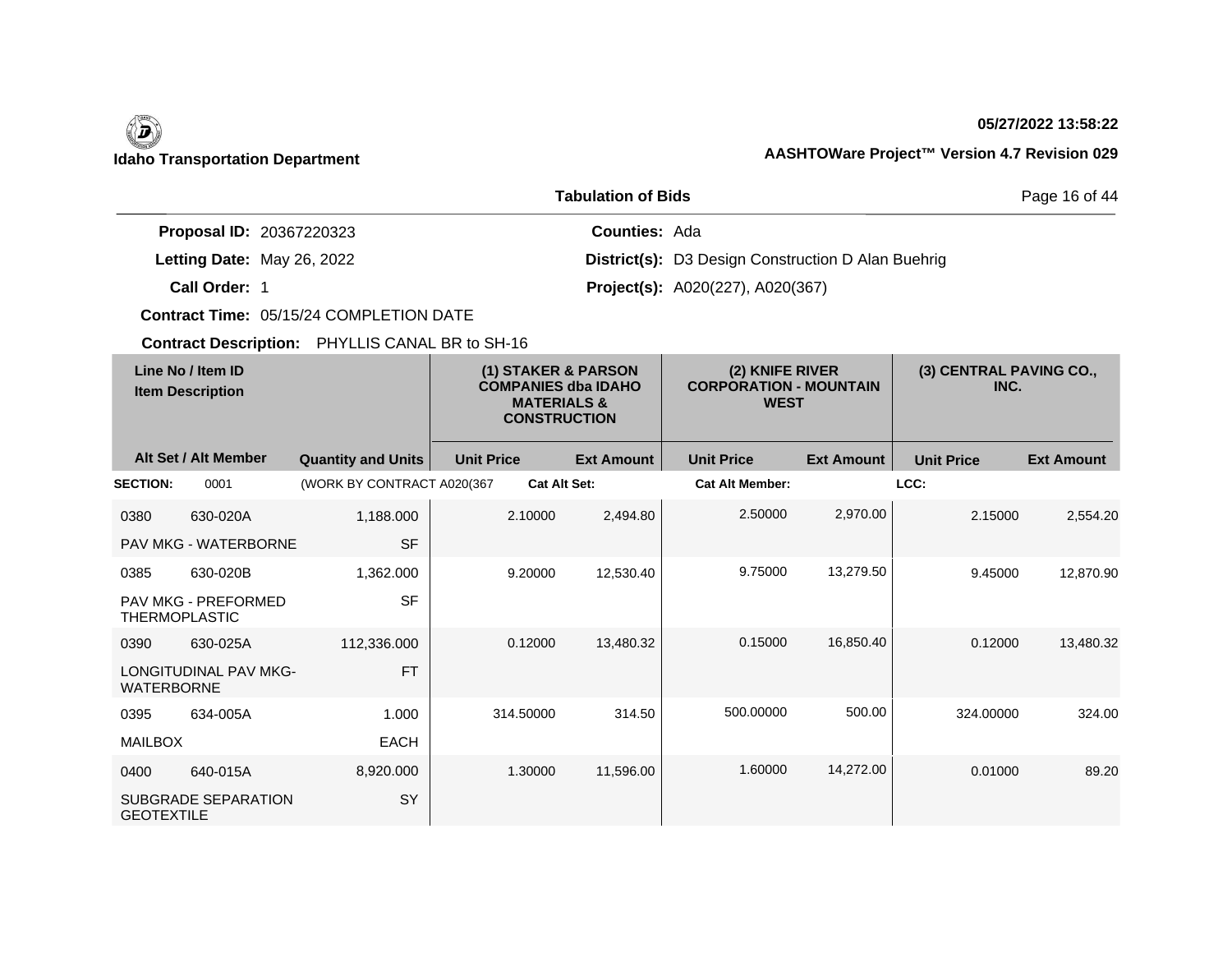**Idaho Transportation Department**

**05/27/2022 13:58:22**

**AASHTOWare Project™ Version 4.7 Revision 029**

**Tabulation of Bids**

**Proposal ID:** 20367220323

**Letting Date:** May 26, 2022

**Call Order:** 1

**Contract Time:** 05/15/24 COMPLETION DATE

**Contract Description:** PHYLLIS CANAL BR to SH-16

**Counties:** Ada

**District(s):** D3 Design Construction D Alan Buehrig

**Project(s):** A020(227), A020(367)

| Line No / Item ID | Item Description | Quantity and Units | (1) STAKER & PARSON COMPANIES dba IDAHO MATERIALS & CONSTRUCTION Unit Price | (1) Ext Amount | (2) KNIFE RIVER CORPORATION - MOUNTAIN WEST Unit Price | (2) Ext Amount | (3) CENTRAL PAVING CO., INC. Unit Price | (3) Ext Amount |
|---|---|---|---|---|---|---|---|---|
| **SECTION:** 0001 | (WORK BY CONTRACT A020(367 | | **Cat Alt Set:** | | **Cat Alt Member:** | | **LCC:** | |
| 0380 630-020A | PAV MKG - WATERBORNE | 1,188.000 SF | 2.10000 | 2,494.80 | 2.50000 | 2,970.00 | 2.15000 | 2,554.20 |
| 0385 630-020B | PAV MKG - PREFORMED THERMOPLASTIC | 1,362.000 SF | 9.20000 | 12,530.40 | 9.75000 | 13,279.50 | 9.45000 | 12,870.90 |
| 0390 630-025A | LONGITUDINAL PAV MKG-WATERBORNE | 112,336.000 FT | 0.12000 | 13,480.32 | 0.15000 | 16,850.40 | 0.12000 | 13,480.32 |
| 0395 634-005A | MAILBOX | 1.000 EACH | 314.50000 | 314.50 | 500.00000 | 500.00 | 324.00000 | 324.00 |
| 0400 640-015A | SUBGRADE SEPARATION GEOTEXTILE | 8,920.000 SY | 1.30000 | 11,596.00 | 1.60000 | 14,272.00 | 0.01000 | 89.20 |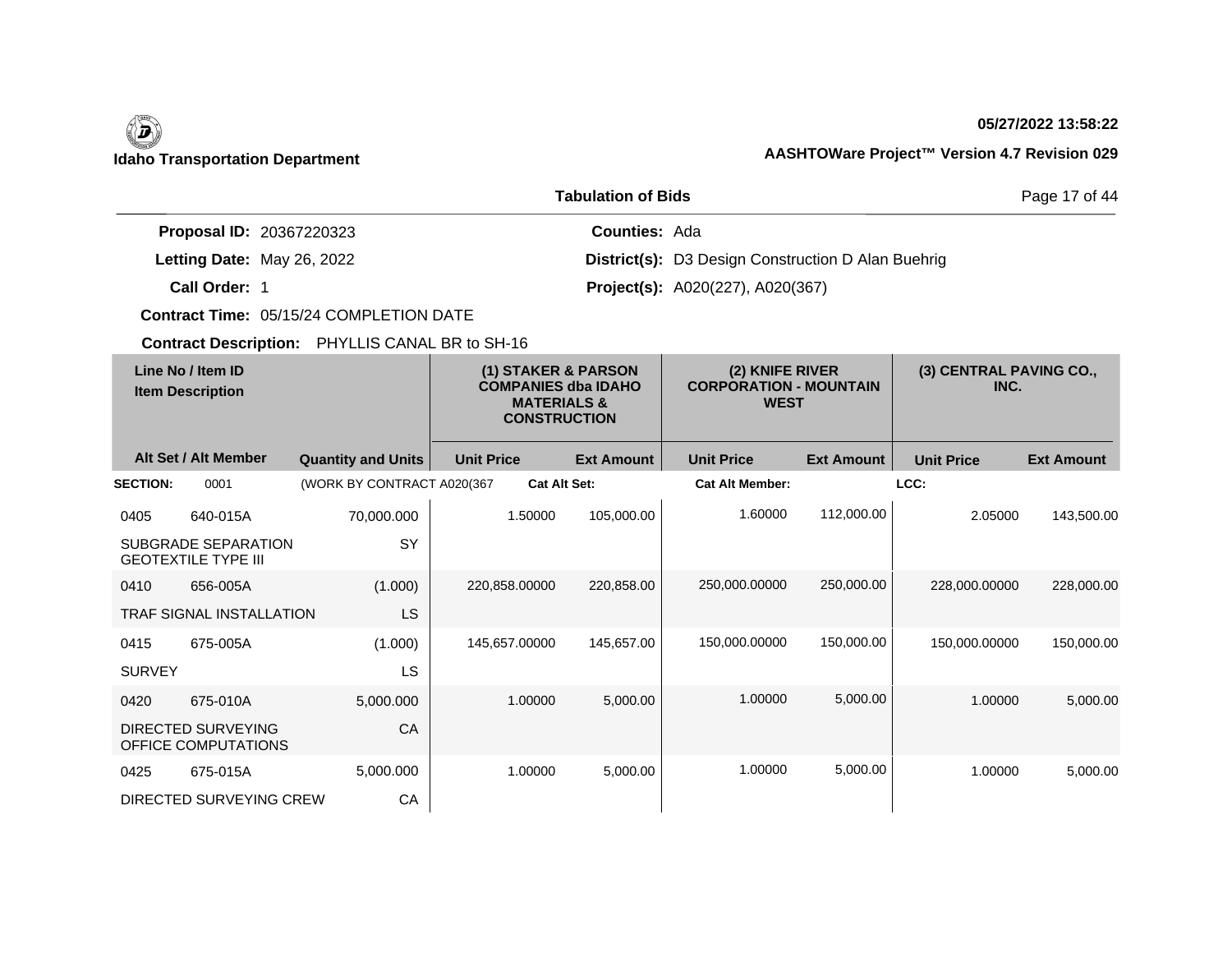**Idaho Transportation Department**

**05/27/2022 13:58:22**

**AASHTOWare Project™ Version 4.7 Revision 029**

## Tabulation of Bids

**Proposal ID:** 20367220323
**Letting Date:** May 26, 2022
**Call Order:** 1
**Contract Time:** 05/15/24 COMPLETION DATE
**Contract Description:** PHYLLIS CANAL BR to SH-16

**Counties:** Ada
**District(s):** D3 Design Construction D Alan Buehrig
**Project(s):** A020(227), A020(367)

| Line No / Item ID / Item Description | Alt Set / Alt Member | Quantity and Units | (1) STAKER & PARSON COMPANIES dba IDAHO MATERIALS & CONSTRUCTION Unit Price | (1) Ext Amount | (2) KNIFE RIVER CORPORATION - MOUNTAIN WEST Unit Price | (2) Ext Amount | (3) CENTRAL PAVING CO., INC. Unit Price | (3) Ext Amount |
|---|---|---|---|---|---|---|---|---|
| **SECTION:** 0001 | | (WORK BY CONTRACT A020(367 | **Cat Alt Set:** | | **Cat Alt Member:** | | **LCC:** | |
| 0405 640-015A SUBGRADE SEPARATION GEOTEXTILE TYPE III | | 70,000.000 SY | 1.50000 | 105,000.00 | 1.60000 | 112,000.00 | 2.05000 | 143,500.00 |
| 0410 656-005A TRAF SIGNAL INSTALLATION | | (1.000) LS | 220,858.00000 | 220,858.00 | 250,000.00000 | 250,000.00 | 228,000.00000 | 228,000.00 |
| 0415 675-005A SURVEY | | (1.000) LS | 145,657.00000 | 145,657.00 | 150,000.00000 | 150,000.00 | 150,000.00000 | 150,000.00 |
| 0420 675-010A DIRECTED SURVEYING OFFICE COMPUTATIONS | | 5,000.000 CA | 1.00000 | 5,000.00 | 1.00000 | 5,000.00 | 1.00000 | 5,000.00 |
| 0425 675-015A DIRECTED SURVEYING CREW | | 5,000.000 CA | 1.00000 | 5,000.00 | 1.00000 | 5,000.00 | 1.00000 | 5,000.00 |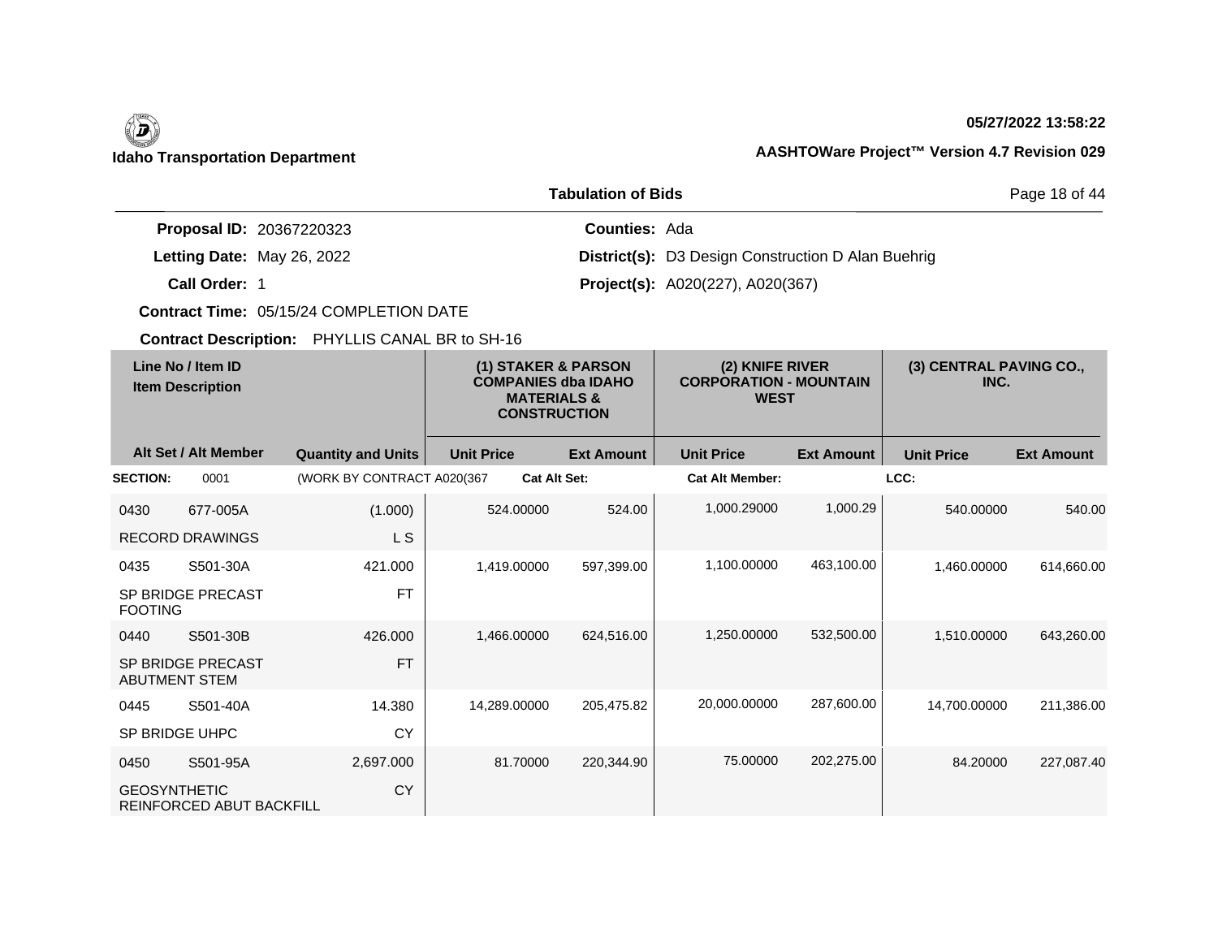**Idaho Transportation Department**

**05/27/2022 13:58:22**

**AASHTOWare Project™ Version 4.7 Revision 029**

## Tabulation of Bids

**Proposal ID:** 20367220323
**Letting Date:** May 26, 2022
**Call Order:** 1
**Contract Time:** 05/15/24 COMPLETION DATE
**Contract Description:** PHYLLIS CANAL BR to SH-16

**Counties:** Ada
**District(s):** D3 Design Construction D Alan Buehrig
**Project(s):** A020(227), A020(367)

| Line No / Item ID | Item Description | Alt Set / Alt Member | Quantity and Units | (1) STAKER & PARSON COMPANIES dba IDAHO MATERIALS & CONSTRUCTION Unit Price | Ext Amount | (2) KNIFE RIVER CORPORATION - MOUNTAIN WEST Unit Price | Ext Amount | (3) CENTRAL PAVING CO., INC. Unit Price | Ext Amount |
|---|---|---|---|---|---|---|---|---|---|
| **SECTION:** 0001 | (WORK BY CONTRACT A020(367 | **Cat Alt Set:** | | **Cat Alt Member:** | | **LCC:** | | | |
| 0430 677-005A | RECORD DRAWINGS | | (1.000) L S | 524.00000 | 524.00 | 1,000.29000 | 1,000.29 | 540.00000 | 540.00 |
| 0435 S501-30A | SP BRIDGE PRECAST FOOTING | | 421.000 FT | 1,419.00000 | 597,399.00 | 1,100.00000 | 463,100.00 | 1,460.00000 | 614,660.00 |
| 0440 S501-30B | SP BRIDGE PRECAST ABUTMENT STEM | | 426.000 FT | 1,466.00000 | 624,516.00 | 1,250.00000 | 532,500.00 | 1,510.00000 | 643,260.00 |
| 0445 S501-40A | SP BRIDGE UHPC | | 14.380 CY | 14,289.00000 | 205,475.82 | 20,000.00000 | 287,600.00 | 14,700.00000 | 211,386.00 |
| 0450 S501-95A | GEOSYNTHETIC REINFORCED ABUT BACKFILL | | 2,697.000 CY | 81.70000 | 220,344.90 | 75.00000 | 202,275.00 | 84.20000 | 227,087.40 |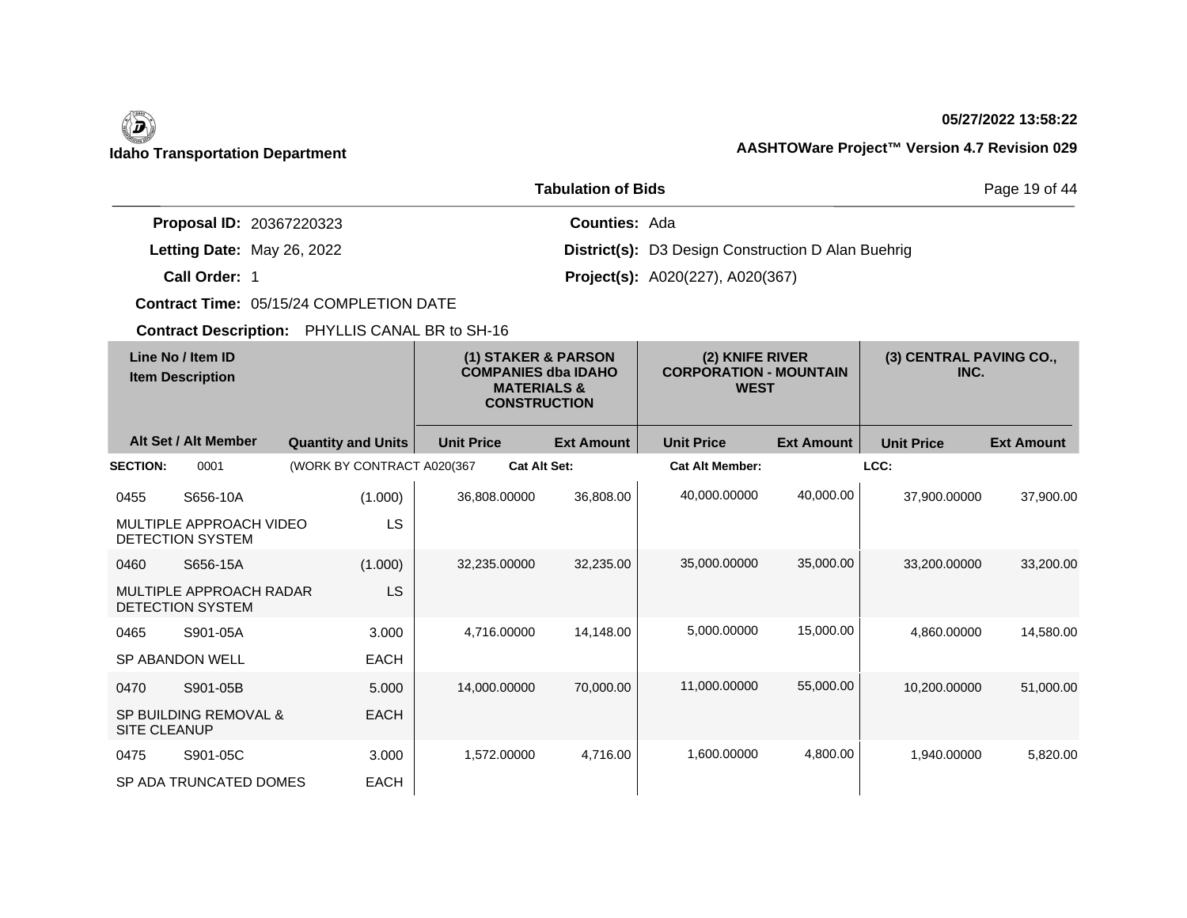**Idaho Transportation Department**

**05/27/2022 13:58:22**

**AASHTOWare Project™ Version 4.7 Revision 029**

**Tabulation of Bids**

**Proposal ID:** 20367220323
**Letting Date:** May 26, 2022
**Call Order:** 1
**Contract Time:** 05/15/24 COMPLETION DATE
**Contract Description:** PHYLLIS CANAL BR to SH-16

**Counties:** Ada
**District(s):** D3 Design Construction D Alan Buehrig
**Project(s):** A020(227), A020(367)

| Line No / Item ID | Item Description | Quantity and Units | (1) STAKER & PARSON COMPANIES dba IDAHO MATERIALS & CONSTRUCTION Unit Price | Ext Amount | (2) KNIFE RIVER CORPORATION - MOUNTAIN WEST Unit Price | Ext Amount | (3) CENTRAL PAVING CO., INC. Unit Price | Ext Amount |
|---|---|---|---|---|---|---|---|---|
| **SECTION:** 0001 | (WORK BY CONTRACT A020(367 | **Cat Alt Set:** | | | **Cat Alt Member:** | | **LCC:** | |
| 0455 S656-10A | MULTIPLE APPROACH VIDEO DETECTION SYSTEM | (1.000) LS | 36,808.00000 | 36,808.00 | 40,000.00000 | 40,000.00 | 37,900.00000 | 37,900.00 |
| 0460 S656-15A | MULTIPLE APPROACH RADAR DETECTION SYSTEM | (1.000) LS | 32,235.00000 | 32,235.00 | 35,000.00000 | 35,000.00 | 33,200.00000 | 33,200.00 |
| 0465 S901-05A | SP ABANDON WELL | 3.000 EACH | 4,716.00000 | 14,148.00 | 5,000.00000 | 15,000.00 | 4,860.00000 | 14,580.00 |
| 0470 S901-05B | SP BUILDING REMOVAL & SITE CLEANUP | 5.000 EACH | 14,000.00000 | 70,000.00 | 11,000.00000 | 55,000.00 | 10,200.00000 | 51,000.00 |
| 0475 S901-05C | SP ADA TRUNCATED DOMES | 3.000 EACH | 1,572.00000 | 4,716.00 | 1,600.00000 | 4,800.00 | 1,940.00000 | 5,820.00 |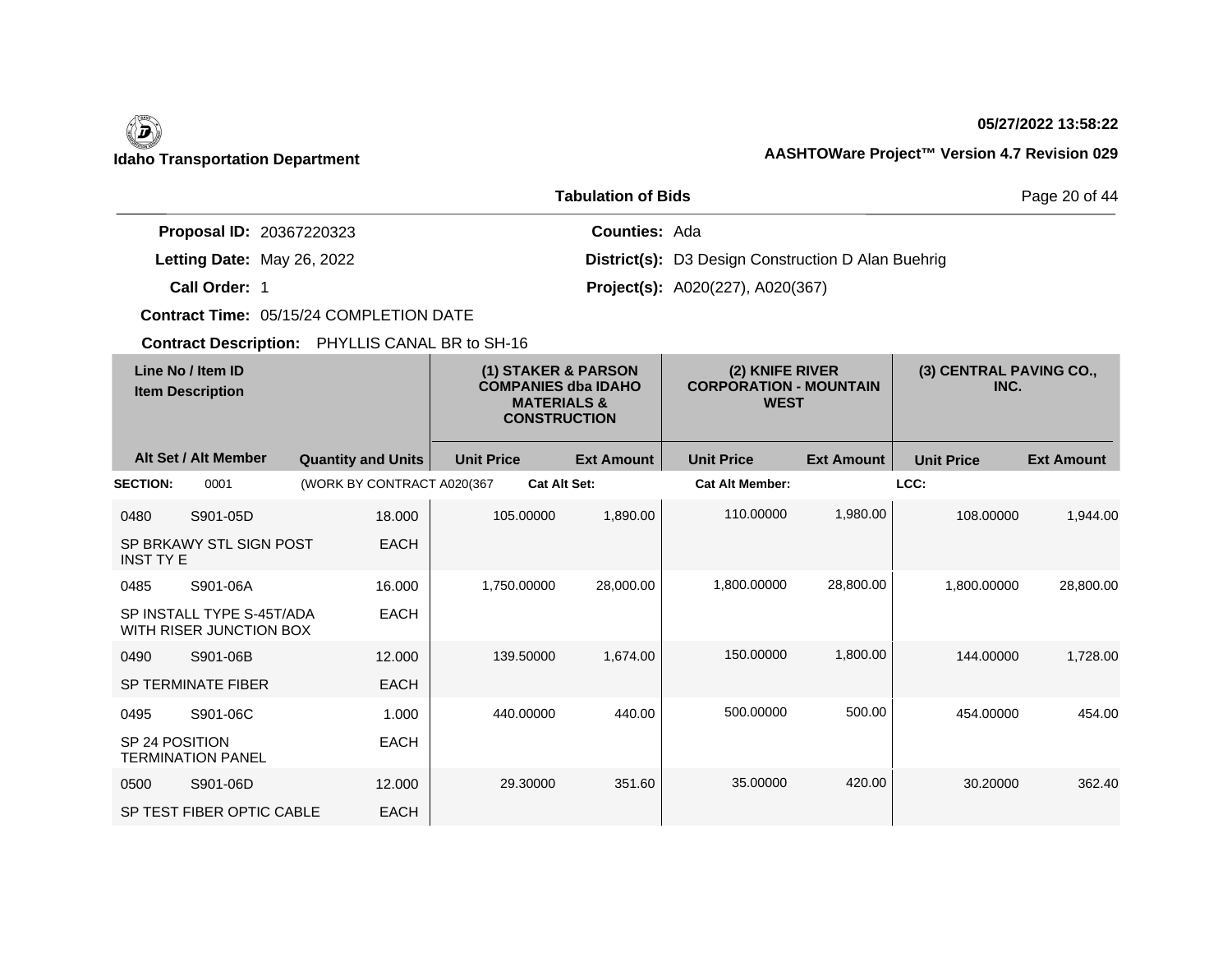**Idaho Transportation Department**

**05/27/2022 13:58:22**

**AASHTOWare Project™ Version 4.7 Revision 029**

**Tabulation of Bids**

**Proposal ID:** 20367220323

**Letting Date:** May 26, 2022

**Call Order:** 1

**Contract Time:** 05/15/24 COMPLETION DATE

**Contract Description:** PHYLLIS CANAL BR to SH-16

**Counties:** Ada

**District(s):** D3 Design Construction D Alan Buehrig

**Project(s):** A020(227), A020(367)

| Line No / Item ID | Item Description | Quantity and Units | (1) STAKER & PARSON COMPANIES dba IDAHO MATERIALS & CONSTRUCTION Unit Price | (1) Ext Amount | (2) KNIFE RIVER CORPORATION - MOUNTAIN WEST Unit Price | (2) Ext Amount | (3) CENTRAL PAVING CO., INC. Unit Price | (3) Ext Amount |
|---|---|---|---|---|---|---|---|---|
| **SECTION:** 0001 | (WORK BY CONTRACT A020(367 | | Cat Alt Set: | | Cat Alt Member: | | LCC: | |
| 0480 S901-05D | SP BRKAWY STL SIGN POST INST TY E | 18.000 EACH | 105.00000 | 1,890.00 | 110.00000 | 1,980.00 | 108.00000 | 1,944.00 |
| 0485 S901-06A | SP INSTALL TYPE S-45T/ADA WITH RISER JUNCTION BOX | 16.000 EACH | 1,750.00000 | 28,000.00 | 1,800.00000 | 28,800.00 | 1,800.00000 | 28,800.00 |
| 0490 S901-06B | SP TERMINATE FIBER | 12.000 EACH | 139.50000 | 1,674.00 | 150.00000 | 1,800.00 | 144.00000 | 1,728.00 |
| 0495 S901-06C | SP 24 POSITION TERMINATION PANEL | 1.000 EACH | 440.00000 | 440.00 | 500.00000 | 500.00 | 454.00000 | 454.00 |
| 0500 S901-06D | SP TEST FIBER OPTIC CABLE | 12.000 EACH | 29.30000 | 351.60 | 35.00000 | 420.00 | 30.20000 | 362.40 |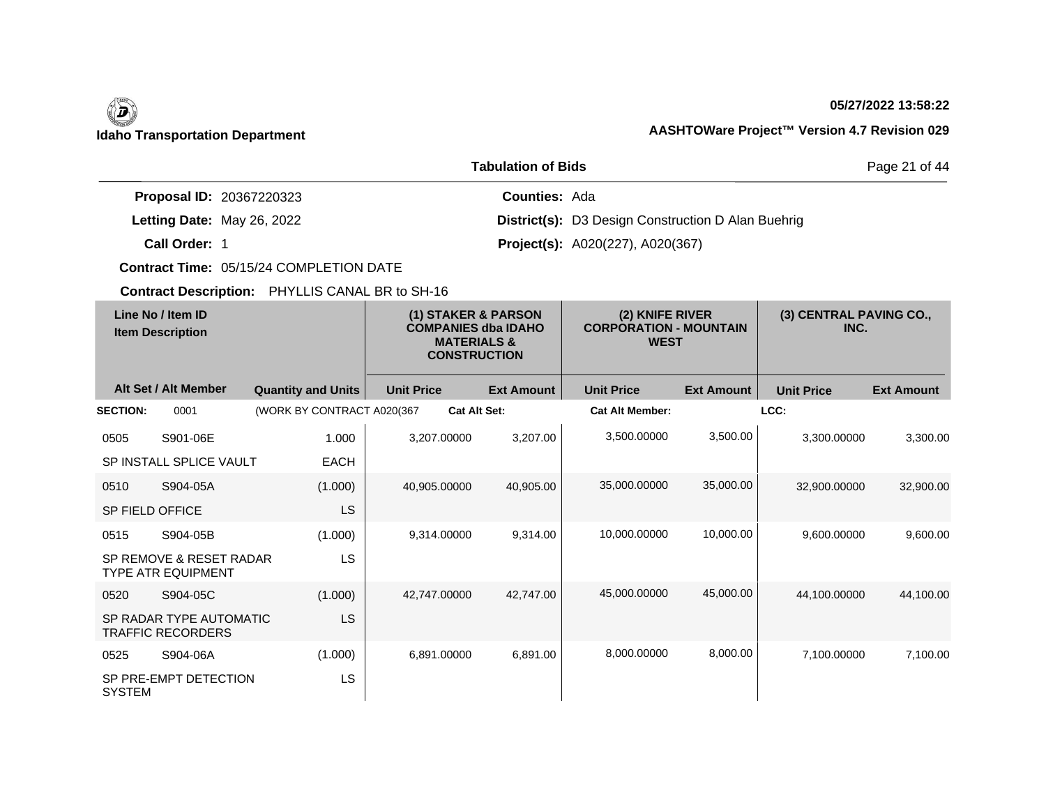**Idaho Transportation Department**

05/27/2022 13:58:22

AASHTOWare Project™ Version 4.7 Revision 029

## Tabulation of Bids

**Proposal ID:** 20367220323  
**Letting Date:** May 26, 2022  
**Call Order:** 1  
**Contract Time:** 05/15/24 COMPLETION DATE  
**Contract Description:** PHYLLIS CANAL BR to SH-16

**Counties:** Ada  
**District(s):** D3 Design Construction D Alan Buehrig  
**Project(s):** A020(227), A020(367)

| Line No / Item ID | Item Description | Alt Set / Alt Member | Quantity and Units | (1) STAKER & PARSON COMPANIES dba IDAHO MATERIALS & CONSTRUCTION Unit Price | (1) Ext Amount | (2) KNIFE RIVER CORPORATION - MOUNTAIN WEST Unit Price | (2) Ext Amount | (3) CENTRAL PAVING CO., INC. Unit Price | (3) Ext Amount |
|---|---|---|---|---|---|---|---|---|---|
| **SECTION:** 0001 | (WORK BY CONTRACT A020(367 | Cat Alt Set: | | Cat Alt Member: | | LCC: | | | |
| 0505 S901-06E | SP INSTALL SPLICE VAULT | | 1.000 EACH | 3,207.00000 | 3,207.00 | 3,500.00000 | 3,500.00 | 3,300.00000 | 3,300.00 |
| 0510 S904-05A | SP FIELD OFFICE | | (1.000) LS | 40,905.00000 | 40,905.00 | 35,000.00000 | 35,000.00 | 32,900.00000 | 32,900.00 |
| 0515 S904-05B | SP REMOVE & RESET RADAR TYPE ATR EQUIPMENT | | (1.000) LS | 9,314.00000 | 9,314.00 | 10,000.00000 | 10,000.00 | 9,600.00000 | 9,600.00 |
| 0520 S904-05C | SP RADAR TYPE AUTOMATIC TRAFFIC RECORDERS | | (1.000) LS | 42,747.00000 | 42,747.00 | 45,000.00000 | 45,000.00 | 44,100.00000 | 44,100.00 |
| 0525 S904-06A | SP PRE-EMPT DETECTION SYSTEM | | (1.000) LS | 6,891.00000 | 6,891.00 | 8,000.00000 | 8,000.00 | 7,100.00000 | 7,100.00 |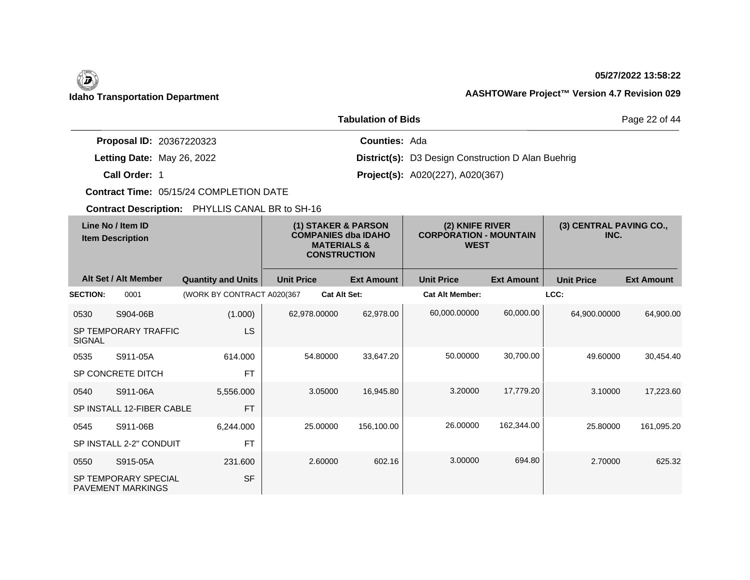**Idaho Transportation Department**

**05/27/2022 13:58:22**

**AASHTOWare Project™ Version 4.7 Revision 029**

**Tabulation of Bids**

**Proposal ID:** 20367220323
**Letting Date:** May 26, 2022
**Call Order:** 1
**Contract Time:** 05/15/24 COMPLETION DATE
**Contract Description:** PHYLLIS CANAL BR to SH-16

**Counties:** Ada
**District(s):** D3 Design Construction D Alan Buehrig
**Project(s):** A020(227), A020(367)

| Line No / Item ID / Item Description | | Quantity and Units | (1) STAKER & PARSON COMPANIES dba IDAHO MATERIALS & CONSTRUCTION Unit Price | Ext Amount | (2) KNIFE RIVER CORPORATION - MOUNTAIN WEST Unit Price | Ext Amount | (3) CENTRAL PAVING CO., INC. Unit Price | Ext Amount |
|---|---|---|---|---|---|---|---|---|
| **SECTION:** 0001 | (WORK BY CONTRACT A020(367 | | **Cat Alt Set:** | | **Cat Alt Member:** | | **LCC:** | |
| 0530 | S904-06B | (1.000) | 62,978.00000 | 62,978.00 | 60,000.00000 | 60,000.00 | 64,900.00000 | 64,900.00 |
| SP TEMPORARY TRAFFIC SIGNAL | | LS | | | | | | |
| 0535 | S911-05A | 614.000 | 54.80000 | 33,647.20 | 50.00000 | 30,700.00 | 49.60000 | 30,454.40 |
| SP CONCRETE DITCH | | FT | | | | | | |
| 0540 | S911-06A | 5,556.000 | 3.05000 | 16,945.80 | 3.20000 | 17,779.20 | 3.10000 | 17,223.60 |
| SP INSTALL 12-FIBER CABLE | | FT | | | | | | |
| 0545 | S911-06B | 6,244.000 | 25.00000 | 156,100.00 | 26.00000 | 162,344.00 | 25.80000 | 161,095.20 |
| SP INSTALL 2-2" CONDUIT | | FT | | | | | | |
| 0550 | S915-05A | 231.600 | 2.60000 | 602.16 | 3.00000 | 694.80 | 2.70000 | 625.32 |
| SP TEMPORARY SPECIAL PAVEMENT MARKINGS | | SF | | | | | | |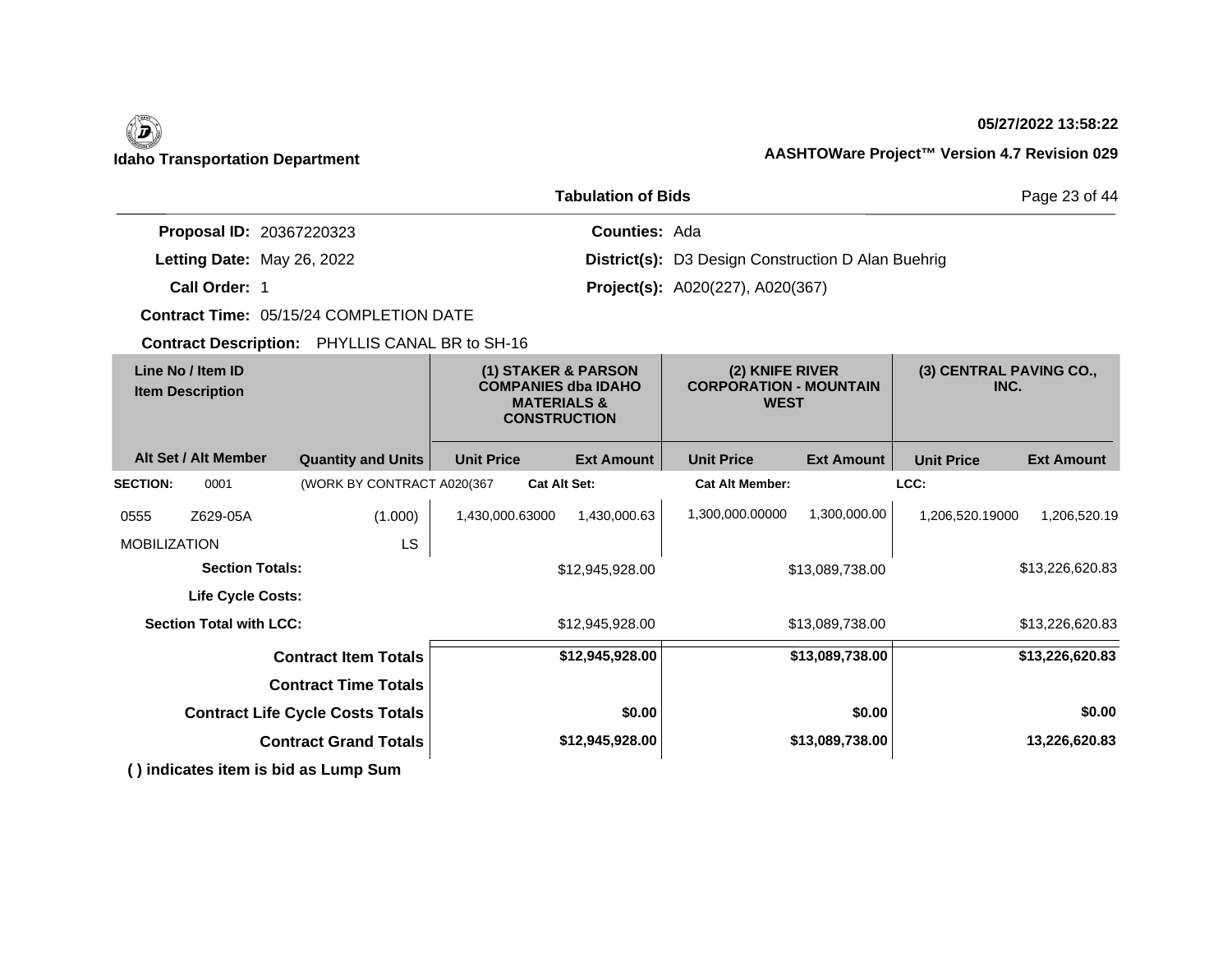**Idaho Transportation Department**

**05/27/2022 13:58:22**

**AASHTOWare Project™ Version 4.7 Revision 029**

**Tabulation of Bids**

**Proposal ID:** 20367220323
**Letting Date:** May 26, 2022
**Call Order:** 1
**Contract Time:** 05/15/24 COMPLETION DATE
**Contract Description:** PHYLLIS CANAL BR to SH-16

**Counties:** Ada
**District(s):** D3 Design Construction D Alan Buehrig
**Project(s):** A020(227), A020(367)

| Line No / Item ID | Item Description | | (1) STAKER & PARSON COMPANIES dba IDAHO MATERIALS & CONSTRUCTION | | (2) KNIFE RIVER CORPORATION - MOUNTAIN WEST | | (3) CENTRAL PAVING CO., INC. | |
|---|---|---|---|---|---|---|---|---|
| Alt Set / Alt Member | | Quantity and Units | Unit Price | Ext Amount | Unit Price | Ext Amount | Unit Price | Ext Amount |
| **SECTION:** 0001 | (WORK BY CONTRACT A020(367 | | **Cat Alt Set:** | | **Cat Alt Member:** | | **LCC:** | |
| 0555 | Z629-05A | (1.000) | 1,430,000.63000 | 1,430,000.63 | 1,300,000.00000 | 1,300,000.00 | 1,206,520.19000 | 1,206,520.19 |
| MOBILIZATION | | LS | | | | | | |
| **Section Totals:** | | | | $12,945,928.00 | | $13,089,738.00 | | $13,226,620.83 |
| **Life Cycle Costs:** | | | | | | | | |
| **Section Total with LCC:** | | | | $12,945,928.00 | | $13,089,738.00 | | $13,226,620.83 |
| **Contract Item Totals** | | | | **$12,945,928.00** | | **$13,089,738.00** | | **$13,226,620.83** |
| **Contract Time Totals** | | | | | | | | |
| **Contract Life Cycle Costs Totals** | | | | **$0.00** | | **$0.00** | | **$0.00** |
| **Contract Grand Totals** | | | | **$12,945,928.00** | | **$13,089,738.00** | | **13,226,620.83** |

**( ) indicates item is bid as Lump Sum**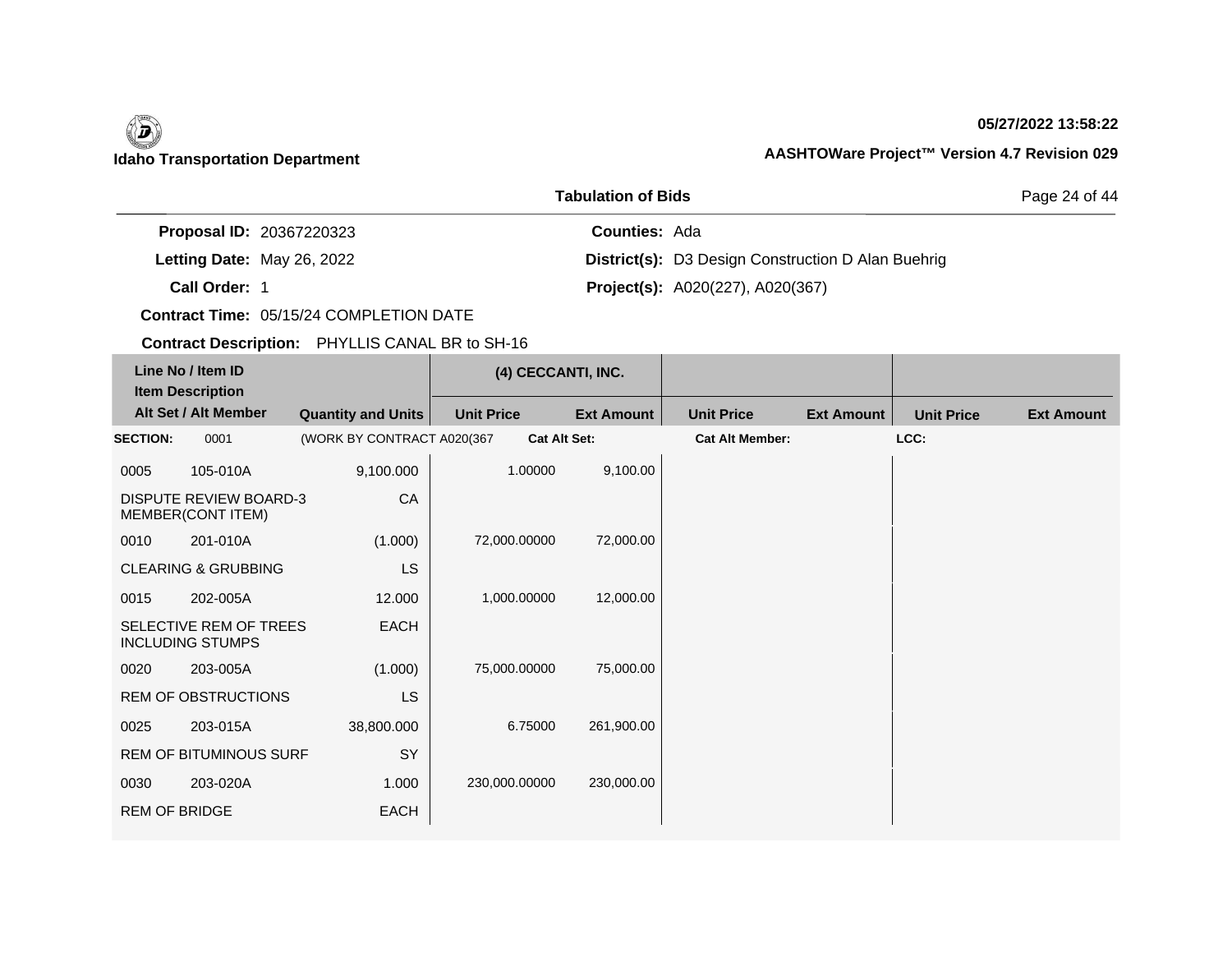**Idaho Transportation Department**

05/27/2022 13:58:22

**AASHTOWare Project™ Version 4.7 Revision 029**

## Tabulation of Bids

**Proposal ID:** 20367220323

**Letting Date:** May 26, 2022

**Call Order:** 1

**Contract Time:** 05/15/24 COMPLETION DATE

**Contract Description:** PHYLLIS CANAL BR to SH-16

**Counties:** Ada

**District(s):** D3 Design Construction D Alan Buehrig

**Project(s):** A020(227), A020(367)

| Line No / Item ID<br>Item Description<br>Alt Set / Alt Member | Quantity and Units | (4) CECCANTI, INC.<br>Unit Price | Ext Amount | Unit Price | Ext Amount | Unit Price | Ext Amount |
|---|---|---|---|---|---|---|---|
| **SECTION:** 0001 | (WORK BY CONTRACT A020(367 | **Cat Alt Set:** | | **Cat Alt Member:** | | **LCC:** | |
| 0005 105-010A<br>DISPUTE REVIEW BOARD-3 MEMBER(CONT ITEM) | 9,100.000<br>CA | 1.00000 | 9,100.00 | | | | |
| 0010 201-010A<br>CLEARING & GRUBBING | (1.000)<br>LS | 72,000.00000 | 72,000.00 | | | | |
| 0015 202-005A<br>SELECTIVE REM OF TREES INCLUDING STUMPS | 12.000<br>EACH | 1,000.00000 | 12,000.00 | | | | |
| 0020 203-005A<br>REM OF OBSTRUCTIONS | (1.000)<br>LS | 75,000.00000 | 75,000.00 | | | | |
| 0025 203-015A<br>REM OF BITUMINOUS SURF | 38,800.000<br>SY | 6.75000 | 261,900.00 | | | | |
| 0030 203-020A<br>REM OF BRIDGE | 1.000<br>EACH | 230,000.00000 | 230,000.00 | | | | |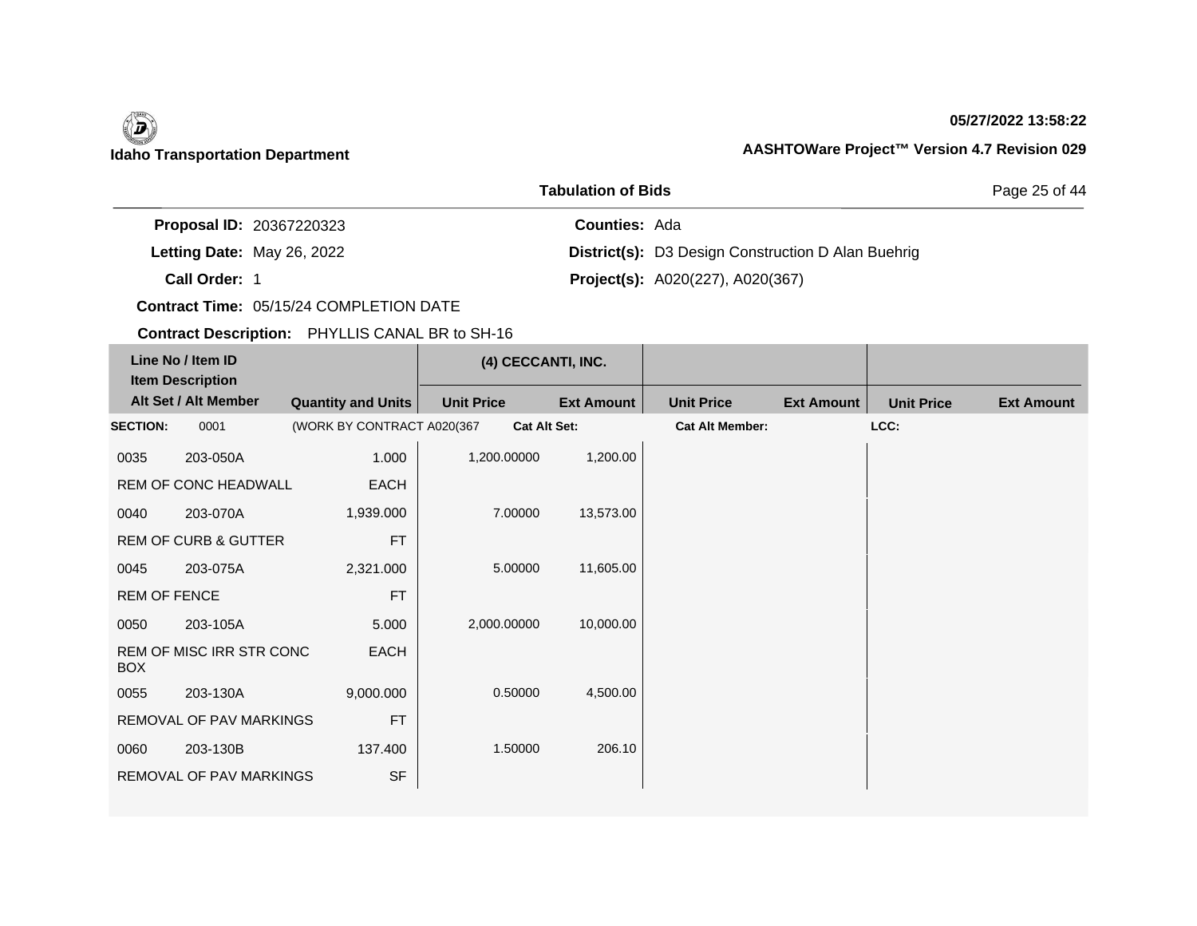**Idaho Transportation Department**

**05/27/2022 13:58:22**

**AASHTOWare Project™ Version 4.7 Revision 029**

**Tabulation of Bids**

**Proposal ID:** 20367220323

**Letting Date:** May 26, 2022

**Call Order:** 1

**Contract Time:** 05/15/24 COMPLETION DATE

**Contract Description:** PHYLLIS CANAL BR to SH-16

**Counties:** Ada

**District(s):** D3 Design Construction D Alan Buehrig

**Project(s):** A020(227), A020(367)

| Line No / Item ID | Item Description | Alt Set / Alt Member | Quantity and Units | (4) CECCANTI, INC. Unit Price | Ext Amount | Unit Price | Ext Amount | Unit Price | Ext Amount |
|---|---|---|---|---|---|---|---|---|---|
| **SECTION:** 0001 | (WORK BY CONTRACT A020(367 | | | **Cat Alt Set:** | | **Cat Alt Member:** | | **LCC:** | |
| 0035 203-050A | REM OF CONC HEADWALL | | 1.000 EACH | 1,200.00000 | 1,200.00 | | | | |
| 0040 203-070A | REM OF CURB & GUTTER | | 1,939.000 FT | 7.00000 | 13,573.00 | | | | |
| 0045 203-075A | REM OF FENCE | | 2,321.000 FT | 5.00000 | 11,605.00 | | | | |
| 0050 203-105A | REM OF MISC IRR STR CONC BOX | | 5.000 EACH | 2,000.00000 | 10,000.00 | | | | |
| 0055 203-130A | REMOVAL OF PAV MARKINGS | | 9,000.000 FT | 0.50000 | 4,500.00 | | | | |
| 0060 203-130B | REMOVAL OF PAV MARKINGS | | 137.400 SF | 1.50000 | 206.10 | | | | |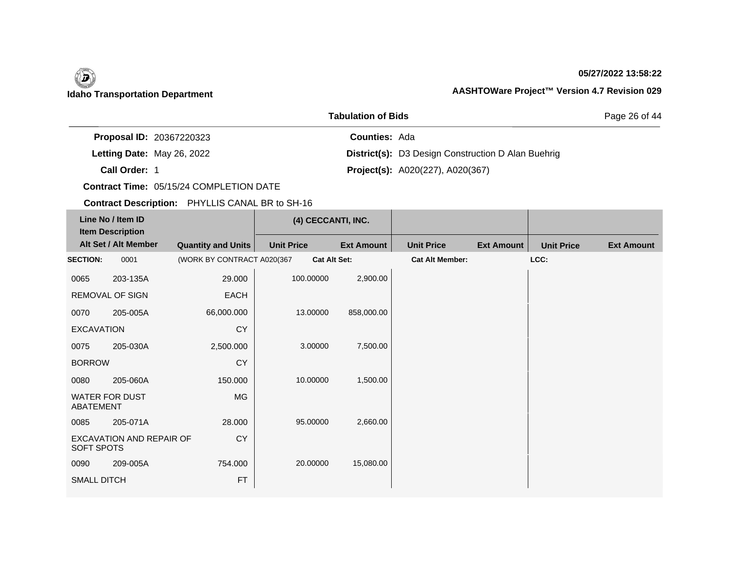**Idaho Transportation Department**

**05/27/2022 13:58:22**

**AASHTOWare Project™ Version 4.7 Revision 029**

## Tabulation of Bids

**Proposal ID:** 20367220323

**Letting Date:** May 26, 2022

**Call Order:** 1

**Contract Time:** 05/15/24 COMPLETION DATE

**Contract Description:** PHYLLIS CANAL BR to SH-16

**Counties:** Ada

**District(s):** D3 Design Construction D Alan Buehrig

**Project(s):** A020(227), A020(367)

| Line No / Item ID | Item Description | Alt Set / Alt Member | Quantity and Units | (4) CECCANTI, INC. Unit Price | (4) CECCANTI, INC. Ext Amount | Unit Price | Ext Amount | Unit Price | Ext Amount |
|---|---|---|---|---|---|---|---|---|---|
| **SECTION:** 0001 | (WORK BY CONTRACT A020(367 | | | **Cat Alt Set:** | | **Cat Alt Member:** | | **LCC:** | |
| 0065 203-135A | REMOVAL OF SIGN | | 29.000 EACH | 100.00000 | 2,900.00 | | | | |
| 0070 205-005A | EXCAVATION | | 66,000.000 CY | 13.00000 | 858,000.00 | | | | |
| 0075 205-030A | BORROW | | 2,500.000 CY | 3.00000 | 7,500.00 | | | | |
| 0080 205-060A | WATER FOR DUST ABATEMENT | | 150.000 MG | 10.00000 | 1,500.00 | | | | |
| 0085 205-071A | EXCAVATION AND REPAIR OF SOFT SPOTS | | 28.000 CY | 95.00000 | 2,660.00 | | | | |
| 0090 209-005A | SMALL DITCH | | 754.000 FT | 20.00000 | 15,080.00 | | | | |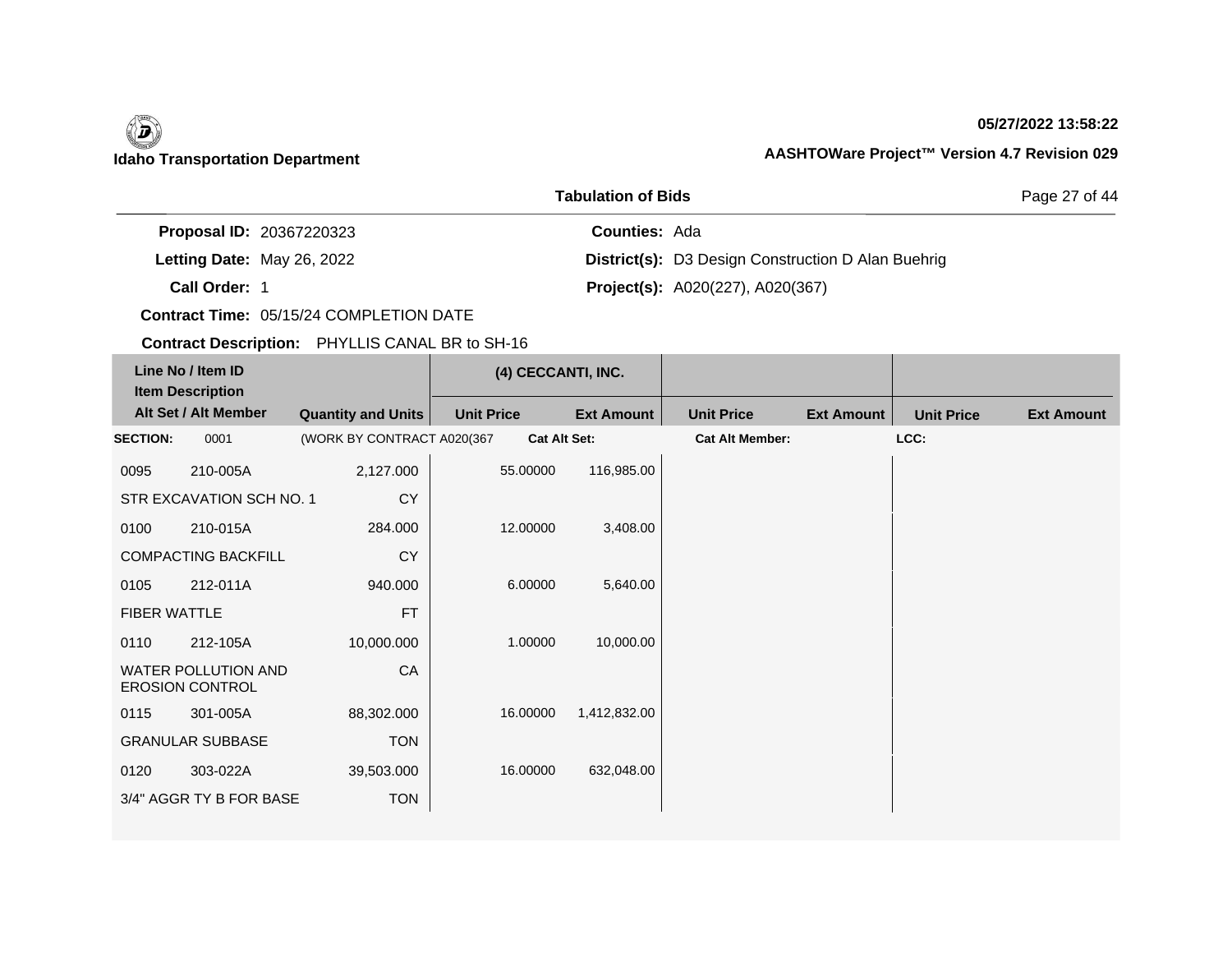**Idaho Transportation Department**

**05/27/2022 13:58:22**

**AASHTOWare Project™ Version 4.7 Revision 029**

**Tabulation of Bids**

**Proposal ID:** 20367220323
**Letting Date:** May 26, 2022
**Call Order:** 1
**Contract Time:** 05/15/24 COMPLETION DATE
**Contract Description:** PHYLLIS CANAL BR to SH-16

**Counties:** Ada
**District(s):** D3 Design Construction D Alan Buehrig
**Project(s):** A020(227), A020(367)

| Line No / Item ID | Item Description | Alt Set / Alt Member | Quantity and Units | (4) CECCANTI, INC. Unit Price | (4) CECCANTI, INC. Ext Amount | Unit Price | Ext Amount | Unit Price | Ext Amount |
|---|---|---|---|---|---|---|---|---|---|
| **SECTION:** 0001 | (WORK BY CONTRACT A020(367 | | | **Cat Alt Set:** | | **Cat Alt Member:** | | **LCC:** | |
| 0095 210-005A | STR EXCAVATION SCH NO. 1 | | 2,127.000 CY | 55.00000 | 116,985.00 | | | | |
| 0100 210-015A | COMPACTING BACKFILL | | 284.000 CY | 12.00000 | 3,408.00 | | | | |
| 0105 212-011A | FIBER WATTLE | | 940.000 FT | 6.00000 | 5,640.00 | | | | |
| 0110 212-105A | WATER POLLUTION AND EROSION CONTROL | | 10,000.000 CA | 1.00000 | 10,000.00 | | | | |
| 0115 301-005A | GRANULAR SUBBASE | | 88,302.000 TON | 16.00000 | 1,412,832.00 | | | | |
| 0120 303-022A | 3/4" AGGR TY B FOR BASE | | 39,503.000 TON | 16.00000 | 632,048.00 | | | | |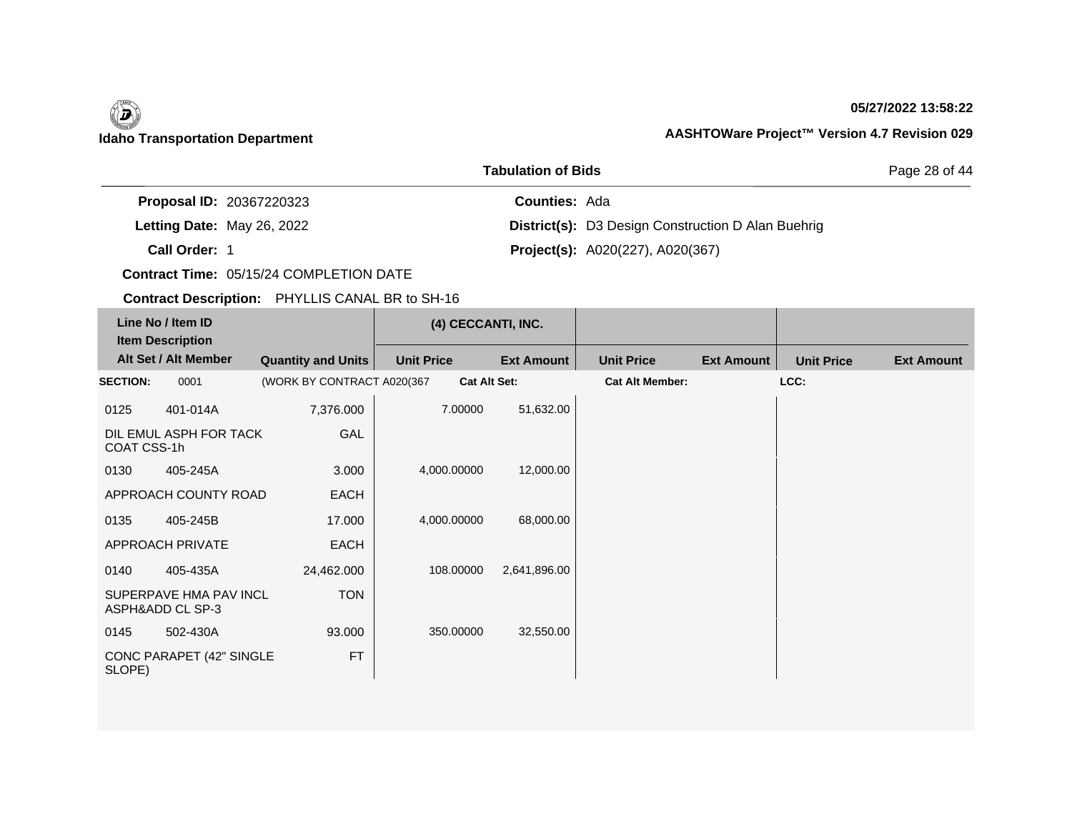**Idaho Transportation Department**

**05/27/2022 13:58:22**

**AASHTOWare Project™ Version 4.7 Revision 029**

**Tabulation of Bids**

**Proposal ID:** 20367220323
**Letting Date:** May 26, 2022
**Call Order:** 1
**Contract Time:** 05/15/24 COMPLETION DATE
**Contract Description:** PHYLLIS CANAL BR to SH-16

**Counties:** Ada
**District(s):** D3 Design Construction D Alan Buehrig
**Project(s):** A020(227), A020(367)

| Line No / Item ID / Item Description / Alt Set / Alt Member | Quantity and Units | (4) CECCANTI, INC. Unit Price | (4) CECCANTI, INC. Ext Amount | Unit Price | Ext Amount | Unit Price | Ext Amount |
|---|---|---|---|---|---|---|---|
| **SECTION:** 0001 (WORK BY CONTRACT A020(367 | | **Cat Alt Set:** | | **Cat Alt Member:** | | **LCC:** | |
| 0125 401-014A DIL EMUL ASPH FOR TACK COAT CSS-1h | 7,376.000 GAL | 7.00000 | 51,632.00 | | | | |
| 0130 405-245A APPROACH COUNTY ROAD | 3.000 EACH | 4,000.00000 | 12,000.00 | | | | |
| 0135 405-245B APPROACH PRIVATE | 17.000 EACH | 4,000.00000 | 68,000.00 | | | | |
| 0140 405-435A SUPERPAVE HMA PAV INCL ASPH&ADD CL SP-3 | 24,462.000 TON | 108.00000 | 2,641,896.00 | | | | |
| 0145 502-430A CONC PARAPET (42" SINGLE SLOPE) | 93.000 FT | 350.00000 | 32,550.00 | | | | |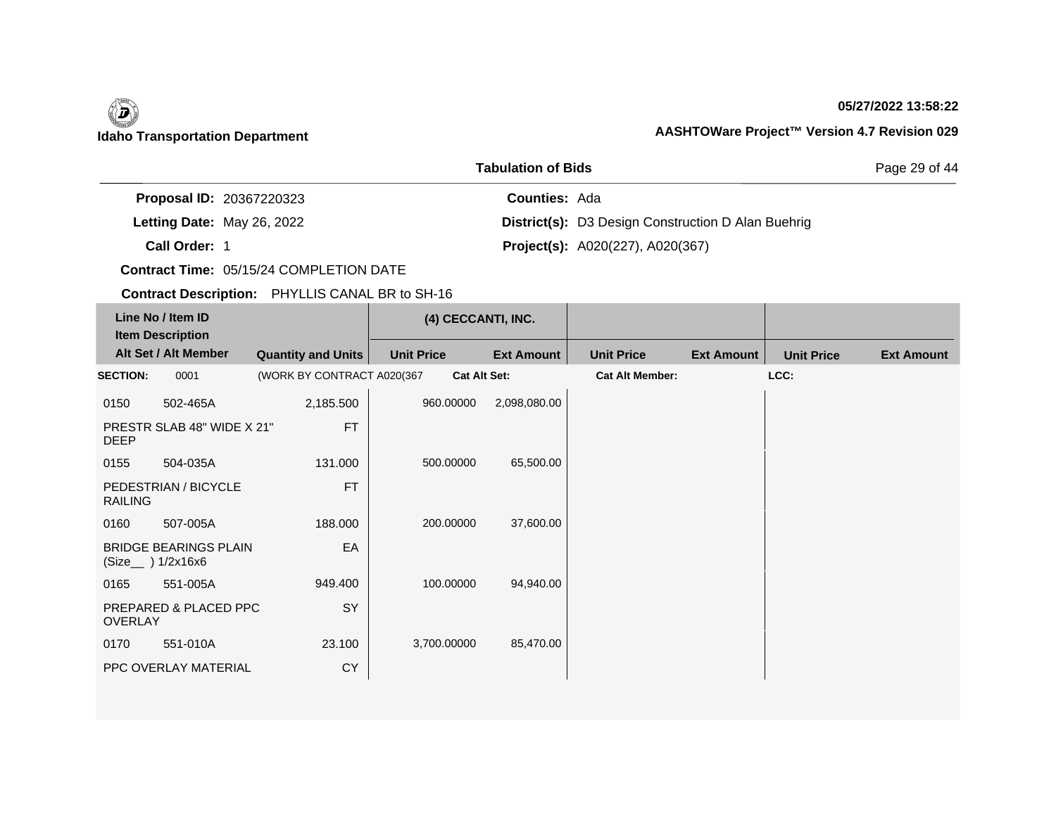**Idaho Transportation Department**

**05/27/2022 13:58:22**

**AASHTOWare Project™ Version 4.7 Revision 029**

**Tabulation of Bids**

**Proposal ID:** 20367220323
**Letting Date:** May 26, 2022
**Call Order:** 1
**Contract Time:** 05/15/24 COMPLETION DATE
**Contract Description:** PHYLLIS CANAL BR to SH-16

**Counties:** Ada
**District(s):** D3 Design Construction D Alan Buehrig
**Project(s):** A020(227), A020(367)

| Line No / Item ID | Item Description | Alt Set / Alt Member | Quantity and Units | (4) CECCANTI, INC. Unit Price | Ext Amount | Unit Price | Ext Amount | Unit Price | Ext Amount |
|---|---|---|---|---|---|---|---|---|---|
| **SECTION:** 0001 | (WORK BY CONTRACT A020(367 | | | **Cat Alt Set:** | | **Cat Alt Member:** | | **LCC:** | |
| 0150 502-465A | PRESTR SLAB 48" WIDE X 21" DEEP | | 2,185.500 FT | 960.00000 | 2,098,080.00 | | | | |
| 0155 504-035A | PEDESTRIAN / BICYCLE RAILING | | 131.000 FT | 500.00000 | 65,500.00 | | | | |
| 0160 507-005A | BRIDGE BEARINGS PLAIN (Size__ ) 1/2x16x6 | | 188.000 EA | 200.00000 | 37,600.00 | | | | |
| 0165 551-005A | PREPARED & PLACED PPC OVERLAY | | 949.400 SY | 100.00000 | 94,940.00 | | | | |
| 0170 551-010A | PPC OVERLAY MATERIAL | | 23.100 CY | 3,700.00000 | 85,470.00 | | | | |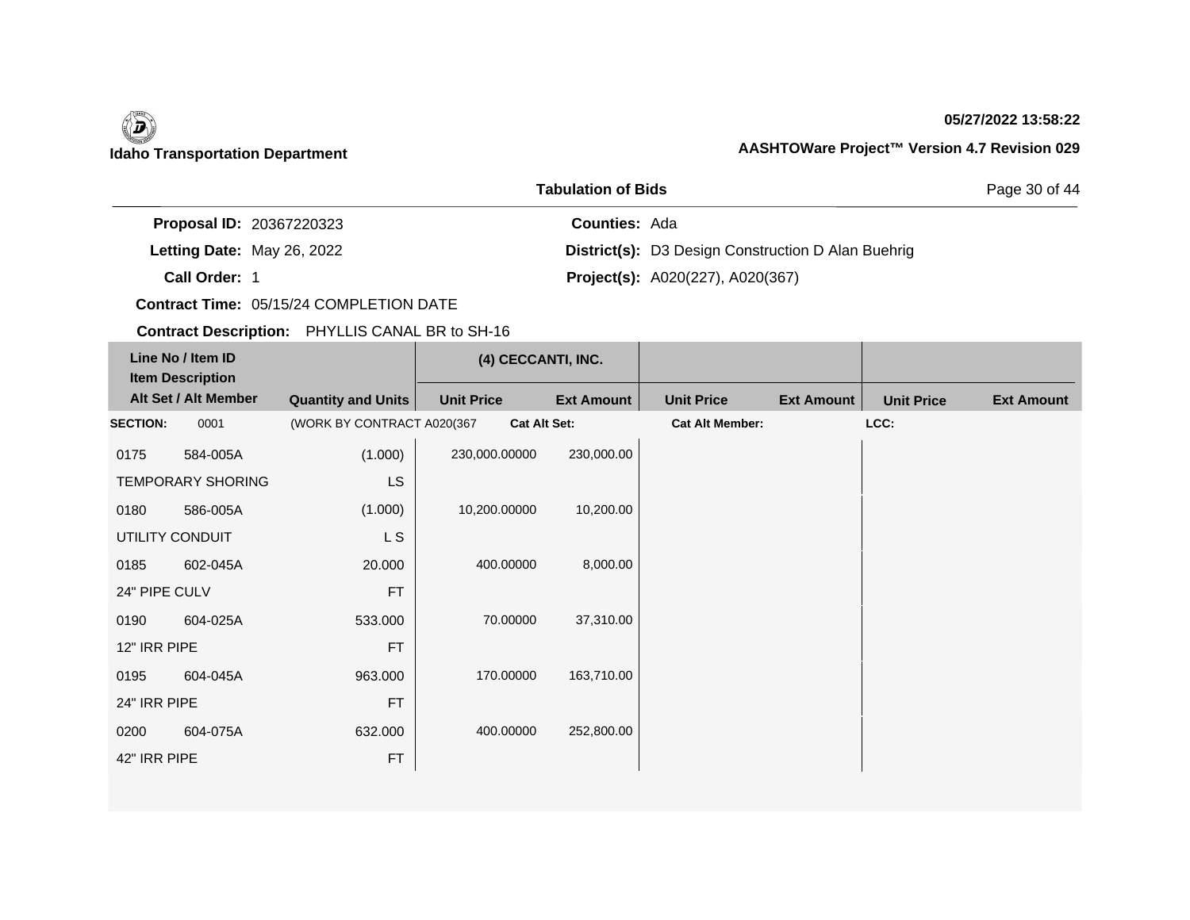**Idaho Transportation Department**

**05/27/2022 13:58:22**

**AASHTOWare Project™ Version 4.7 Revision 029**

**Tabulation of Bids**

**Proposal ID:** 20367220323
**Letting Date:** May 26, 2022
**Call Order:** 1
**Contract Time:** 05/15/24 COMPLETION DATE
**Contract Description:** PHYLLIS CANAL BR to SH-16

**Counties:** Ada
**District(s):** D3 Design Construction D Alan Buehrig
**Project(s):** A020(227), A020(367)

| Line No / Item ID<br>Item Description<br>Alt Set / Alt Member | Quantity and Units | (4) CECCANTI, INC. Unit Price | Ext Amount | Unit Price | Ext Amount | Unit Price | Ext Amount |
|---|---|---|---|---|---|---|---|
| **SECTION:** 0001 | (WORK BY CONTRACT A020(367 | **Cat Alt Set:** | | **Cat Alt Member:** | | **LCC:** | |
| 0175 584-005A<br>TEMPORARY SHORING | (1.000)<br>LS | 230,000.00000 | 230,000.00 | | | | |
| 0180 586-005A<br>UTILITY CONDUIT | (1.000)<br>L S | 10,200.00000 | 10,200.00 | | | | |
| 0185 602-045A<br>24" PIPE CULV | 20.000<br>FT | 400.00000 | 8,000.00 | | | | |
| 0190 604-025A<br>12" IRR PIPE | 533.000<br>FT | 70.00000 | 37,310.00 | | | | |
| 0195 604-045A<br>24" IRR PIPE | 963.000<br>FT | 170.00000 | 163,710.00 | | | | |
| 0200 604-075A<br>42" IRR PIPE | 632.000<br>FT | 400.00000 | 252,800.00 | | | | |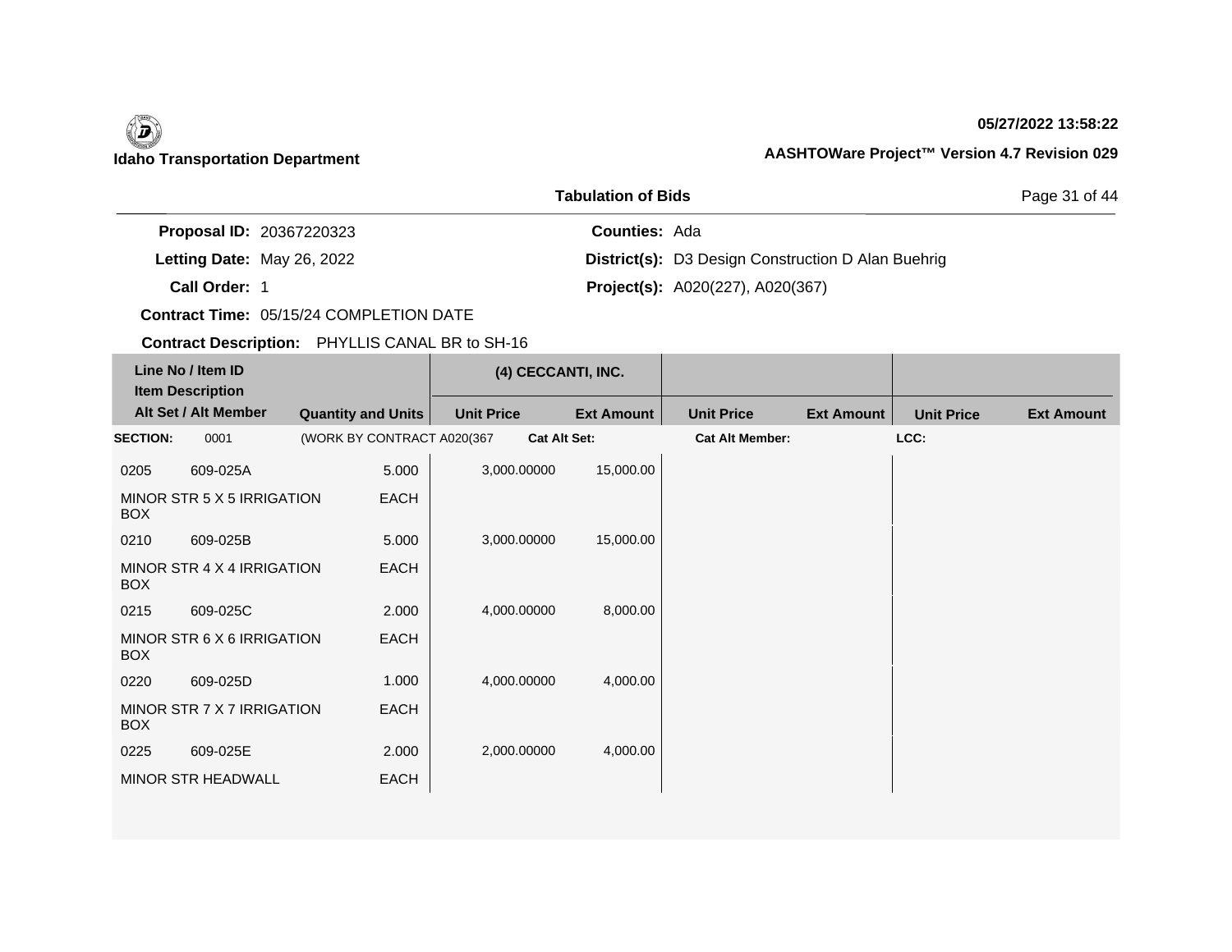**Idaho Transportation Department**

**05/27/2022 13:58:22**

**AASHTOWare Project™ Version 4.7 Revision 029**

**Tabulation of Bids**

**Proposal ID:** 20367220323
**Letting Date:** May 26, 2022
**Call Order:** 1
**Contract Time:** 05/15/24 COMPLETION DATE
**Contract Description:** PHYLLIS CANAL BR to SH-16

**Counties:** Ada
**District(s):** D3 Design Construction D Alan Buehrig
**Project(s):** A020(227), A020(367)

| Line No / Item ID | Item Description / Alt Set / Alt Member | Quantity and Units | (4) CECCANTI, INC. Unit Price | (4) CECCANTI, INC. Ext Amount | Unit Price | Ext Amount | Unit Price | Ext Amount |
|---|---|---|---|---|---|---|---|---|
| **SECTION:** 0001 | (WORK BY CONTRACT A020(367 | | **Cat Alt Set:** | | **Cat Alt Member:** | | **LCC:** | |
| 0205 609-025A | MINOR STR 5 X 5 IRRIGATION BOX | 5.000 EACH | 3,000.00000 | 15,000.00 | | | | |
| 0210 609-025B | MINOR STR 4 X 4 IRRIGATION BOX | 5.000 EACH | 3,000.00000 | 15,000.00 | | | | |
| 0215 609-025C | MINOR STR 6 X 6 IRRIGATION BOX | 2.000 EACH | 4,000.00000 | 8,000.00 | | | | |
| 0220 609-025D | MINOR STR 7 X 7 IRRIGATION BOX | 1.000 EACH | 4,000.00000 | 4,000.00 | | | | |
| 0225 609-025E | MINOR STR HEADWALL | 2.000 EACH | 2,000.00000 | 4,000.00 | | | | |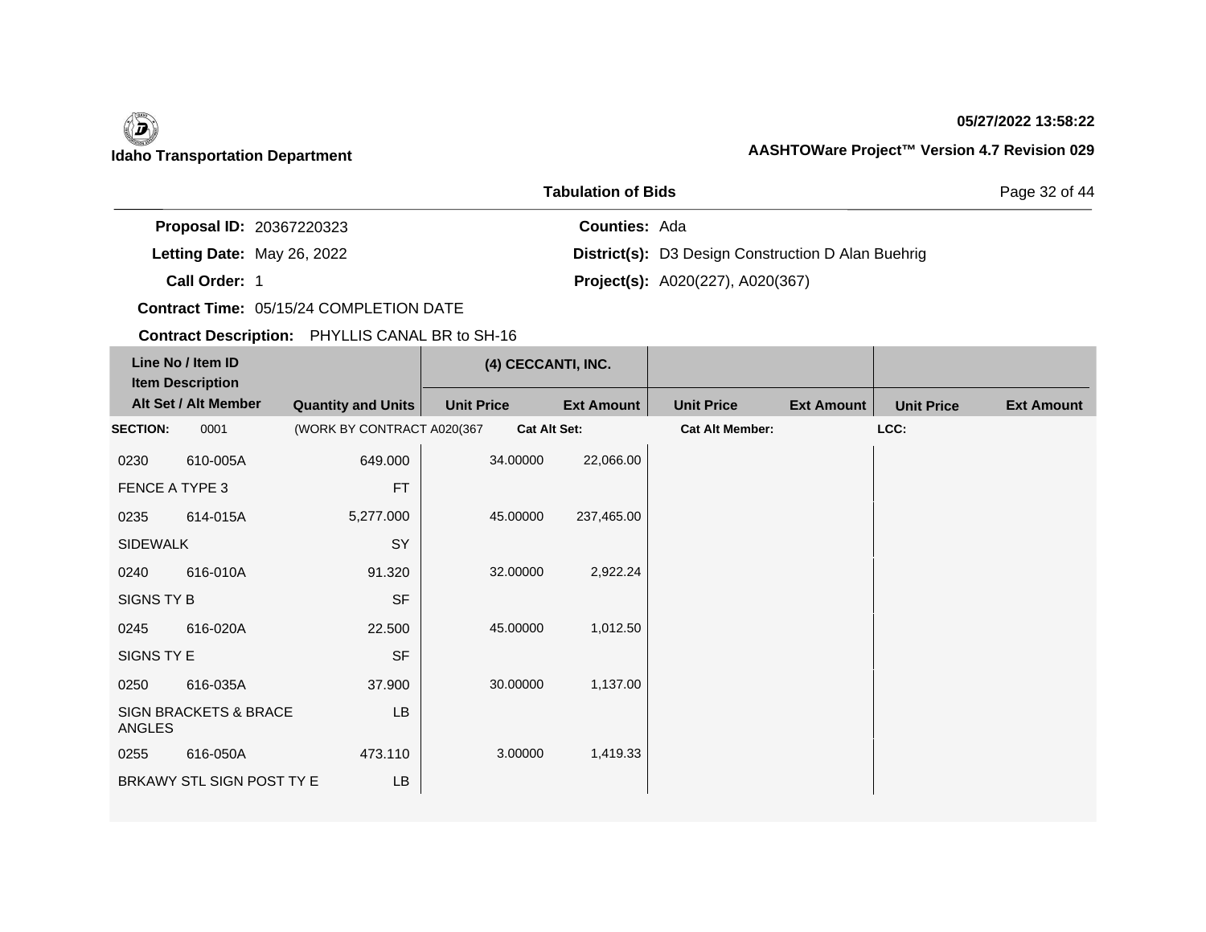**Idaho Transportation Department**

05/27/2022 13:58:22

AASHTOWare Project™ Version 4.7 Revision 029

## Tabulation of Bids

**Proposal ID:** 20367220323
**Letting Date:** May 26, 2022
**Call Order:** 1
**Contract Time:** 05/15/24 COMPLETION DATE
**Contract Description:** PHYLLIS CANAL BR to SH-16

**Counties:** Ada
**District(s):** D3 Design Construction D Alan Buehrig
**Project(s):** A020(227), A020(367)

| Line No / Item ID / Item Description / Alt Set / Alt Member | | Quantity and Units | (4) CECCANTI, INC. Unit Price | Ext Amount | Unit Price | Ext Amount | Unit Price | Ext Amount |
|---|---|---|---|---|---|---|---|---|
| **SECTION:** | 0001 | (WORK BY CONTRACT A020(367 | Cat Alt Set: | | Cat Alt Member: | | LCC: | |
| 0230 | 610-005A | 649.000 | 34.00000 | 22,066.00 | | | | |
| FENCE A TYPE 3 | | FT | | | | | | |
| 0235 | 614-015A | 5,277.000 | 45.00000 | 237,465.00 | | | | |
| SIDEWALK | | SY | | | | | | |
| 0240 | 616-010A | 91.320 | 32.00000 | 2,922.24 | | | | |
| SIGNS TY B | | SF | | | | | | |
| 0245 | 616-020A | 22.500 | 45.00000 | 1,012.50 | | | | |
| SIGNS TY E | | SF | | | | | | |
| 0250 | 616-035A | 37.900 | 30.00000 | 1,137.00 | | | | |
| SIGN BRACKETS & BRACE ANGLES | | LB | | | | | | |
| 0255 | 616-050A | 473.110 | 3.00000 | 1,419.33 | | | | |
| BRKAWY STL SIGN POST TY E | | LB | | | | | | |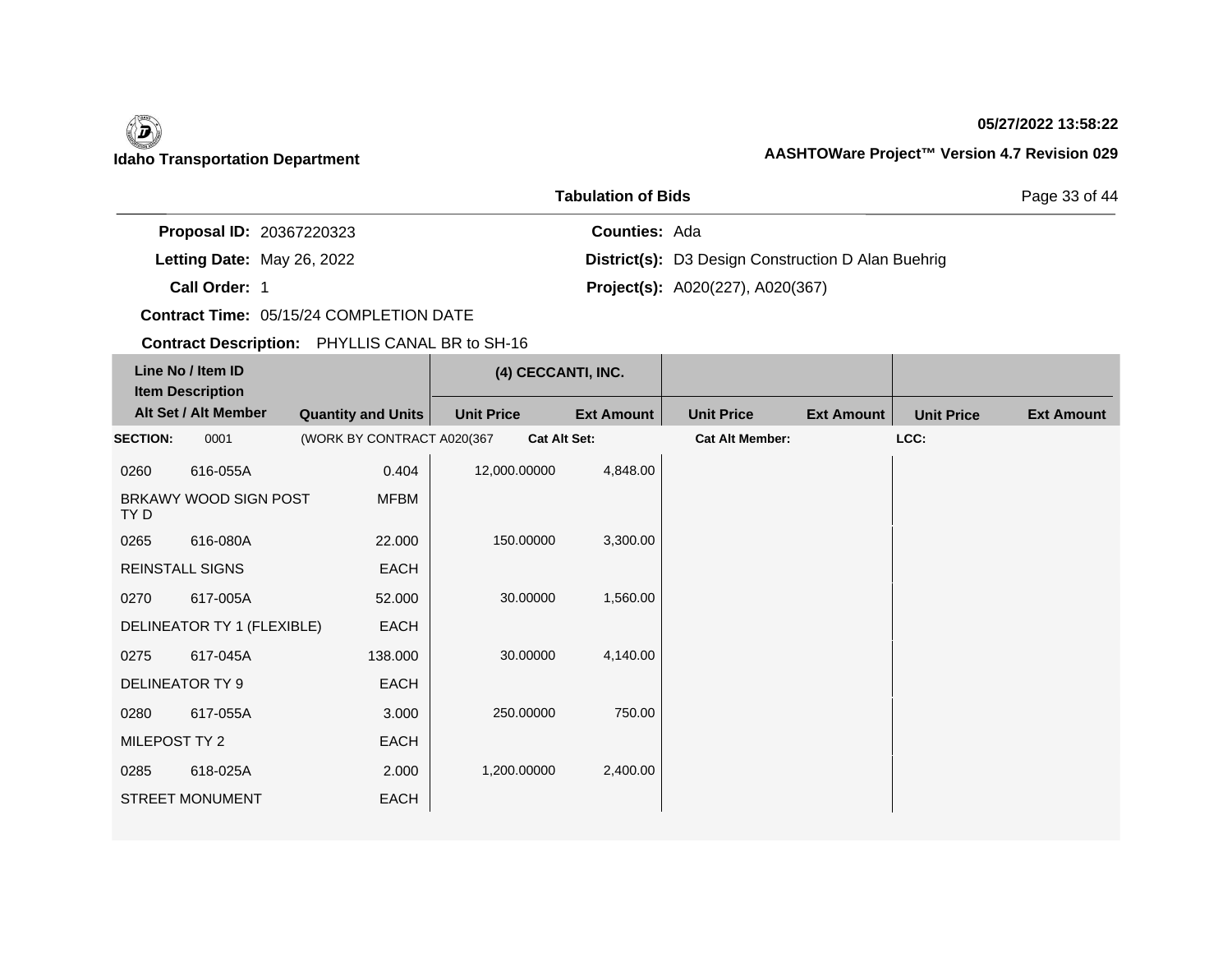**Idaho Transportation Department**

**05/27/2022 13:58:22**

**AASHTOWare Project™ Version 4.7 Revision 029**

**Tabulation of Bids**

**Proposal ID:** 20367220323
**Letting Date:** May 26, 2022
**Call Order:** 1
**Contract Time:** 05/15/24 COMPLETION DATE
**Contract Description:** PHYLLIS CANAL BR to SH-16

**Counties:** Ada
**District(s):** D3 Design Construction D Alan Buehrig
**Project(s):** A020(227), A020(367)

| Line No / Item ID<br>Item Description<br>Alt Set / Alt Member | Quantity and Units | (4) CECCANTI, INC.<br>Unit Price | Ext Amount | Unit Price | Ext Amount | Unit Price | Ext Amount |
|---|---|---|---|---|---|---|---|
| **SECTION:** 0001 | (WORK BY CONTRACT A020(367 | **Cat Alt Set:** | | **Cat Alt Member:** | | **LCC:** | |
| 0260 616-055A<br>BRKAWY WOOD SIGN POST TY D | 0.404<br>MFBM | 12,000.00000 | 4,848.00 | | | | |
| 0265 616-080A<br>REINSTALL SIGNS | 22.000<br>EACH | 150.00000 | 3,300.00 | | | | |
| 0270 617-005A<br>DELINEATOR TY 1 (FLEXIBLE) | 52.000<br>EACH | 30.00000 | 1,560.00 | | | | |
| 0275 617-045A<br>DELINEATOR TY 9 | 138.000<br>EACH | 30.00000 | 4,140.00 | | | | |
| 0280 617-055A<br>MILEPOST TY 2 | 3.000<br>EACH | 250.00000 | 750.00 | | | | |
| 0285 618-025A<br>STREET MONUMENT | 2.000<br>EACH | 1,200.00000 | 2,400.00 | | | | |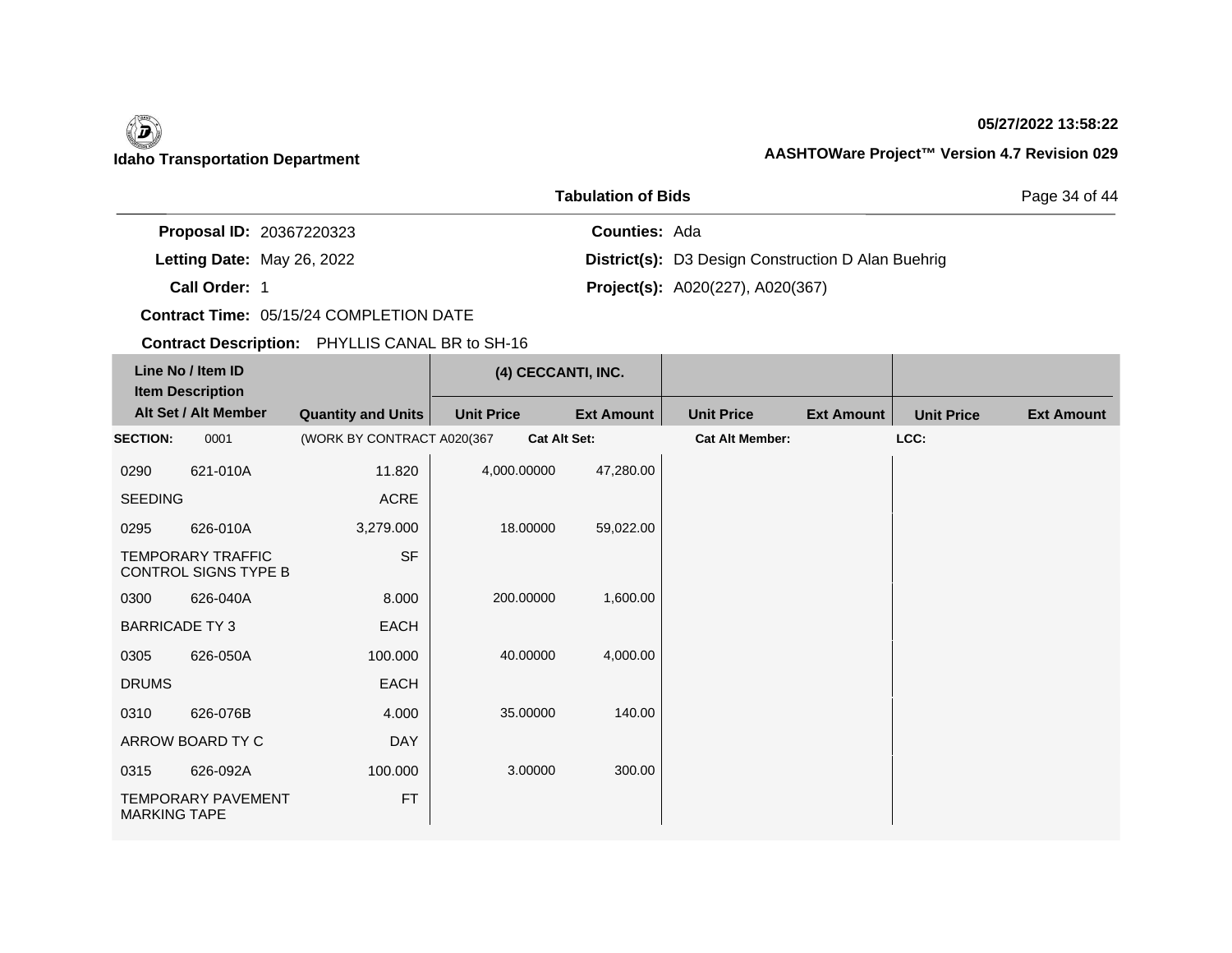**Idaho Transportation Department**

**05/27/2022 13:58:22**

**AASHTOWare Project™ Version 4.7 Revision 029**

## Tabulation of Bids

**Proposal ID:** 20367220323
**Letting Date:** May 26, 2022
**Call Order:** 1
**Contract Time:** 05/15/24 COMPLETION DATE
**Contract Description:** PHYLLIS CANAL BR to SH-16

**Counties:** Ada
**District(s):** D3 Design Construction D Alan Buehrig
**Project(s):** A020(227), A020(367)

| Line No / Item ID / Item Description / Alt Set / Alt Member | | Quantity and Units | (4) CECCANTI, INC. Unit Price | Ext Amount | Unit Price | Ext Amount | Unit Price | Ext Amount |
|---|---|---|---|---|---|---|---|---|
| **SECTION:** | 0001 | (WORK BY CONTRACT A020(367 | **Cat Alt Set:** | | **Cat Alt Member:** | | **LCC:** | |
| 0290 | 621-010A | 11.820 | 4,000.00000 | 47,280.00 | | | | |
| SEEDING | | ACRE | | | | | | |
| 0295 | 626-010A | 3,279.000 | 18.00000 | 59,022.00 | | | | |
| TEMPORARY TRAFFIC CONTROL SIGNS TYPE B | | SF | | | | | | |
| 0300 | 626-040A | 8.000 | 200.00000 | 1,600.00 | | | | |
| BARRICADE TY 3 | | EACH | | | | | | |
| 0305 | 626-050A | 100.000 | 40.00000 | 4,000.00 | | | | |
| DRUMS | | EACH | | | | | | |
| 0310 | 626-076B | 4.000 | 35.00000 | 140.00 | | | | |
| ARROW BOARD TY C | | DAY | | | | | | |
| 0315 | 626-092A | 100.000 | 3.00000 | 300.00 | | | | |
| TEMPORARY PAVEMENT MARKING TAPE | | FT | | | | | | |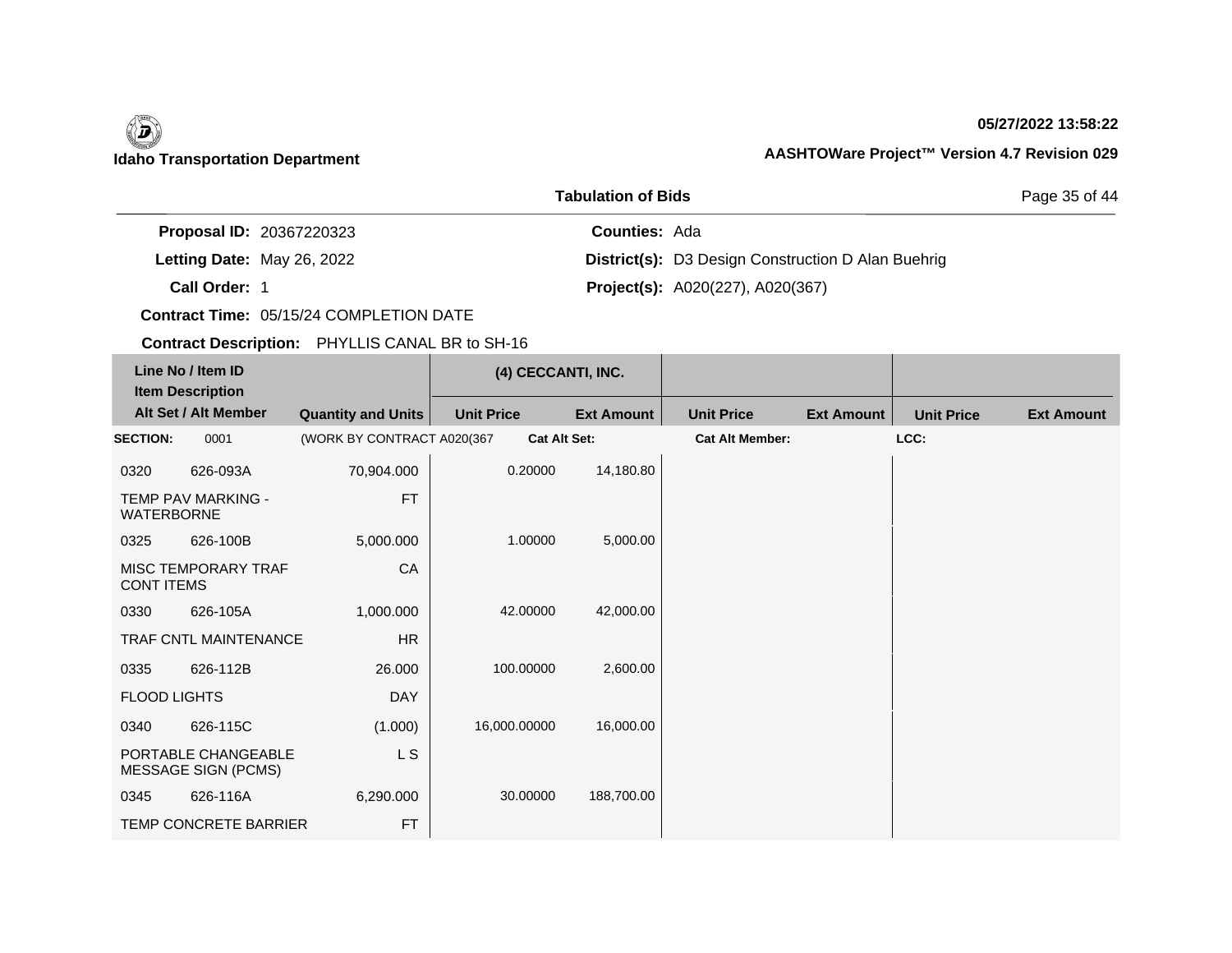**Idaho Transportation Department**

**05/27/2022 13:58:22**

**AASHTOWare Project™ Version 4.7 Revision 029**

**Tabulation of Bids**

**Proposal ID:** 20367220323
**Letting Date:** May 26, 2022
**Call Order:** 1
**Contract Time:** 05/15/24 COMPLETION DATE
**Contract Description:** PHYLLIS CANAL BR to SH-16

**Counties:** Ada
**District(s):** D3 Design Construction D Alan Buehrig
**Project(s):** A020(227), A020(367)

| Line No / Item ID | Item Description / Alt Set / Alt Member | Quantity and Units | (4) CECCANTI, INC. Unit Price | Ext Amount | Unit Price | Ext Amount | Unit Price | Ext Amount |
|---|---|---|---|---|---|---|---|---|
| **SECTION:** 0001 | (WORK BY CONTRACT A020(367 | | **Cat Alt Set:** | | **Cat Alt Member:** | | **LCC:** | |
| 0320 626-093A | TEMP PAV MARKING - WATERBORNE | 70,904.000 FT | 0.20000 | 14,180.80 | | | | |
| 0325 626-100B | MISC TEMPORARY TRAF CONT ITEMS | 5,000.000 CA | 1.00000 | 5,000.00 | | | | |
| 0330 626-105A | TRAF CNTL MAINTENANCE | 1,000.000 HR | 42.00000 | 42,000.00 | | | | |
| 0335 626-112B | FLOOD LIGHTS | 26.000 DAY | 100.00000 | 2,600.00 | | | | |
| 0340 626-115C | PORTABLE CHANGEABLE MESSAGE SIGN (PCMS) | (1.000) L S | 16,000.00000 | 16,000.00 | | | | |
| 0345 626-116A | TEMP CONCRETE BARRIER | 6,290.000 FT | 30.00000 | 188,700.00 | | | | |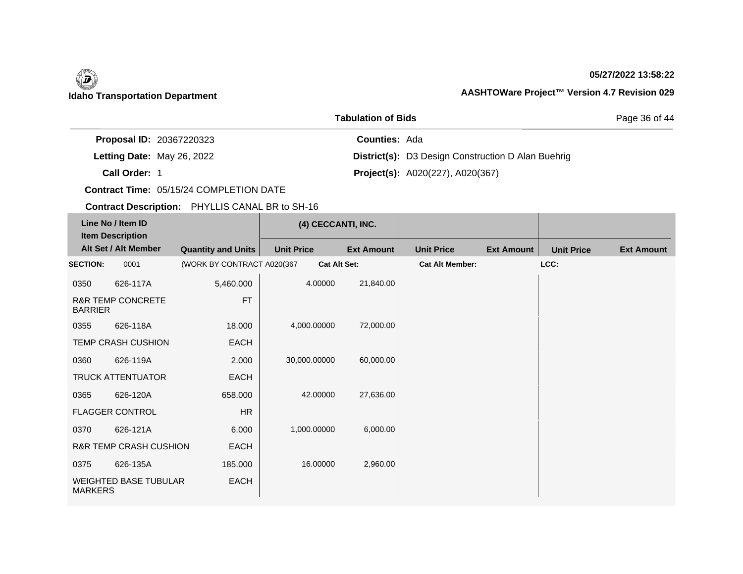**Idaho Transportation Department**

**05/27/2022 13:58:22**

**AASHTOWare Project™ Version 4.7 Revision 029**

## Tabulation of Bids

**Proposal ID:** 20367220323
**Letting Date:** May 26, 2022
**Call Order:** 1
**Contract Time:** 05/15/24 COMPLETION DATE
**Contract Description:** PHYLLIS CANAL BR to SH-16

**Counties:** Ada
**District(s):** D3 Design Construction D Alan Buehrig
**Project(s):** A020(227), A020(367)

| Line No / Item ID | Item Description / Alt Set / Alt Member | Quantity and Units | (4) CECCANTI, INC. Unit Price | (4) CECCANTI, INC. Ext Amount | Unit Price | Ext Amount | Unit Price | Ext Amount |
|---|---|---|---|---|---|---|---|---|
| **SECTION:** 0001 | (WORK BY CONTRACT A020(367 | | **Cat Alt Set:** | | **Cat Alt Member:** | | **LCC:** | |
| 0350 626-117A | R&R TEMP CONCRETE BARRIER | 5,460.000 FT | 4.00000 | 21,840.00 | | | | |
| 0355 626-118A | TEMP CRASH CUSHION | 18.000 EACH | 4,000.00000 | 72,000.00 | | | | |
| 0360 626-119A | TRUCK ATTENTUATOR | 2.000 EACH | 30,000.00000 | 60,000.00 | | | | |
| 0365 626-120A | FLAGGER CONTROL | 658.000 HR | 42.00000 | 27,636.00 | | | | |
| 0370 626-121A | R&R TEMP CRASH CUSHION | 6.000 EACH | 1,000.00000 | 6,000.00 | | | | |
| 0375 626-135A | WEIGHTED BASE TUBULAR MARKERS | 185.000 EACH | 16.00000 | 2,960.00 | | | | |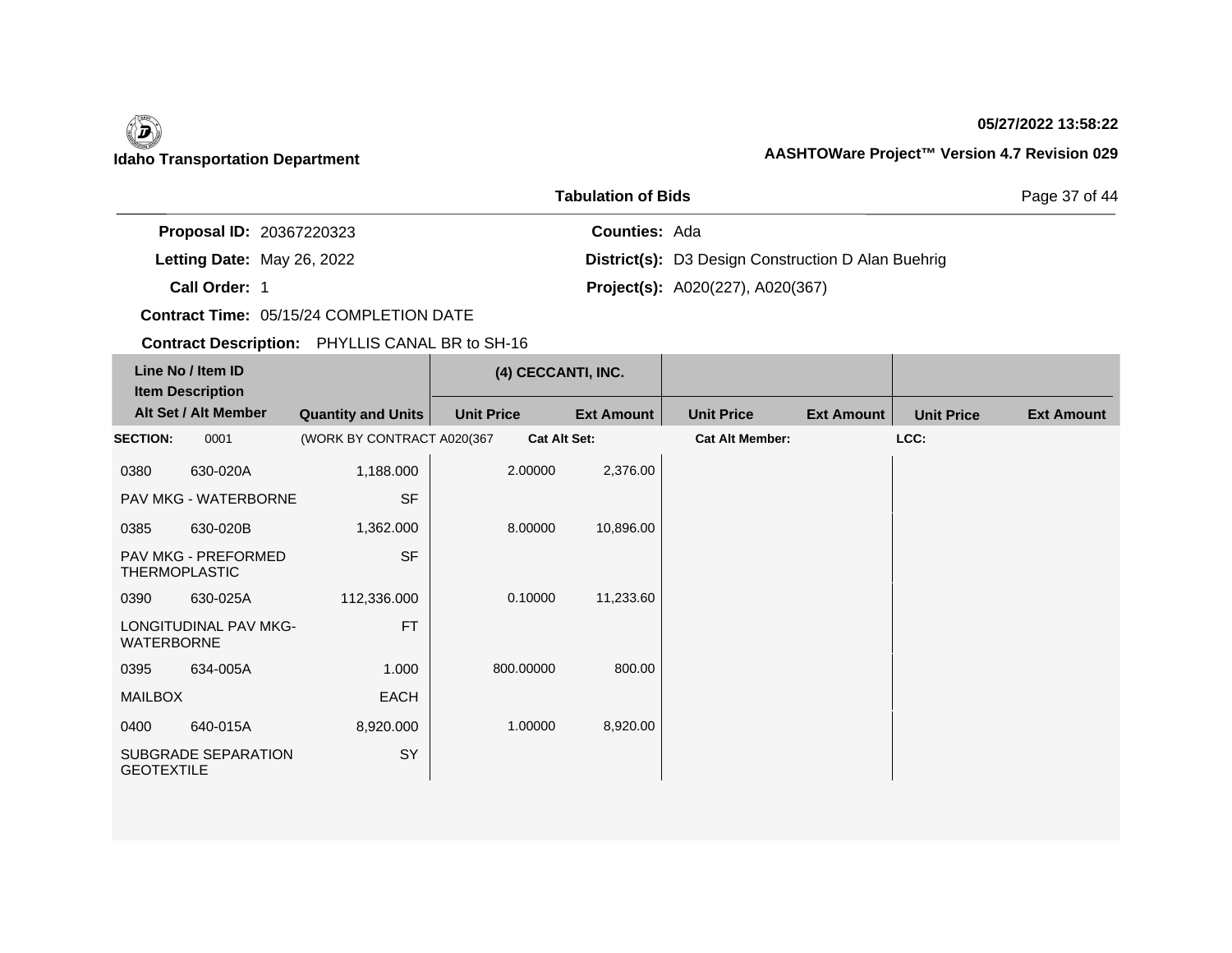**Idaho Transportation Department**

**05/27/2022 13:58:22**

**AASHTOWare Project™ Version 4.7 Revision 029**

**Tabulation of Bids**

**Proposal ID:** 20367220323

**Letting Date:** May 26, 2022

**Call Order:** 1

**Contract Time:** 05/15/24 COMPLETION DATE

**Contract Description:** PHYLLIS CANAL BR to SH-16

**Counties:** Ada

**District(s):** D3 Design Construction D Alan Buehrig

**Project(s):** A020(227), A020(367)

| Line No / Item ID | Item Description / Alt Set / Alt Member | Quantity and Units | (4) CECCANTI, INC. Unit Price | (4) CECCANTI, INC. Ext Amount | Unit Price | Ext Amount | Unit Price | Ext Amount |
|---|---|---|---|---|---|---|---|---|
| **SECTION:** 0001 | (WORK BY CONTRACT A020(367 | | **Cat Alt Set:** | | **Cat Alt Member:** | | **LCC:** | |
| 0380 630-020A | PAV MKG - WATERBORNE | 1,188.000 SF | 2.00000 | 2,376.00 | | | | |
| 0385 630-020B | PAV MKG - PREFORMED THERMOPLASTIC | 1,362.000 SF | 8.00000 | 10,896.00 | | | | |
| 0390 630-025A | LONGITUDINAL PAV MKG-WATERBORNE | 112,336.000 FT | 0.10000 | 11,233.60 | | | | |
| 0395 634-005A | MAILBOX | 1.000 EACH | 800.00000 | 800.00 | | | | |
| 0400 640-015A | SUBGRADE SEPARATION GEOTEXTILE | 8,920.000 SY | 1.00000 | 8,920.00 | | | | |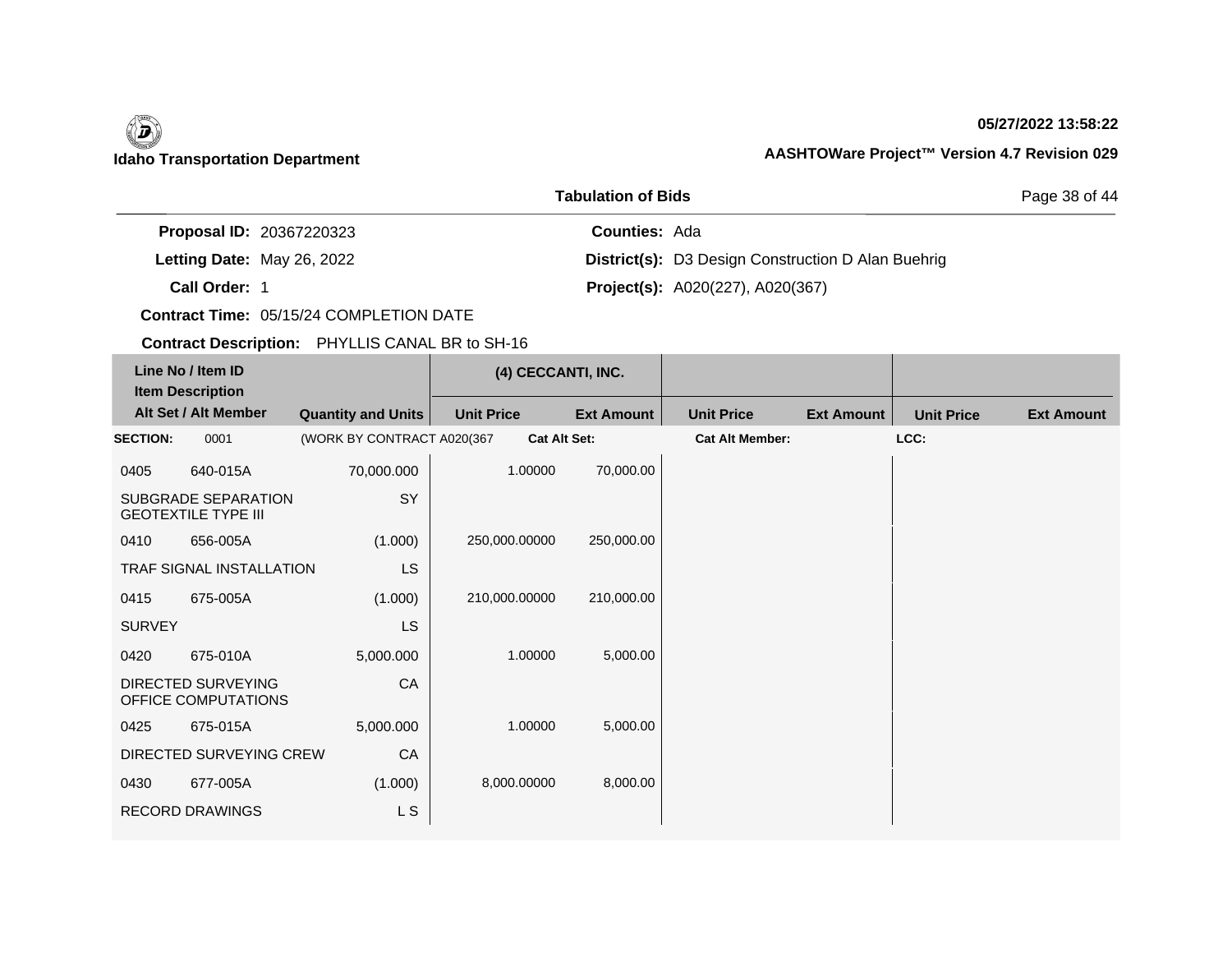**Idaho Transportation Department**

**05/27/2022 13:58:22**

**AASHTOWare Project™ Version 4.7 Revision 029**

## Tabulation of Bids

**Proposal ID:** 20367220323
**Letting Date:** May 26, 2022
**Call Order:** 1
**Contract Time:** 05/15/24 COMPLETION DATE
**Contract Description:** PHYLLIS CANAL BR to SH-16

**Counties:** Ada
**District(s):** D3 Design Construction D Alan Buehrig
**Project(s):** A020(227), A020(367)

| Line No / Item ID | Item Description | Quantity and Units | (4) CECCANTI, INC. Unit Price | (4) CECCANTI, INC. Ext Amount | Unit Price | Ext Amount | Unit Price | Ext Amount |
|---|---|---|---|---|---|---|---|---|
| **SECTION:** 0001 | (WORK BY CONTRACT A020(367 | | **Cat Alt Set:** | | **Cat Alt Member:** | | **LCC:** | |
| 0405 640-015A | SUBGRADE SEPARATION GEOTEXTILE TYPE III | 70,000.000 SY | 1.00000 | 70,000.00 | | | | |
| 0410 656-005A | TRAF SIGNAL INSTALLATION | (1.000) LS | 250,000.00000 | 250,000.00 | | | | |
| 0415 675-005A | SURVEY | (1.000) LS | 210,000.00000 | 210,000.00 | | | | |
| 0420 675-010A | DIRECTED SURVEYING OFFICE COMPUTATIONS | 5,000.000 CA | 1.00000 | 5,000.00 | | | | |
| 0425 675-015A | DIRECTED SURVEYING CREW | 5,000.000 CA | 1.00000 | 5,000.00 | | | | |
| 0430 677-005A | RECORD DRAWINGS | (1.000) L S | 8,000.00000 | 8,000.00 | | | | |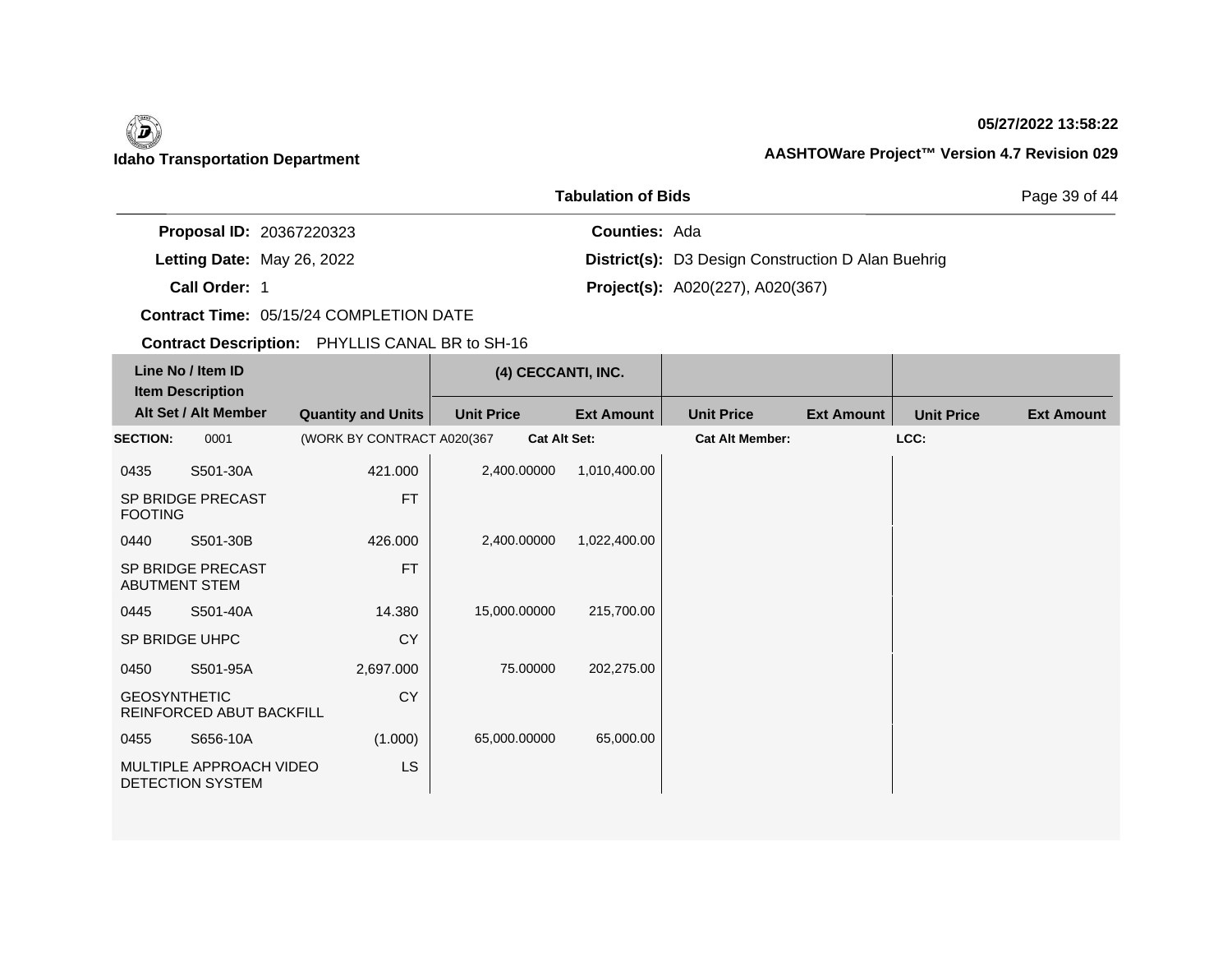**Idaho Transportation Department**

**05/27/2022 13:58:22**

**AASHTOWare Project™ Version 4.7 Revision 029**

## Tabulation of Bids

**Proposal ID:** 20367220323 **Counties:** Ada

**Letting Date:** May 26, 2022 **District(s):** D3 Design Construction D Alan Buehrig

**Call Order:** 1 **Project(s):** A020(227), A020(367)

**Contract Time:** 05/15/24 COMPLETION DATE

**Contract Description:** PHYLLIS CANAL BR to SH-16

| Line No / Item ID | Item Description / Alt Set / Alt Member | Quantity and Units | (4) CECCANTI, INC. Unit Price | (4) CECCANTI, INC. Ext Amount | Unit Price | Ext Amount | Unit Price | Ext Amount |
|---|---|---|---|---|---|---|---|---|
| **SECTION:** 0001 | (WORK BY CONTRACT A020(367 | **Cat Alt Set:** | | **Cat Alt Member:** | | | **LCC:** | |
| 0435 S501-30A | SP BRIDGE PRECAST FOOTING | 421.000 FT | 2,400.00000 | 1,010,400.00 | | | | |
| 0440 S501-30B | SP BRIDGE PRECAST ABUTMENT STEM | 426.000 FT | 2,400.00000 | 1,022,400.00 | | | | |
| 0445 S501-40A | SP BRIDGE UHPC | 14.380 CY | 15,000.00000 | 215,700.00 | | | | |
| 0450 S501-95A | GEOSYNTHETIC REINFORCED ABUT BACKFILL | 2,697.000 CY | 75.00000 | 202,275.00 | | | | |
| 0455 S656-10A | MULTIPLE APPROACH VIDEO DETECTION SYSTEM | (1.000) LS | 65,000.00000 | 65,000.00 | | | | |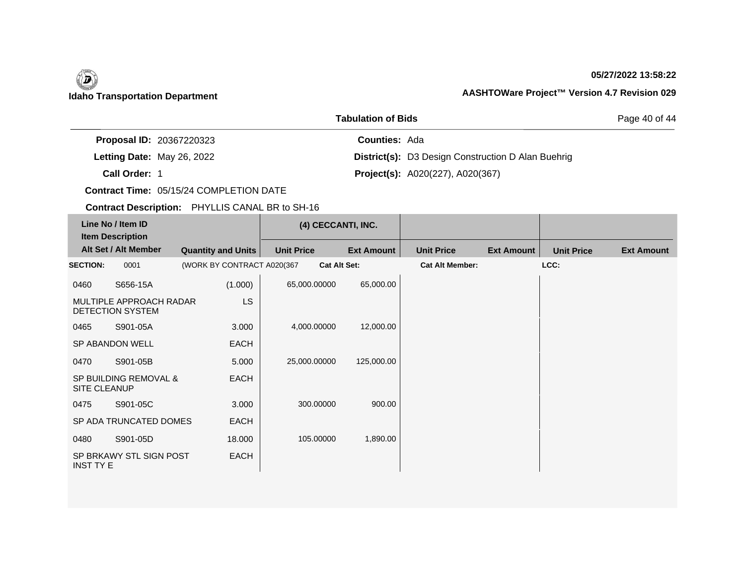**Idaho Transportation Department**

**05/27/2022 13:58:22**

**AASHTOWare Project™ Version 4.7 Revision 029**

**Tabulation of Bids**

**Proposal ID:** 20367220323

**Letting Date:** May 26, 2022

**Call Order:** 1

**Contract Time:** 05/15/24 COMPLETION DATE

**Contract Description:** PHYLLIS CANAL BR to SH-16

**Counties:** Ada

**District(s):** D3 Design Construction D Alan Buehrig

**Project(s):** A020(227), A020(367)

| Line No / Item ID / Item Description / Alt Set / Alt Member | | Quantity and Units | (4) CECCANTI, INC. | | | | | |
|---|---|---|---|---|---|---|---|---|
| | | | Unit Price | Ext Amount | Unit Price | Ext Amount | Unit Price | Ext Amount |
| **SECTION:** 0001 | (WORK BY CONTRACT A020(367 | | **Cat Alt Set:** | | **Cat Alt Member:** | | **LCC:** | |
| 0460 | S656-15A | (1.000) | 65,000.00000 | 65,000.00 | | | | |
| MULTIPLE APPROACH RADAR DETECTION SYSTEM | | LS | | | | | | |
| 0465 | S901-05A | 3.000 | 4,000.00000 | 12,000.00 | | | | |
| SP ABANDON WELL | | EACH | | | | | | |
| 0470 | S901-05B | 5.000 | 25,000.00000 | 125,000.00 | | | | |
| SP BUILDING REMOVAL & SITE CLEANUP | | EACH | | | | | | |
| 0475 | S901-05C | 3.000 | 300.00000 | 900.00 | | | | |
| SP ADA TRUNCATED DOMES | | EACH | | | | | | |
| 0480 | S901-05D | 18.000 | 105.00000 | 1,890.00 | | | | |
| SP BRKAWY STL SIGN POST INST TY E | | EACH | | | | | | |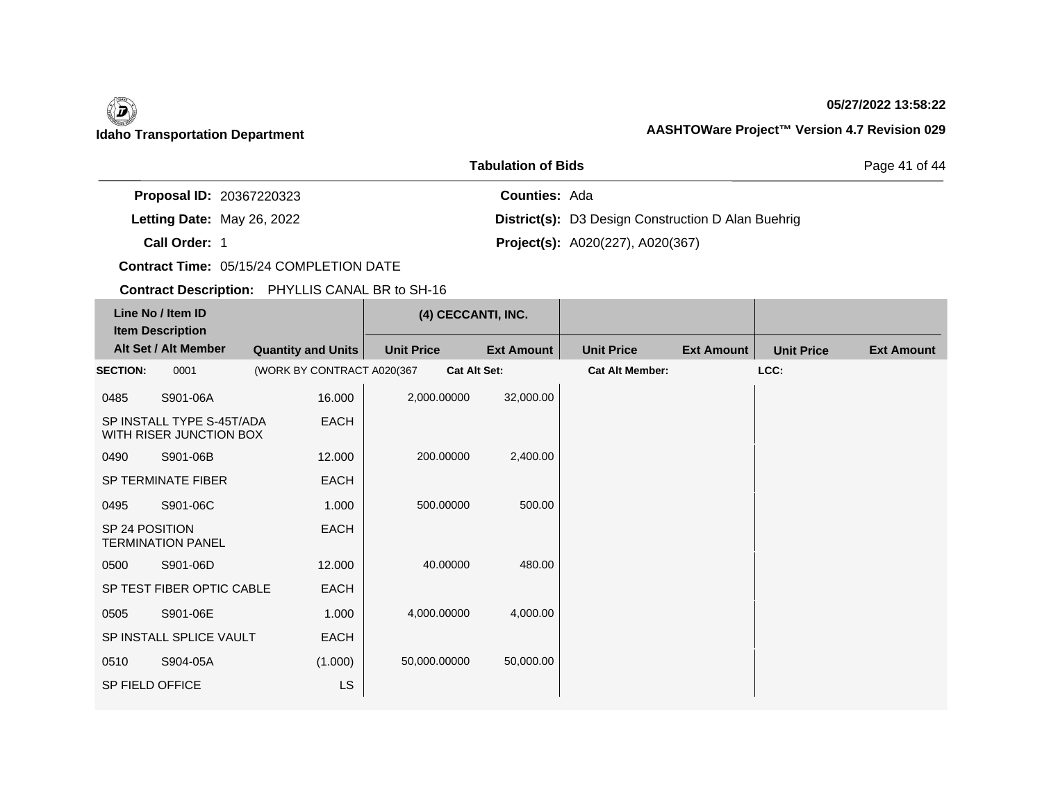**Idaho Transportation Department**

**05/27/2022 13:58:22**

**AASHTOWare Project™ Version 4.7 Revision 029**

## Tabulation of Bids

**Proposal ID:** 20367220323
**Letting Date:** May 26, 2022
**Call Order:** 1
**Contract Time:** 05/15/24 COMPLETION DATE
**Contract Description:** PHYLLIS CANAL BR to SH-16

**Counties:** Ada
**District(s):** D3 Design Construction D Alan Buehrig
**Project(s):** A020(227), A020(367)

| Line No / Item ID / Item Description / Alt Set / Alt Member | Quantity and Units | (4) CECCANTI, INC. Unit Price | (4) CECCANTI, INC. Ext Amount | Unit Price | Ext Amount | Unit Price | Ext Amount |
|---|---|---|---|---|---|---|---|
| **SECTION:** 0001 (WORK BY CONTRACT A020(367 | | **Cat Alt Set:** | | **Cat Alt Member:** | | **LCC:** | |
| 0485 S901-06A | 16.000 | 2,000.00000 | 32,000.00 | | | | |
| SP INSTALL TYPE S-45T/ADA WITH RISER JUNCTION BOX | EACH | | | | | | |
| 0490 S901-06B | 12.000 | 200.00000 | 2,400.00 | | | | |
| SP TERMINATE FIBER | EACH | | | | | | |
| 0495 S901-06C | 1.000 | 500.00000 | 500.00 | | | | |
| SP 24 POSITION TERMINATION PANEL | EACH | | | | | | |
| 0500 S901-06D | 12.000 | 40.00000 | 480.00 | | | | |
| SP TEST FIBER OPTIC CABLE | EACH | | | | | | |
| 0505 S901-06E | 1.000 | 4,000.00000 | 4,000.00 | | | | |
| SP INSTALL SPLICE VAULT | EACH | | | | | | |
| 0510 S904-05A | (1.000) | 50,000.00000 | 50,000.00 | | | | |
| SP FIELD OFFICE | LS | | | | | | |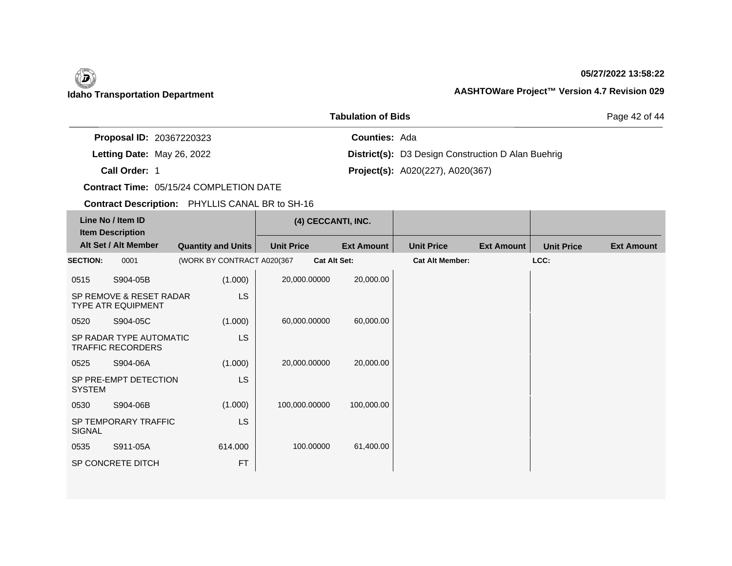**Idaho Transportation Department**

**05/27/2022 13:58:22**

**AASHTOWare Project™ Version 4.7 Revision 029**

**Tabulation of Bids**

**Proposal ID:** 20367220323 | **Counties:** Ada

**Letting Date:** May 26, 2022 | **District(s):** D3 Design Construction D Alan Buehrig

**Call Order:** 1 | **Project(s):** A020(227), A020(367)

**Contract Time:** 05/15/24 COMPLETION DATE

**Contract Description:** PHYLLIS CANAL BR to SH-16

| Line No / Item ID / Item Description / Alt Set / Alt Member | Quantity and Units | (4) CECCANTI, INC. | | | | | |
|---|---|---|---|---|---|---|---|
| | | Unit Price | Ext Amount | Unit Price | Ext Amount | Unit Price | Ext Amount |
| **SECTION:** 0001 | (WORK BY CONTRACT A020(367 | **Cat Alt Set:** | | **Cat Alt Member:** | | **LCC:** | |
| 0515 S904-05B SP REMOVE & RESET RADAR TYPE ATR EQUIPMENT | (1.000) LS | 20,000.00000 | 20,000.00 | | | | |
| 0520 S904-05C SP RADAR TYPE AUTOMATIC TRAFFIC RECORDERS | (1.000) LS | 60,000.00000 | 60,000.00 | | | | |
| 0525 S904-06A SP PRE-EMPT DETECTION SYSTEM | (1.000) LS | 20,000.00000 | 20,000.00 | | | | |
| 0530 S904-06B SP TEMPORARY TRAFFIC SIGNAL | (1.000) LS | 100,000.00000 | 100,000.00 | | | | |
| 0535 S911-05A SP CONCRETE DITCH | 614.000 FT | 100.00000 | 61,400.00 | | | | |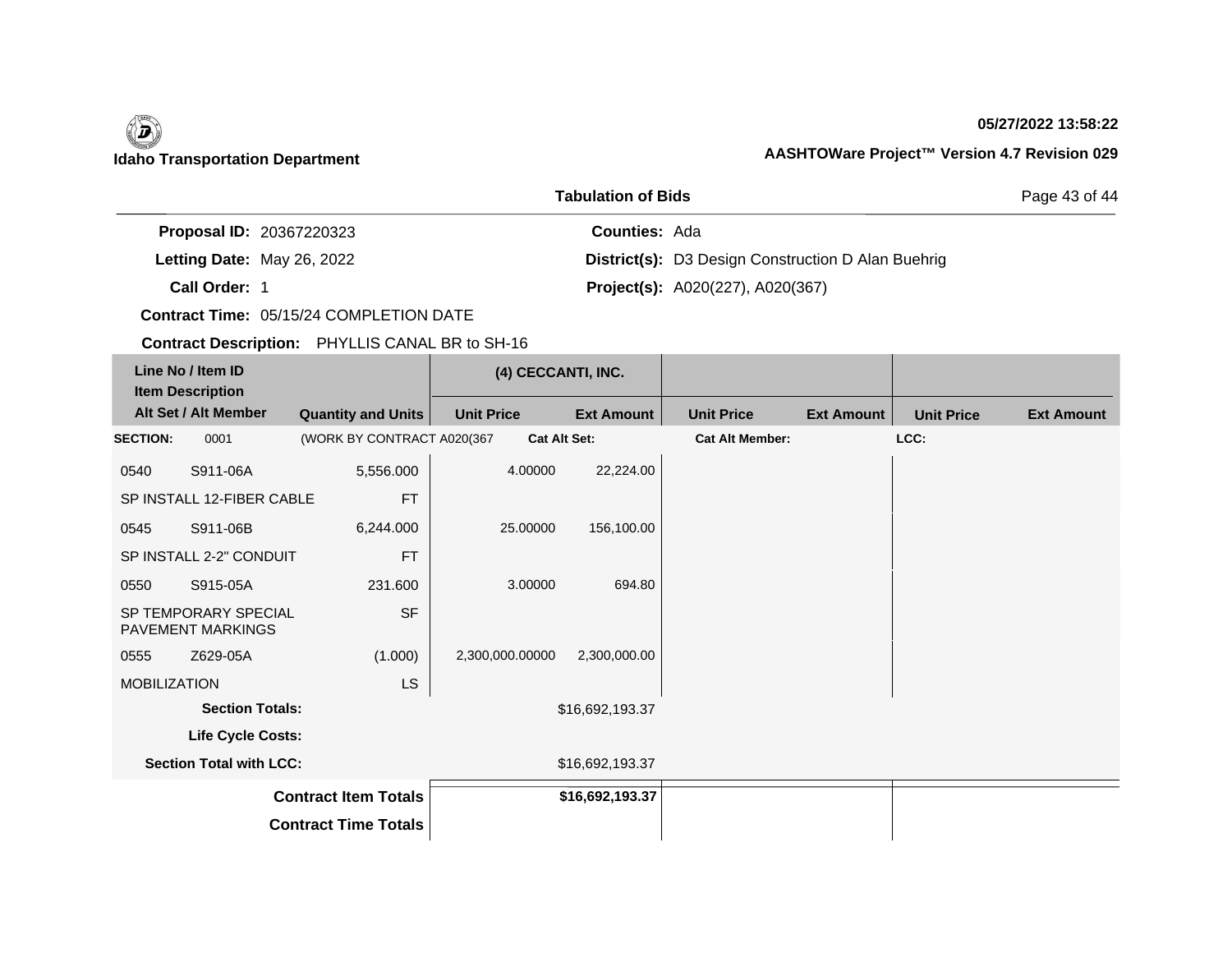**Idaho Transportation Department**

**05/27/2022 13:58:22**

**AASHTOWare Project™ Version 4.7 Revision 029**

**Tabulation of Bids**

**Proposal ID:** 20367220323
**Letting Date:** May 26, 2022
**Call Order:** 1
**Contract Time:** 05/15/24 COMPLETION DATE
**Contract Description:** PHYLLIS CANAL BR to SH-16

**Counties:** Ada
**District(s):** D3 Design Construction D Alan Buehrig
**Project(s):** A020(227), A020(367)

| Line No / Item ID | Item Description / Alt Set / Alt Member | Quantity and Units | (4) CECCANTI, INC. Unit Price | Ext Amount | Unit Price | Ext Amount | Unit Price | Ext Amount |
|---|---|---|---|---|---|---|---|---|
| **SECTION:** 0001 | (WORK BY CONTRACT A020(367 | | **Cat Alt Set:** | | **Cat Alt Member:** | | **LCC:** | |
| 0540 S911-06A | SP INSTALL 12-FIBER CABLE | 5,556.000 FT | 4.00000 | 22,224.00 | | | | |
| 0545 S911-06B | SP INSTALL 2-2" CONDUIT | 6,244.000 FT | 25.00000 | 156,100.00 | | | | |
| 0550 S915-05A | SP TEMPORARY SPECIAL PAVEMENT MARKINGS | 231.600 SF | 3.00000 | 694.80 | | | | |
| 0555 Z629-05A | MOBILIZATION | (1.000) LS | 2,300,000.00000 | 2,300,000.00 | | | | |
| | **Section Totals:** | | | $16,692,193.37 | | | | |
| | **Life Cycle Costs:** | | | | | | | |
| | **Section Total with LCC:** | | | $16,692,193.37 | | | | |
| | **Contract Item Totals** | | | **$16,692,193.37** | | | | |
| | **Contract Time Totals** | | | | | | | |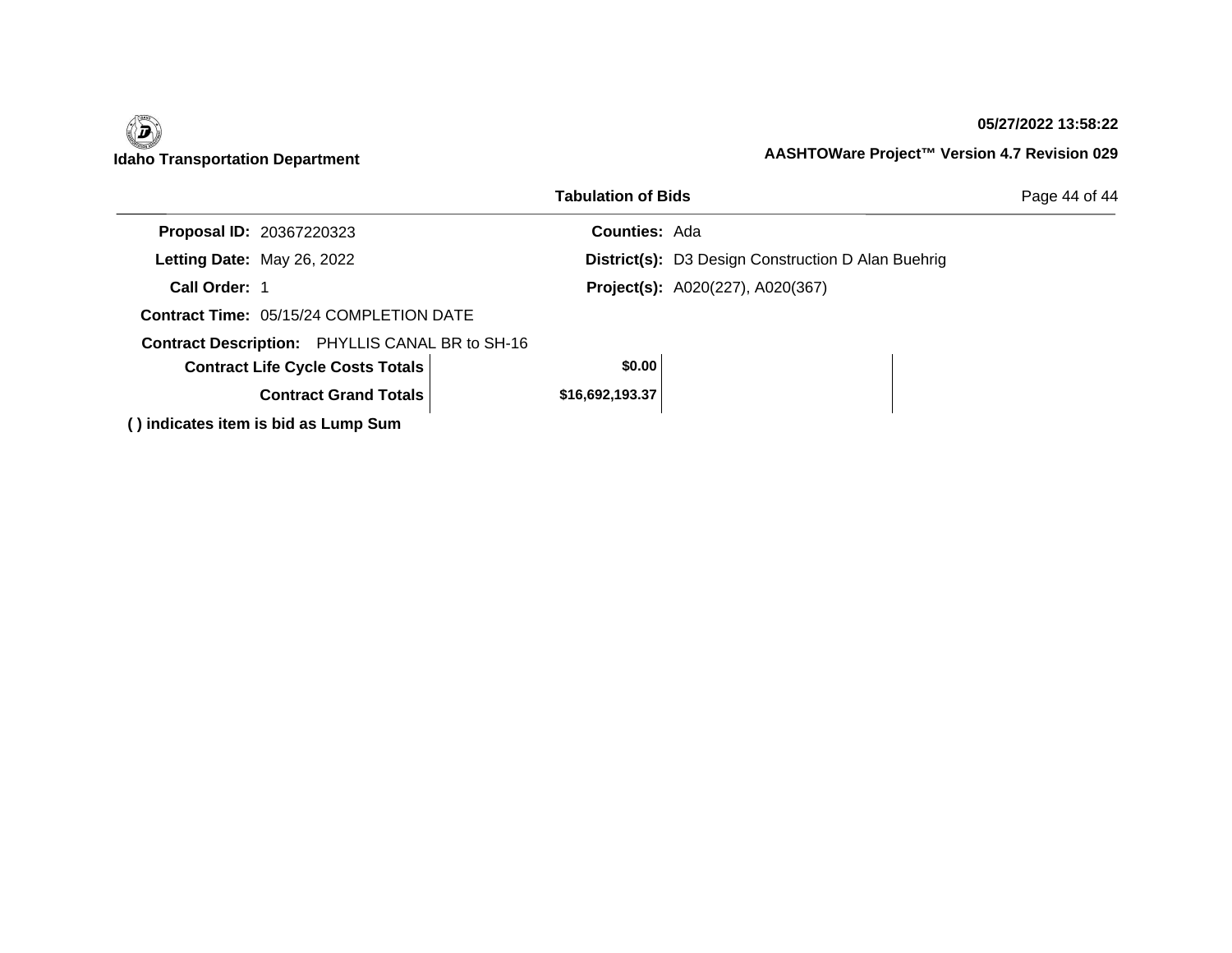**Idaho Transportation Department**

**Tabulation of Bids**

**Proposal ID:** 20367220323
**Counties:** Ada
**Letting Date:** May 26, 2022
**District(s):** D3 Design Construction D Alan Buehrig
**Call Order:** 1
**Project(s):** A020(227), A020(367)
**Contract Time:** 05/15/24 COMPLETION DATE
**Contract Description:** PHYLLIS CANAL BR to SH-16

| | | |
|---|---|---|
| **Contract Life Cycle Costs Totals** | **$0.00** | |
| **Contract Grand Totals** | **$16,692,193.37** | |

**( ) indicates item is bid as Lump Sum**